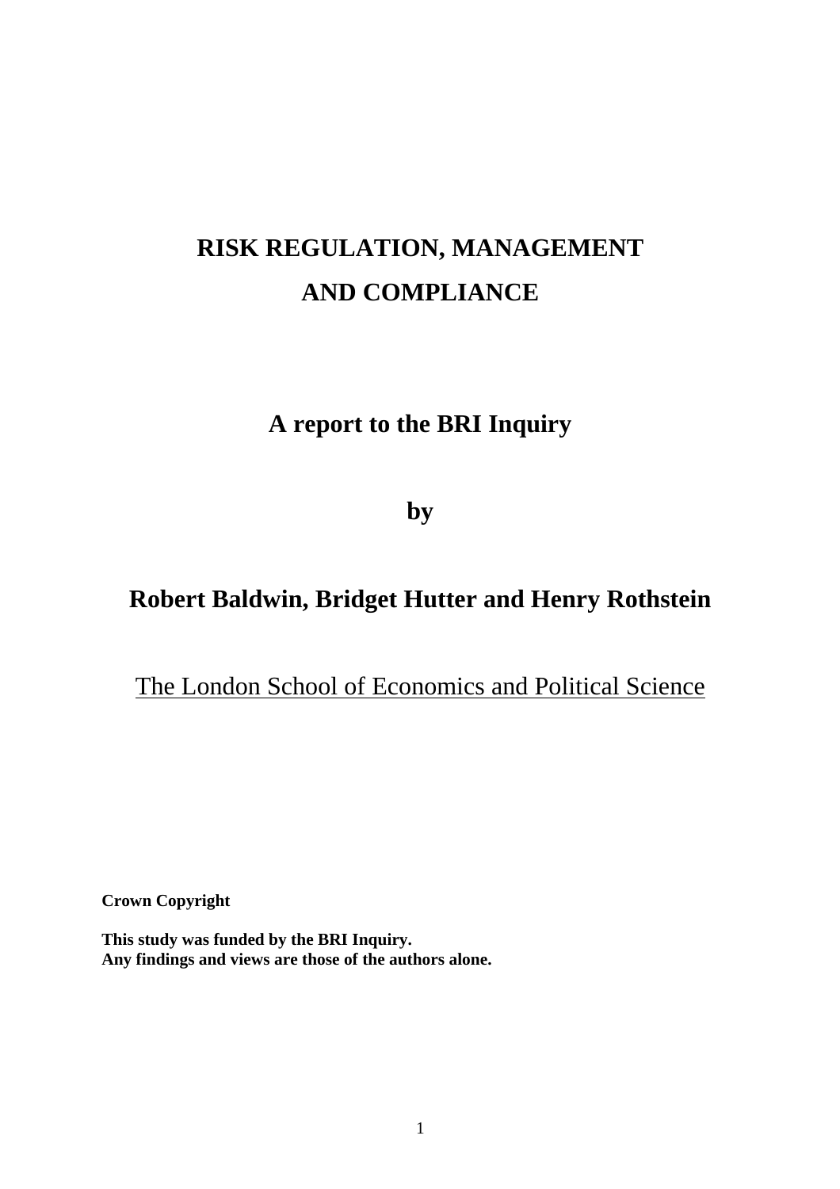# RISK REGULATION, MANAGEMENT AND COMPLIANCE

## A report to the BRI Inquiry

## by

## Robert Baldwin, Bridget Hutter and Henry Rothstein

The London School of Economics and Political Science

**Crown Copyright**

**This study was funded by the BRI Inquiry.**
**Any findings and views are those of the authors alone.**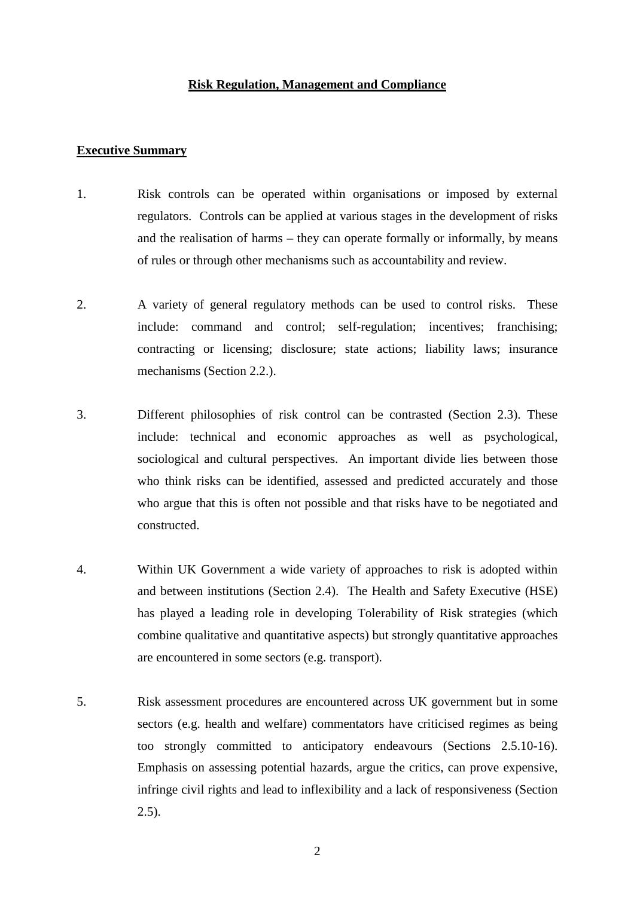# Risk Regulation, Management and Compliance

## Executive Summary

1. Risk controls can be operated within organisations or imposed by external regulators. Controls can be applied at various stages in the development of risks and the realisation of harms – they can operate formally or informally, by means of rules or through other mechanisms such as accountability and review.

2. A variety of general regulatory methods can be used to control risks. These include: command and control; self-regulation; incentives; franchising; contracting or licensing; disclosure; state actions; liability laws; insurance mechanisms (Section 2.2.).

3. Different philosophies of risk control can be contrasted (Section 2.3). These include: technical and economic approaches as well as psychological, sociological and cultural perspectives. An important divide lies between those who think risks can be identified, assessed and predicted accurately and those who argue that this is often not possible and that risks have to be negotiated and constructed.

4. Within UK Government a wide variety of approaches to risk is adopted within and between institutions (Section 2.4). The Health and Safety Executive (HSE) has played a leading role in developing Tolerability of Risk strategies (which combine qualitative and quantitative aspects) but strongly quantitative approaches are encountered in some sectors (e.g. transport).

5. Risk assessment procedures are encountered across UK government but in some sectors (e.g. health and welfare) commentators have criticised regimes as being too strongly committed to anticipatory endeavours (Sections 2.5.10-16). Emphasis on assessing potential hazards, argue the critics, can prove expensive, infringe civil rights and lead to inflexibility and a lack of responsiveness (Section 2.5).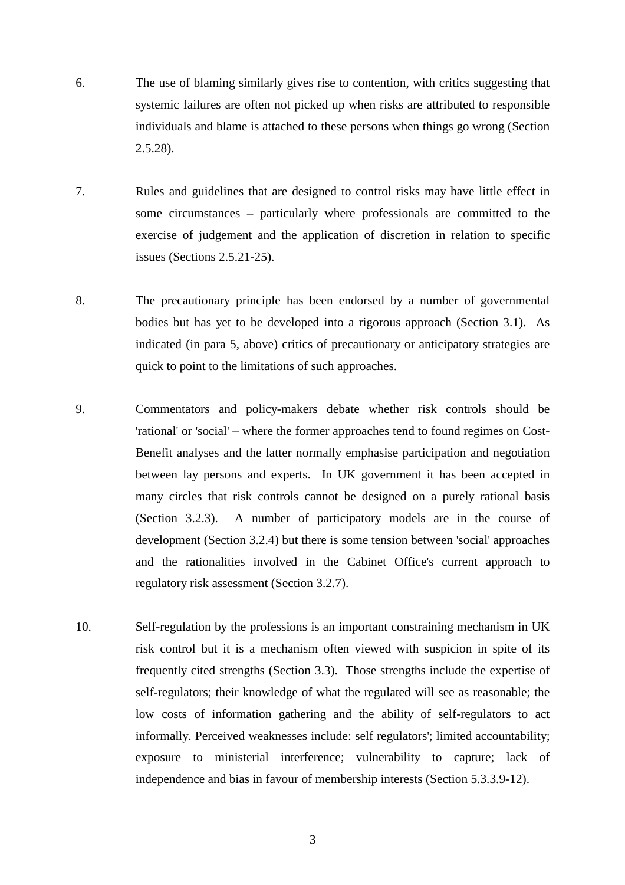6. The use of blaming similarly gives rise to contention, with critics suggesting that systemic failures are often not picked up when risks are attributed to responsible individuals and blame is attached to these persons when things go wrong (Section 2.5.28).

7. Rules and guidelines that are designed to control risks may have little effect in some circumstances – particularly where professionals are committed to the exercise of judgement and the application of discretion in relation to specific issues (Sections 2.5.21-25).

8. The precautionary principle has been endorsed by a number of governmental bodies but has yet to be developed into a rigorous approach (Section 3.1). As indicated (in para 5, above) critics of precautionary or anticipatory strategies are quick to point to the limitations of such approaches.

9. Commentators and policy-makers debate whether risk controls should be 'rational' or 'social' – where the former approaches tend to found regimes on Cost-Benefit analyses and the latter normally emphasise participation and negotiation between lay persons and experts. In UK government it has been accepted in many circles that risk controls cannot be designed on a purely rational basis (Section 3.2.3). A number of participatory models are in the course of development (Section 3.2.4) but there is some tension between 'social' approaches and the rationalities involved in the Cabinet Office's current approach to regulatory risk assessment (Section 3.2.7).

10. Self-regulation by the professions is an important constraining mechanism in UK risk control but it is a mechanism often viewed with suspicion in spite of its frequently cited strengths (Section 3.3). Those strengths include the expertise of self-regulators; their knowledge of what the regulated will see as reasonable; the low costs of information gathering and the ability of self-regulators to act informally. Perceived weaknesses include: self regulators'; limited accountability; exposure to ministerial interference; vulnerability to capture; lack of independence and bias in favour of membership interests (Section 5.3.3.9-12).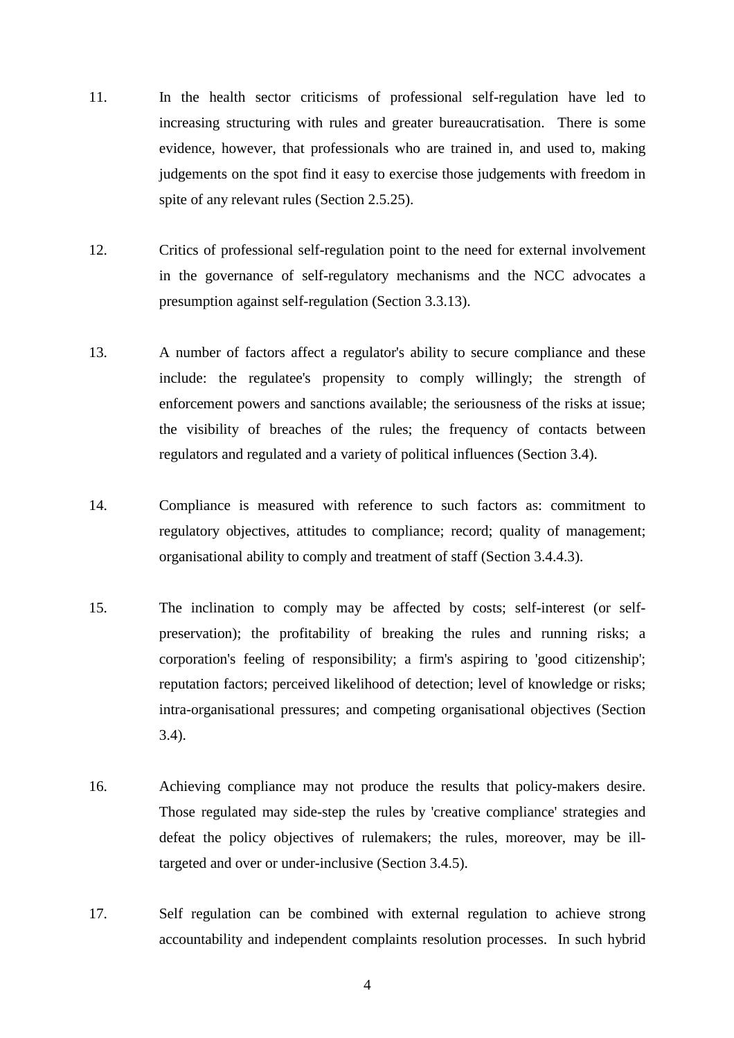11. In the health sector criticisms of professional self-regulation have led to increasing structuring with rules and greater bureaucratisation. There is some evidence, however, that professionals who are trained in, and used to, making judgements on the spot find it easy to exercise those judgements with freedom in spite of any relevant rules (Section 2.5.25).

12. Critics of professional self-regulation point to the need for external involvement in the governance of self-regulatory mechanisms and the NCC advocates a presumption against self-regulation (Section 3.3.13).

13. A number of factors affect a regulator's ability to secure compliance and these include: the regulatee's propensity to comply willingly; the strength of enforcement powers and sanctions available; the seriousness of the risks at issue; the visibility of breaches of the rules; the frequency of contacts between regulators and regulated and a variety of political influences (Section 3.4).

14. Compliance is measured with reference to such factors as: commitment to regulatory objectives, attitudes to compliance; record; quality of management; organisational ability to comply and treatment of staff (Section 3.4.4.3).

15. The inclination to comply may be affected by costs; self-interest (or self-preservation); the profitability of breaking the rules and running risks; a corporation's feeling of responsibility; a firm's aspiring to 'good citizenship'; reputation factors; perceived likelihood of detection; level of knowledge or risks; intra-organisational pressures; and competing organisational objectives (Section 3.4).

16. Achieving compliance may not produce the results that policy-makers desire. Those regulated may side-step the rules by 'creative compliance' strategies and defeat the policy objectives of rulemakers; the rules, moreover, may be ill-targeted and over or under-inclusive (Section 3.4.5).

17. Self regulation can be combined with external regulation to achieve strong accountability and independent complaints resolution processes. In such hybrid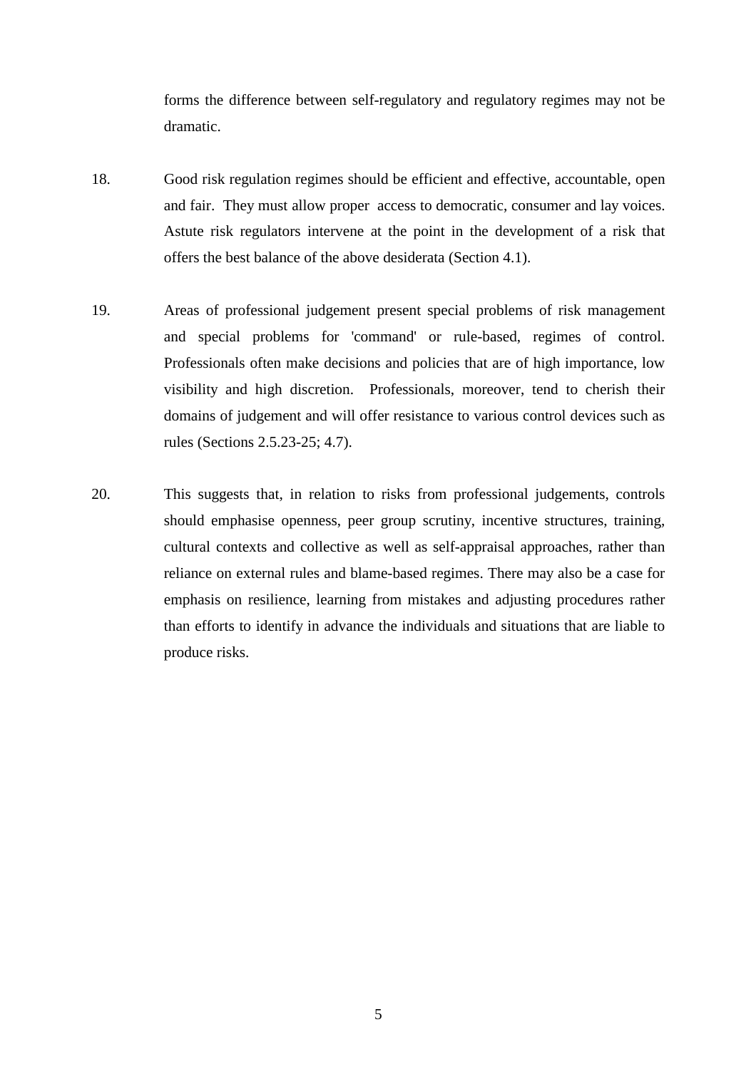forms the difference between self-regulatory and regulatory regimes may not be dramatic.

18. Good risk regulation regimes should be efficient and effective, accountable, open and fair. They must allow proper access to democratic, consumer and lay voices. Astute risk regulators intervene at the point in the development of a risk that offers the best balance of the above desiderata (Section 4.1).

19. Areas of professional judgement present special problems of risk management and special problems for 'command' or rule-based, regimes of control. Professionals often make decisions and policies that are of high importance, low visibility and high discretion. Professionals, moreover, tend to cherish their domains of judgement and will offer resistance to various control devices such as rules (Sections 2.5.23-25; 4.7).

20. This suggests that, in relation to risks from professional judgements, controls should emphasise openness, peer group scrutiny, incentive structures, training, cultural contexts and collective as well as self-appraisal approaches, rather than reliance on external rules and blame-based regimes. There may also be a case for emphasis on resilience, learning from mistakes and adjusting procedures rather than efforts to identify in advance the individuals and situations that are liable to produce risks.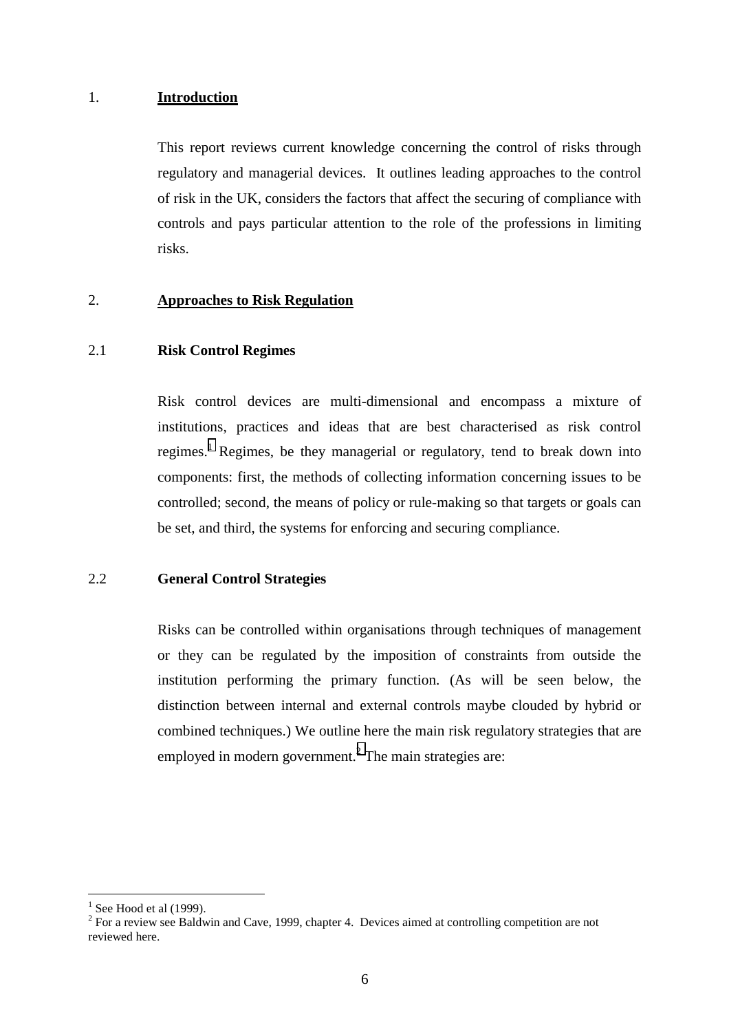## 1. Introduction

This report reviews current knowledge concerning the control of risks through regulatory and managerial devices. It outlines leading approaches to the control of risk in the UK, considers the factors that affect the securing of compliance with controls and pays particular attention to the role of the professions in limiting risks.

## 2. Approaches to Risk Regulation

### 2.1 Risk Control Regimes

Risk control devices are multi-dimensional and encompass a mixture of institutions, practices and ideas that are best characterised as risk control regimes.[1] Regimes, be they managerial or regulatory, tend to break down into components: first, the methods of collecting information concerning issues to be controlled; second, the means of policy or rule-making so that targets or goals can be set, and third, the systems for enforcing and securing compliance.

### 2.2 General Control Strategies

Risks can be controlled within organisations through techniques of management or they can be regulated by the imposition of constraints from outside the institution performing the primary function. (As will be seen below, the distinction between internal and external controls maybe clouded by hybrid or combined techniques.) We outline here the main risk regulatory strategies that are employed in modern government.[2] The main strategies are:

---

[1] See Hood et al (1999).

[2] For a review see Baldwin and Cave, 1999, chapter 4. Devices aimed at controlling competition are not reviewed here.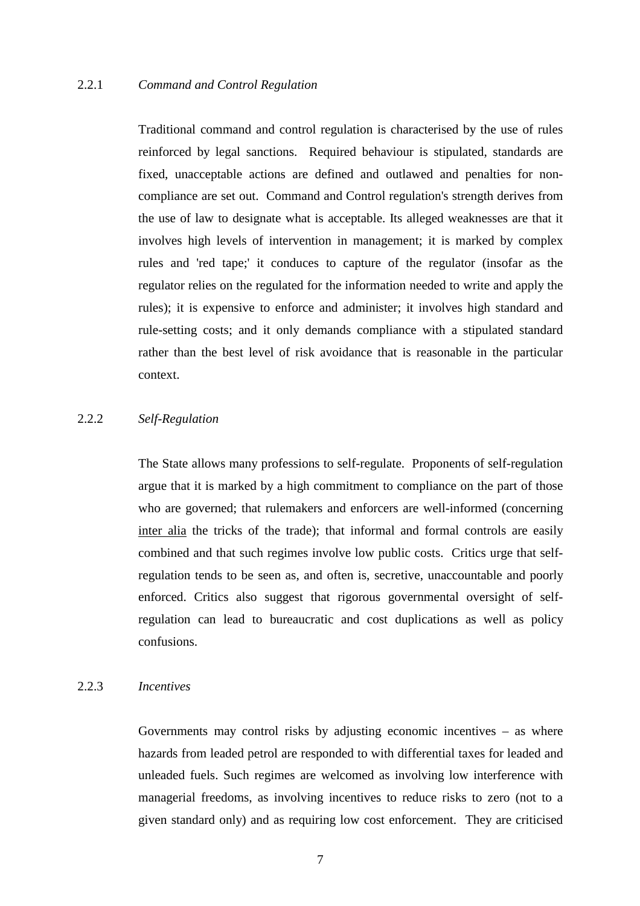### 2.2.1 *Command and Control Regulation*

Traditional command and control regulation is characterised by the use of rules reinforced by legal sanctions. Required behaviour is stipulated, standards are fixed, unacceptable actions are defined and outlawed and penalties for non-compliance are set out. Command and Control regulation's strength derives from the use of law to designate what is acceptable. Its alleged weaknesses are that it involves high levels of intervention in management; it is marked by complex rules and 'red tape;' it conduces to capture of the regulator (insofar as the regulator relies on the regulated for the information needed to write and apply the rules); it is expensive to enforce and administer; it involves high standard and rule-setting costs; and it only demands compliance with a stipulated standard rather than the best level of risk avoidance that is reasonable in the particular context.

### 2.2.2 *Self-Regulation*

The State allows many professions to self-regulate. Proponents of self-regulation argue that it is marked by a high commitment to compliance on the part of those who are governed; that rulemakers and enforcers are well-informed (concerning inter alia the tricks of the trade); that informal and formal controls are easily combined and that such regimes involve low public costs. Critics urge that self-regulation tends to be seen as, and often is, secretive, unaccountable and poorly enforced. Critics also suggest that rigorous governmental oversight of self-regulation can lead to bureaucratic and cost duplications as well as policy confusions.

### 2.2.3 *Incentives*

Governments may control risks by adjusting economic incentives – as where hazards from leaded petrol are responded to with differential taxes for leaded and unleaded fuels. Such regimes are welcomed as involving low interference with managerial freedoms, as involving incentives to reduce risks to zero (not to a given standard only) and as requiring low cost enforcement. They are criticised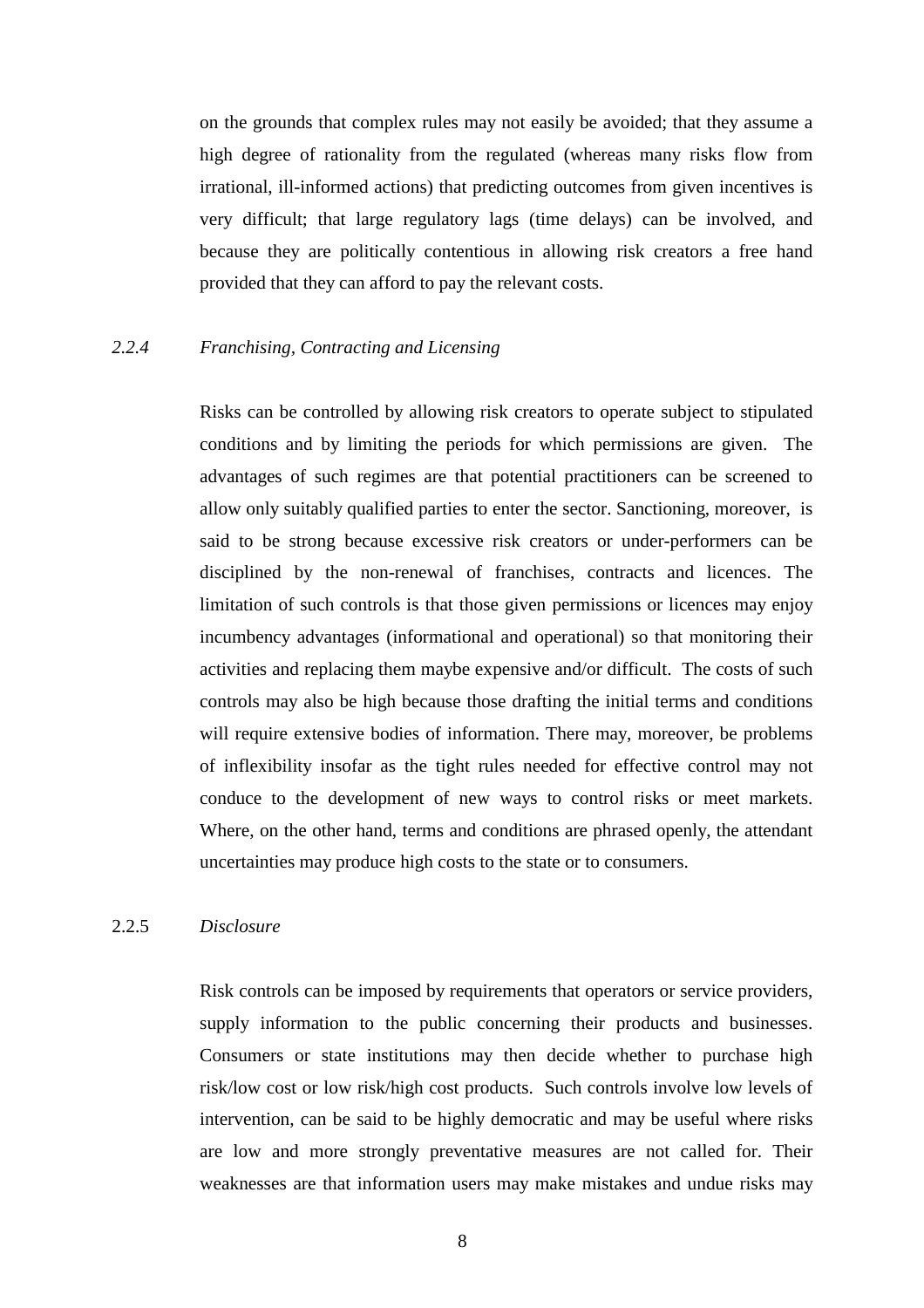on the grounds that complex rules may not easily be avoided; that they assume a high degree of rationality from the regulated (whereas many risks flow from irrational, ill-informed actions) that predicting outcomes from given incentives is very difficult; that large regulatory lags (time delays) can be involved, and because they are politically contentious in allowing risk creators a free hand provided that they can afford to pay the relevant costs.

### *2.2.4 Franchising, Contracting and Licensing*

Risks can be controlled by allowing risk creators to operate subject to stipulated conditions and by limiting the periods for which permissions are given. The advantages of such regimes are that potential practitioners can be screened to allow only suitably qualified parties to enter the sector. Sanctioning, moreover, is said to be strong because excessive risk creators or under-performers can be disciplined by the non-renewal of franchises, contracts and licences. The limitation of such controls is that those given permissions or licences may enjoy incumbency advantages (informational and operational) so that monitoring their activities and replacing them maybe expensive and/or difficult. The costs of such controls may also be high because those drafting the initial terms and conditions will require extensive bodies of information. There may, moreover, be problems of inflexibility insofar as the tight rules needed for effective control may not conduce to the development of new ways to control risks or meet markets. Where, on the other hand, terms and conditions are phrased openly, the attendant uncertainties may produce high costs to the state or to consumers.

### 2.2.5 *Disclosure*

Risk controls can be imposed by requirements that operators or service providers, supply information to the public concerning their products and businesses. Consumers or state institutions may then decide whether to purchase high risk/low cost or low risk/high cost products. Such controls involve low levels of intervention, can be said to be highly democratic and may be useful where risks are low and more strongly preventative measures are not called for. Their weaknesses are that information users may make mistakes and undue risks may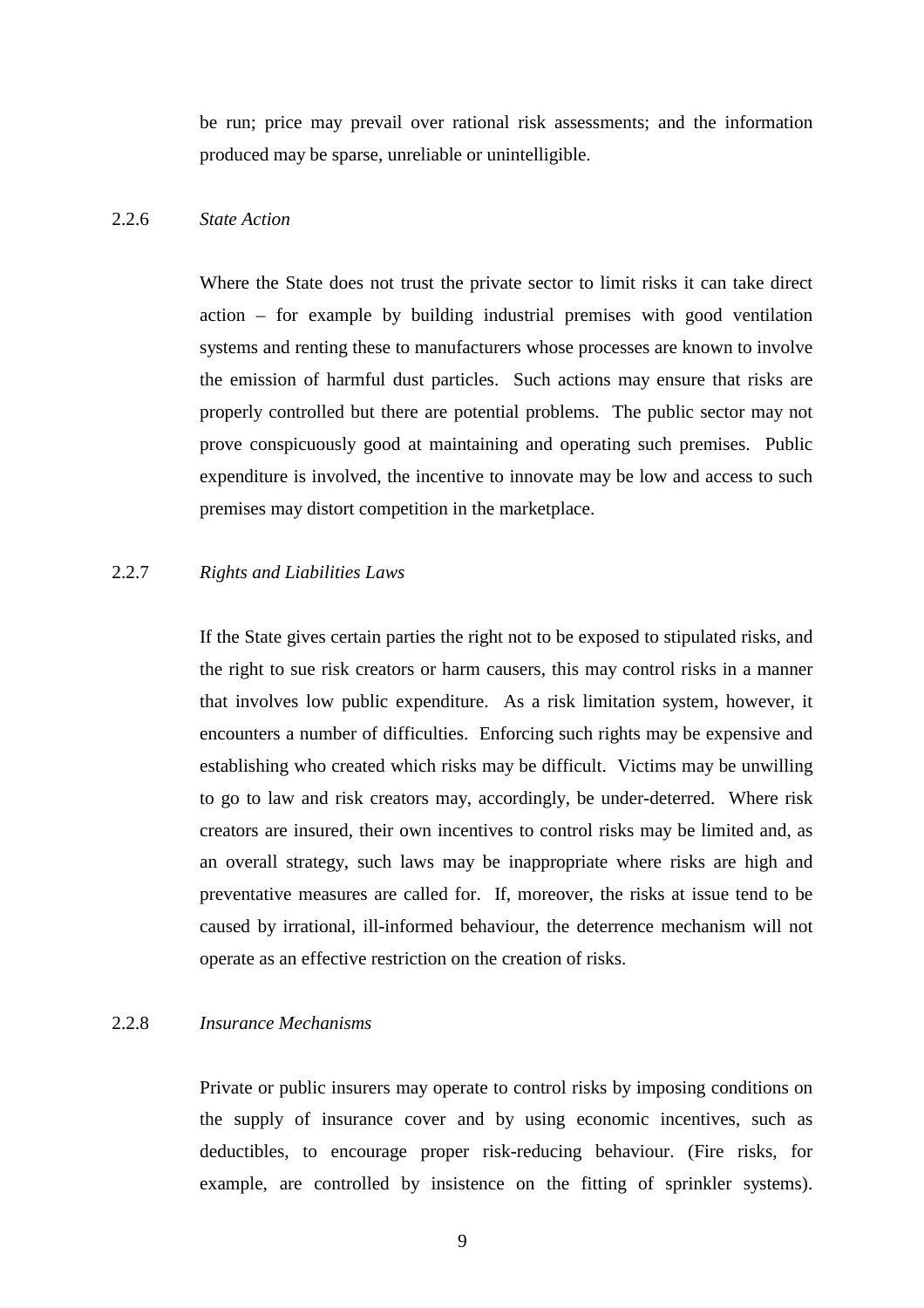be run; price may prevail over rational risk assessments; and the information produced may be sparse, unreliable or unintelligible.

### 2.2.6 *State Action*

Where the State does not trust the private sector to limit risks it can take direct action – for example by building industrial premises with good ventilation systems and renting these to manufacturers whose processes are known to involve the emission of harmful dust particles. Such actions may ensure that risks are properly controlled but there are potential problems. The public sector may not prove conspicuously good at maintaining and operating such premises. Public expenditure is involved, the incentive to innovate may be low and access to such premises may distort competition in the marketplace.

### 2.2.7 *Rights and Liabilities Laws*

If the State gives certain parties the right not to be exposed to stipulated risks, and the right to sue risk creators or harm causers, this may control risks in a manner that involves low public expenditure. As a risk limitation system, however, it encounters a number of difficulties. Enforcing such rights may be expensive and establishing who created which risks may be difficult. Victims may be unwilling to go to law and risk creators may, accordingly, be under-deterred. Where risk creators are insured, their own incentives to control risks may be limited and, as an overall strategy, such laws may be inappropriate where risks are high and preventative measures are called for. If, moreover, the risks at issue tend to be caused by irrational, ill-informed behaviour, the deterrence mechanism will not operate as an effective restriction on the creation of risks.

### 2.2.8 *Insurance Mechanisms*

Private or public insurers may operate to control risks by imposing conditions on the supply of insurance cover and by using economic incentives, such as deductibles, to encourage proper risk-reducing behaviour. (Fire risks, for example, are controlled by insistence on the fitting of sprinkler systems).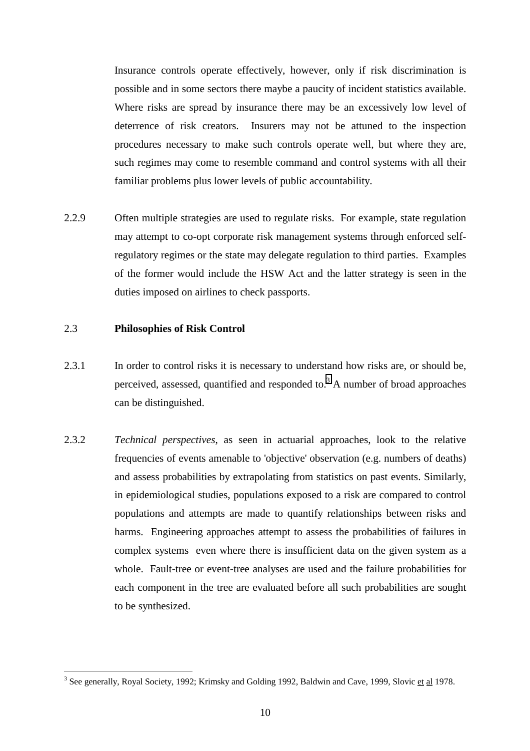Insurance controls operate effectively, however, only if risk discrimination is possible and in some sectors there maybe a paucity of incident statistics available. Where risks are spread by insurance there may be an excessively low level of deterrence of risk creators. Insurers may not be attuned to the inspection procedures necessary to make such controls operate well, but where they are, such regimes may come to resemble command and control systems with all their familiar problems plus lower levels of public accountability.

2.2.9 Often multiple strategies are used to regulate risks. For example, state regulation may attempt to co-opt corporate risk management systems through enforced self-regulatory regimes or the state may delegate regulation to third parties. Examples of the former would include the HSW Act and the latter strategy is seen in the duties imposed on airlines to check passports.

## 2.3 Philosophies of Risk Control

2.3.1 In order to control risks it is necessary to understand how risks are, or should be, perceived, assessed, quantified and responded to.[3] A number of broad approaches can be distinguished.

2.3.2 *Technical perspectives*, as seen in actuarial approaches, look to the relative frequencies of events amenable to 'objective' observation (e.g. numbers of deaths) and assess probabilities by extrapolating from statistics on past events. Similarly, in epidemiological studies, populations exposed to a risk are compared to control populations and attempts are made to quantify relationships between risks and harms. Engineering approaches attempt to assess the probabilities of failures in complex systems even where there is insufficient data on the given system as a whole. Fault-tree or event-tree analyses are used and the failure probabilities for each component in the tree are evaluated before all such probabilities are sought to be synthesized.

---

[3] See generally, Royal Society, 1992; Krimsky and Golding 1992, Baldwin and Cave, 1999, Slovic et al 1978.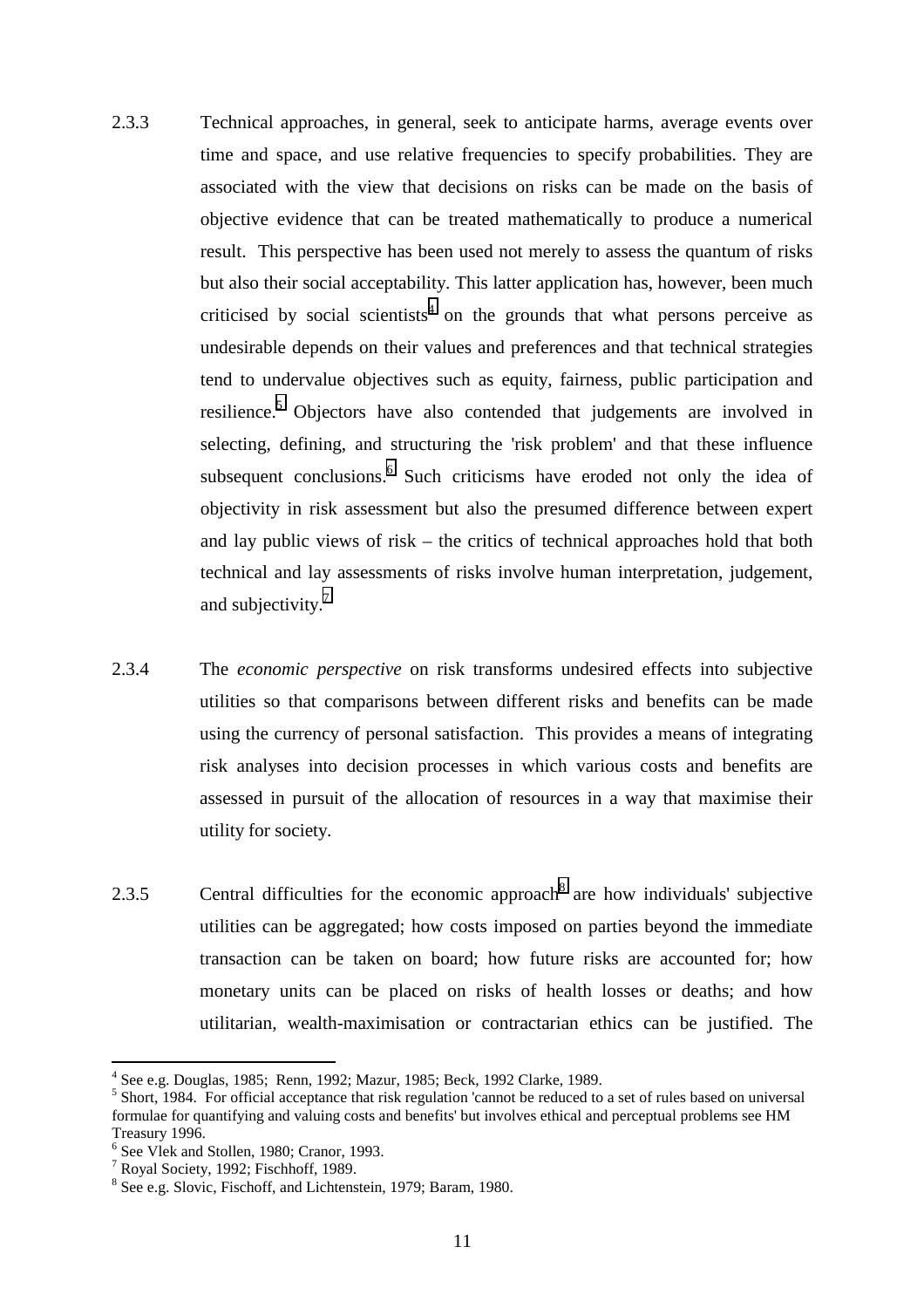2.3.3 Technical approaches, in general, seek to anticipate harms, average events over time and space, and use relative frequencies to specify probabilities. They are associated with the view that decisions on risks can be made on the basis of objective evidence that can be treated mathematically to produce a numerical result. This perspective has been used not merely to assess the quantum of risks but also their social acceptability. This latter application has, however, been much criticised by social scientists[4] on the grounds that what persons perceive as undesirable depends on their values and preferences and that technical strategies tend to undervalue objectives such as equity, fairness, public participation and resilience.[5] Objectors have also contended that judgements are involved in selecting, defining, and structuring the 'risk problem' and that these influence subsequent conclusions.[6] Such criticisms have eroded not only the idea of objectivity in risk assessment but also the presumed difference between expert and lay public views of risk – the critics of technical approaches hold that both technical and lay assessments of risks involve human interpretation, judgement, and subjectivity.[7]

2.3.4 The *economic perspective* on risk transforms undesired effects into subjective utilities so that comparisons between different risks and benefits can be made using the currency of personal satisfaction. This provides a means of integrating risk analyses into decision processes in which various costs and benefits are assessed in pursuit of the allocation of resources in a way that maximise their utility for society.

2.3.5 Central difficulties for the economic approach[8] are how individuals' subjective utilities can be aggregated; how costs imposed on parties beyond the immediate transaction can be taken on board; how future risks are accounted for; how monetary units can be placed on risks of health losses or deaths; and how utilitarian, wealth-maximisation or contractarian ethics can be justified. The

---

[4] See e.g. Douglas, 1985; Renn, 1992; Mazur, 1985; Beck, 1992 Clarke, 1989.

[5] Short, 1984. For official acceptance that risk regulation 'cannot be reduced to a set of rules based on universal formulae for quantifying and valuing costs and benefits' but involves ethical and perceptual problems see HM Treasury 1996.

[6] See Vlek and Stollen, 1980; Cranor, 1993.

[7] Royal Society, 1992; Fischhoff, 1989.

[8] See e.g. Slovic, Fischoff, and Lichtenstein, 1979; Baram, 1980.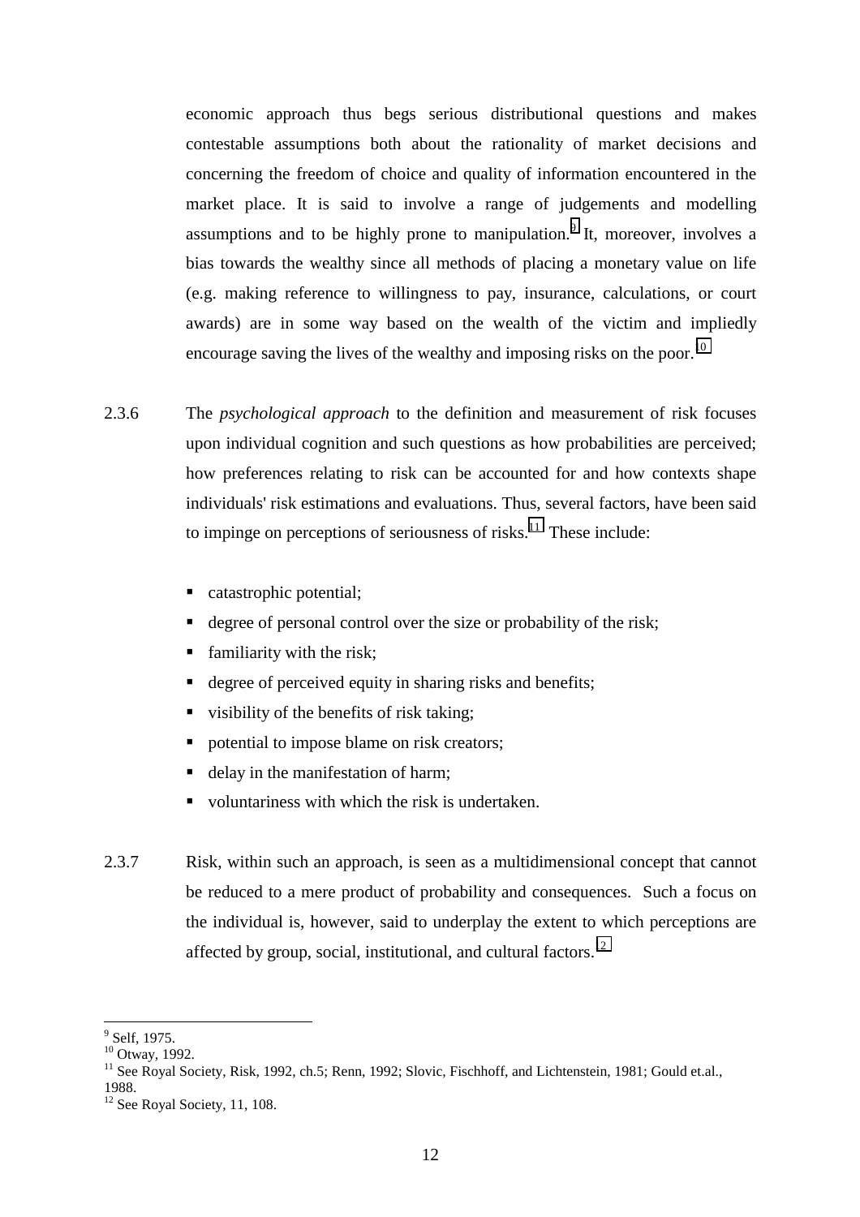economic approach thus begs serious distributional questions and makes contestable assumptions both about the rationality of market decisions and concerning the freedom of choice and quality of information encountered in the market place. It is said to involve a range of judgements and modelling assumptions and to be highly prone to manipulation.[9] It, moreover, involves a bias towards the wealthy since all methods of placing a monetary value on life (e.g. making reference to willingness to pay, insurance, calculations, or court awards) are in some way based on the wealth of the victim and impliedly encourage saving the lives of the wealthy and imposing risks on the poor.[10]

2.3.6 The *psychological approach* to the definition and measurement of risk focuses upon individual cognition and such questions as how probabilities are perceived; how preferences relating to risk can be accounted for and how contexts shape individuals' risk estimations and evaluations. Thus, several factors, have been said to impinge on perceptions of seriousness of risks.[11] These include:

- catastrophic potential;
- degree of personal control over the size or probability of the risk;
- familiarity with the risk;
- degree of perceived equity in sharing risks and benefits;
- visibility of the benefits of risk taking;
- potential to impose blame on risk creators;
- delay in the manifestation of harm;
- voluntariness with which the risk is undertaken.

2.3.7 Risk, within such an approach, is seen as a multidimensional concept that cannot be reduced to a mere product of probability and consequences. Such a focus on the individual is, however, said to underplay the extent to which perceptions are affected by group, social, institutional, and cultural factors.[12]

---

[9] Self, 1975.
[10] Otway, 1992.
[11] See Royal Society, Risk, 1992, ch.5; Renn, 1992; Slovic, Fischhoff, and Lichtenstein, 1981; Gould et.al., 1988.
[12] See Royal Society, 11, 108.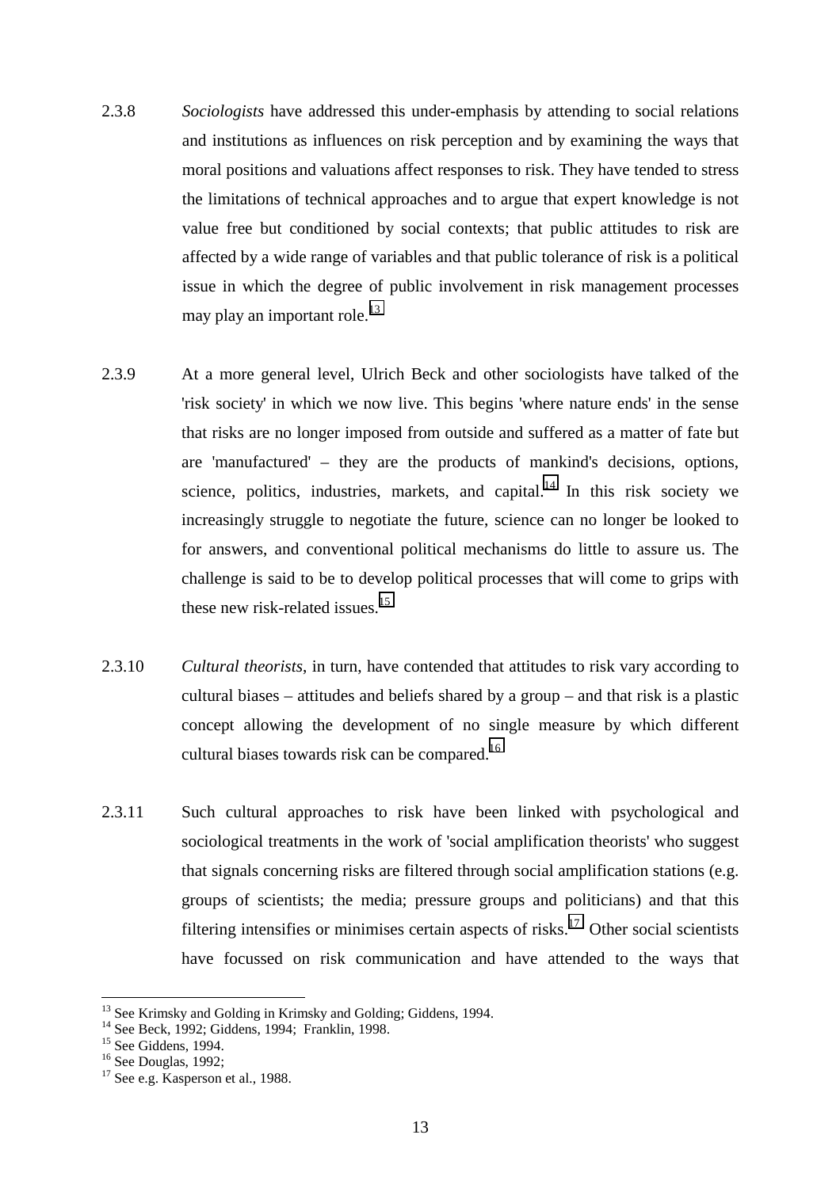2.3.8 *Sociologists* have addressed this under-emphasis by attending to social relations and institutions as influences on risk perception and by examining the ways that moral positions and valuations affect responses to risk. They have tended to stress the limitations of technical approaches and to argue that expert knowledge is not value free but conditioned by social contexts; that public attitudes to risk are affected by a wide range of variables and that public tolerance of risk is a political issue in which the degree of public involvement in risk management processes may play an important role.[13]

2.3.9 At a more general level, Ulrich Beck and other sociologists have talked of the 'risk society' in which we now live. This begins 'where nature ends' in the sense that risks are no longer imposed from outside and suffered as a matter of fate but are 'manufactured' – they are the products of mankind's decisions, options, science, politics, industries, markets, and capital.[14] In this risk society we increasingly struggle to negotiate the future, science can no longer be looked to for answers, and conventional political mechanisms do little to assure us. The challenge is said to be to develop political processes that will come to grips with these new risk-related issues.[15]

2.3.10 *Cultural theorists*, in turn, have contended that attitudes to risk vary according to cultural biases – attitudes and beliefs shared by a group – and that risk is a plastic concept allowing the development of no single measure by which different cultural biases towards risk can be compared.[16]

2.3.11 Such cultural approaches to risk have been linked with psychological and sociological treatments in the work of 'social amplification theorists' who suggest that signals concerning risks are filtered through social amplification stations (e.g. groups of scientists; the media; pressure groups and politicians) and that this filtering intensifies or minimises certain aspects of risks.[17] Other social scientists have focussed on risk communication and have attended to the ways that

---

[13] See Krimsky and Golding in Krimsky and Golding; Giddens, 1994.
[14] See Beck, 1992; Giddens, 1994; Franklin, 1998.
[15] See Giddens, 1994.
[16] See Douglas, 1992;
[17] See e.g. Kasperson et al., 1988.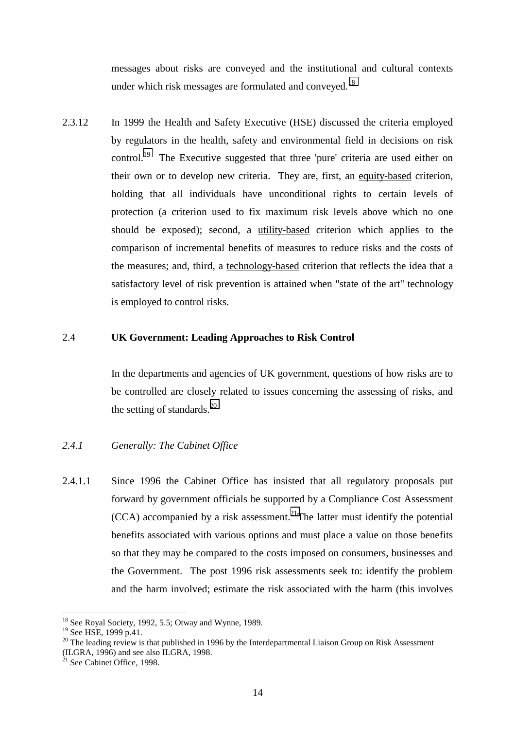messages about risks are conveyed and the institutional and cultural contexts under which risk messages are formulated and conveyed.[18]

2.3.12 In 1999 the Health and Safety Executive (HSE) discussed the criteria employed by regulators in the health, safety and environmental field in decisions on risk control.[19] The Executive suggested that three 'pure' criteria are used either on their own or to develop new criteria. They are, first, an equity-based criterion, holding that all individuals have unconditional rights to certain levels of protection (a criterion used to fix maximum risk levels above which no one should be exposed); second, a utility-based criterion which applies to the comparison of incremental benefits of measures to reduce risks and the costs of the measures; and, third, a technology-based criterion that reflects the idea that a satisfactory level of risk prevention is attained when "state of the art" technology is employed to control risks.

## 2.4 UK Government: Leading Approaches to Risk Control

In the departments and agencies of UK government, questions of how risks are to be controlled are closely related to issues concerning the assessing of risks, and the setting of standards.[20]

### *2.4.1 Generally: The Cabinet Office*

2.4.1.1 Since 1996 the Cabinet Office has insisted that all regulatory proposals put forward by government officials be supported by a Compliance Cost Assessment (CCA) accompanied by a risk assessment.[21] The latter must identify the potential benefits associated with various options and must place a value on those benefits so that they may be compared to the costs imposed on consumers, businesses and the Government. The post 1996 risk assessments seek to: identify the problem and the harm involved; estimate the risk associated with the harm (this involves

---

[18] See Royal Society, 1992, 5.5; Otway and Wynne, 1989.

[19] See HSE, 1999 p.41.

[20] The leading review is that published in 1996 by the Interdepartmental Liaison Group on Risk Assessment (ILGRA, 1996) and see also ILGRA, 1998.

[21] See Cabinet Office, 1998.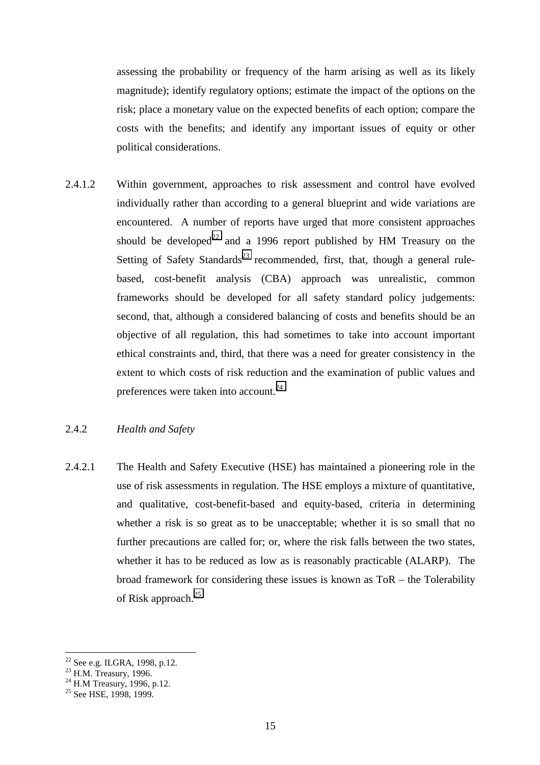assessing the probability or frequency of the harm arising as well as its likely magnitude); identify regulatory options; estimate the impact of the options on the risk; place a monetary value on the expected benefits of each option; compare the costs with the benefits; and identify any important issues of equity or other political considerations.

2.4.1.2 Within government, approaches to risk assessment and control have evolved individually rather than according to a general blueprint and wide variations are encountered. A number of reports have urged that more consistent approaches should be developed[22] and a 1996 report published by HM Treasury on the Setting of Safety Standards[23] recommended, first, that, though a general rule-based, cost-benefit analysis (CBA) approach was unrealistic, common frameworks should be developed for all safety standard policy judgements: second, that, although a considered balancing of costs and benefits should be an objective of all regulation, this had sometimes to take into account important ethical constraints and, third, that there was a need for greater consistency in the extent to which costs of risk reduction and the examination of public values and preferences were taken into account.[24]

### 2.4.2 *Health and Safety*

2.4.2.1 The Health and Safety Executive (HSE) has maintained a pioneering role in the use of risk assessments in regulation. The HSE employs a mixture of quantitative, and qualitative, cost-benefit-based and equity-based, criteria in determining whether a risk is so great as to be unacceptable; whether it is so small that no further precautions are called for; or, where the risk falls between the two states, whether it has to be reduced as low as is reasonably practicable (ALARP). The broad framework for considering these issues is known as ToR – the Tolerability of Risk approach.[25]

---

[22] See e.g. ILGRA, 1998, p.12.
[23] H.M. Treasury, 1996.
[24] H.M Treasury, 1996, p.12.
[25] See HSE, 1998, 1999.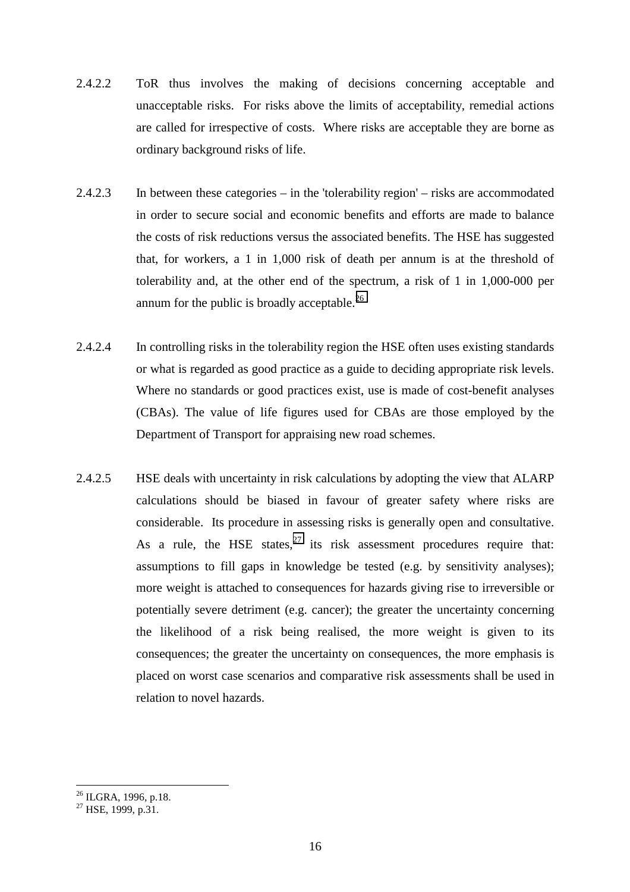2.4.2.2 ToR thus involves the making of decisions concerning acceptable and unacceptable risks. For risks above the limits of acceptability, remedial actions are called for irrespective of costs. Where risks are acceptable they are borne as ordinary background risks of life.

2.4.2.3 In between these categories – in the 'tolerability region' – risks are accommodated in order to secure social and economic benefits and efforts are made to balance the costs of risk reductions versus the associated benefits. The HSE has suggested that, for workers, a 1 in 1,000 risk of death per annum is at the threshold of tolerability and, at the other end of the spectrum, a risk of 1 in 1,000-000 per annum for the public is broadly acceptable.[26]

2.4.2.4 In controlling risks in the tolerability region the HSE often uses existing standards or what is regarded as good practice as a guide to deciding appropriate risk levels. Where no standards or good practices exist, use is made of cost-benefit analyses (CBAs). The value of life figures used for CBAs are those employed by the Department of Transport for appraising new road schemes.

2.4.2.5 HSE deals with uncertainty in risk calculations by adopting the view that ALARP calculations should be biased in favour of greater safety where risks are considerable. Its procedure in assessing risks is generally open and consultative. As a rule, the HSE states,[27] its risk assessment procedures require that: assumptions to fill gaps in knowledge be tested (e.g. by sensitivity analyses); more weight is attached to consequences for hazards giving rise to irreversible or potentially severe detriment (e.g. cancer); the greater the uncertainty concerning the likelihood of a risk being realised, the more weight is given to its consequences; the greater the uncertainty on consequences, the more emphasis is placed on worst case scenarios and comparative risk assessments shall be used in relation to novel hazards.

---

[26] ILGRA, 1996, p.18.

[27] HSE, 1999, p.31.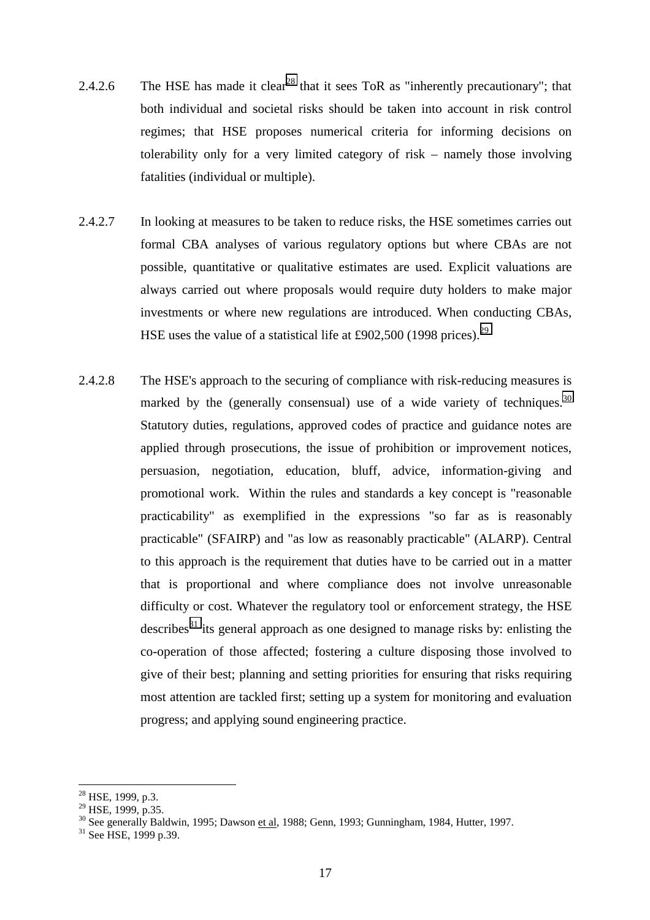2.4.2.6 The HSE has made it clear[28] that it sees ToR as "inherently precautionary"; that both individual and societal risks should be taken into account in risk control regimes; that HSE proposes numerical criteria for informing decisions on tolerability only for a very limited category of risk – namely those involving fatalities (individual or multiple).

2.4.2.7 In looking at measures to be taken to reduce risks, the HSE sometimes carries out formal CBA analyses of various regulatory options but where CBAs are not possible, quantitative or qualitative estimates are used. Explicit valuations are always carried out where proposals would require duty holders to make major investments or where new regulations are introduced. When conducting CBAs, HSE uses the value of a statistical life at £902,500 (1998 prices).[29]

2.4.2.8 The HSE's approach to the securing of compliance with risk-reducing measures is marked by the (generally consensual) use of a wide variety of techniques.[30] Statutory duties, regulations, approved codes of practice and guidance notes are applied through prosecutions, the issue of prohibition or improvement notices, persuasion, negotiation, education, bluff, advice, information-giving and promotional work. Within the rules and standards a key concept is "reasonable practicability" as exemplified in the expressions "so far as is reasonably practicable" (SFAIRP) and "as low as reasonably practicable" (ALARP). Central to this approach is the requirement that duties have to be carried out in a matter that is proportional and where compliance does not involve unreasonable difficulty or cost. Whatever the regulatory tool or enforcement strategy, the HSE describes[31] its general approach as one designed to manage risks by: enlisting the co-operation of those affected; fostering a culture disposing those involved to give of their best; planning and setting priorities for ensuring that risks requiring most attention are tackled first; setting up a system for monitoring and evaluation progress; and applying sound engineering practice.

---

[28] HSE, 1999, p.3.

[29] HSE, 1999, p.35.

[30] See generally Baldwin, 1995; Dawson et al, 1988; Genn, 1993; Gunningham, 1984, Hutter, 1997.

[31] See HSE, 1999 p.39.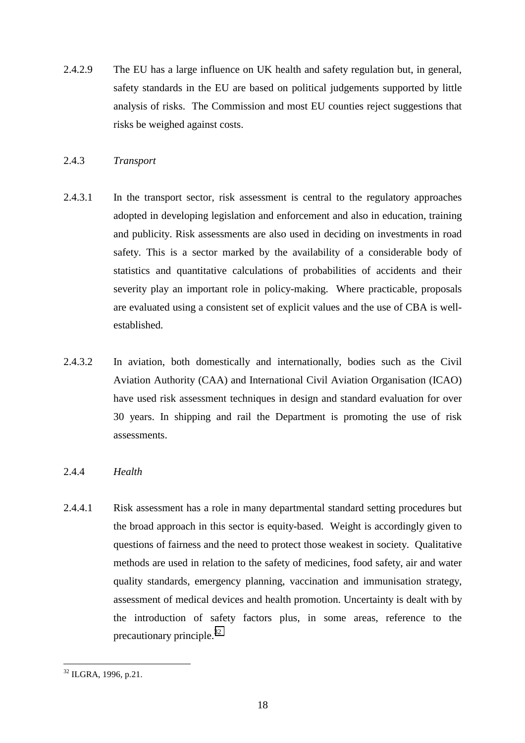2.4.2.9 The EU has a large influence on UK health and safety regulation but, in general, safety standards in the EU are based on political judgements supported by little analysis of risks. The Commission and most EU counties reject suggestions that risks be weighed against costs.

2.4.3 *Transport*

2.4.3.1 In the transport sector, risk assessment is central to the regulatory approaches adopted in developing legislation and enforcement and also in education, training and publicity. Risk assessments are also used in deciding on investments in road safety. This is a sector marked by the availability of a considerable body of statistics and quantitative calculations of probabilities of accidents and their severity play an important role in policy-making. Where practicable, proposals are evaluated using a consistent set of explicit values and the use of CBA is well-established.

2.4.3.2 In aviation, both domestically and internationally, bodies such as the Civil Aviation Authority (CAA) and International Civil Aviation Organisation (ICAO) have used risk assessment techniques in design and standard evaluation for over 30 years. In shipping and rail the Department is promoting the use of risk assessments.

2.4.4 *Health*

2.4.4.1 Risk assessment has a role in many departmental standard setting procedures but the broad approach in this sector is equity-based. Weight is accordingly given to questions of fairness and the need to protect those weakest in society. Qualitative methods are used in relation to the safety of medicines, food safety, air and water quality standards, emergency planning, vaccination and immunisation strategy, assessment of medical devices and health promotion. Uncertainty is dealt with by the introduction of safety factors plus, in some areas, reference to the precautionary principle.[32]

[32] ILGRA, 1996, p.21.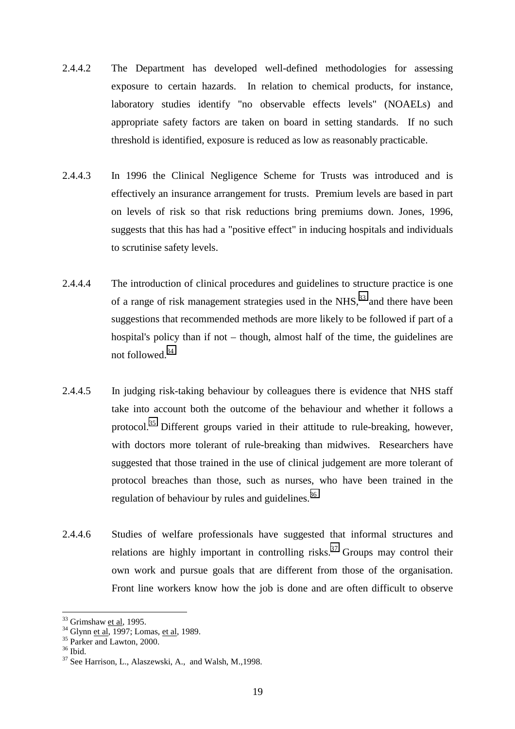2.4.4.2 The Department has developed well-defined methodologies for assessing exposure to certain hazards. In relation to chemical products, for instance, laboratory studies identify "no observable effects levels" (NOAELs) and appropriate safety factors are taken on board in setting standards. If no such threshold is identified, exposure is reduced as low as reasonably practicable.

2.4.4.3 In 1996 the Clinical Negligence Scheme for Trusts was introduced and is effectively an insurance arrangement for trusts. Premium levels are based in part on levels of risk so that risk reductions bring premiums down. Jones, 1996, suggests that this has had a "positive effect" in inducing hospitals and individuals to scrutinise safety levels.

2.4.4.4 The introduction of clinical procedures and guidelines to structure practice is one of a range of risk management strategies used in the NHS,[33] and there have been suggestions that recommended methods are more likely to be followed if part of a hospital's policy than if not – though, almost half of the time, the guidelines are not followed.[34]

2.4.4.5 In judging risk-taking behaviour by colleagues there is evidence that NHS staff take into account both the outcome of the behaviour and whether it follows a protocol.[35] Different groups varied in their attitude to rule-breaking, however, with doctors more tolerant of rule-breaking than midwives. Researchers have suggested that those trained in the use of clinical judgement are more tolerant of protocol breaches than those, such as nurses, who have been trained in the regulation of behaviour by rules and guidelines.[36]

2.4.4.6 Studies of welfare professionals have suggested that informal structures and relations are highly important in controlling risks.[37] Groups may control their own work and pursue goals that are different from those of the organisation. Front line workers know how the job is done and are often difficult to observe

---

[33] Grimshaw et al, 1995.
[34] Glynn et al, 1997; Lomas, et al, 1989.
[35] Parker and Lawton, 2000.
[36] Ibid.
[37] See Harrison, L., Alaszewski, A., and Walsh, M.,1998.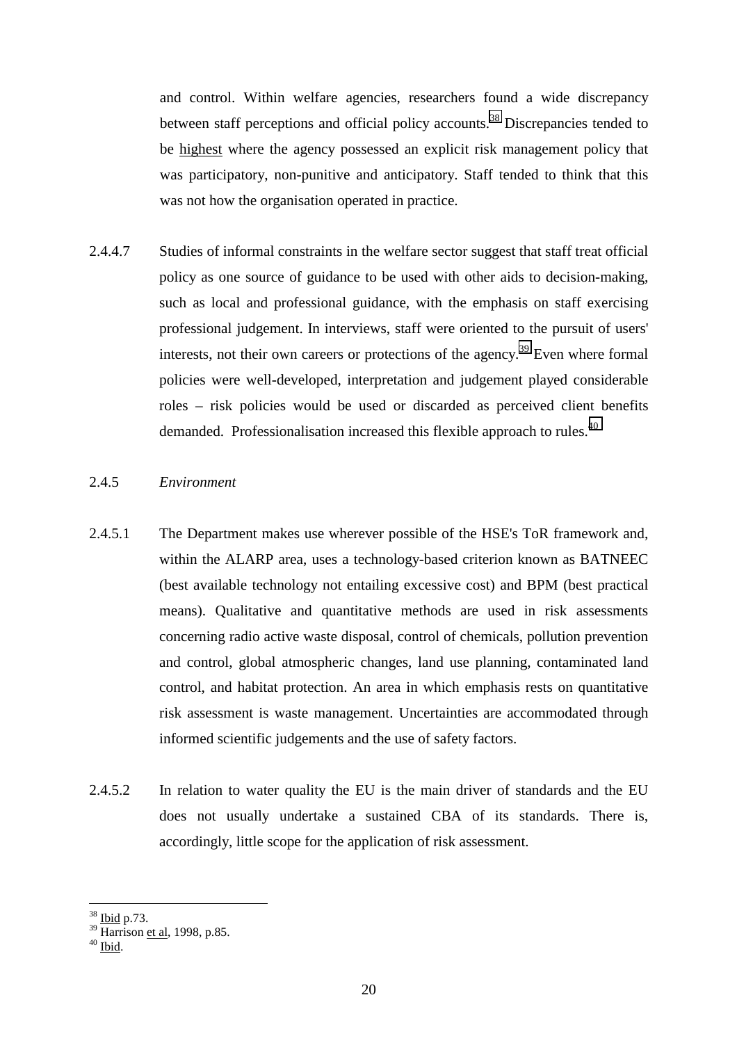and control. Within welfare agencies, researchers found a wide discrepancy between staff perceptions and official policy accounts.[38] Discrepancies tended to be highest where the agency possessed an explicit risk management policy that was participatory, non-punitive and anticipatory. Staff tended to think that this was not how the organisation operated in practice.

2.4.4.7 Studies of informal constraints in the welfare sector suggest that staff treat official policy as one source of guidance to be used with other aids to decision-making, such as local and professional guidance, with the emphasis on staff exercising professional judgement. In interviews, staff were oriented to the pursuit of users' interests, not their own careers or protections of the agency.[39] Even where formal policies were well-developed, interpretation and judgement played considerable roles – risk policies would be used or discarded as perceived client benefits demanded. Professionalisation increased this flexible approach to rules.[40]

2.4.5 *Environment*

2.4.5.1 The Department makes use wherever possible of the HSE's ToR framework and, within the ALARP area, uses a technology-based criterion known as BATNEEC (best available technology not entailing excessive cost) and BPM (best practical means). Qualitative and quantitative methods are used in risk assessments concerning radio active waste disposal, control of chemicals, pollution prevention and control, global atmospheric changes, land use planning, contaminated land control, and habitat protection. An area in which emphasis rests on quantitative risk assessment is waste management. Uncertainties are accommodated through informed scientific judgements and the use of safety factors.

2.4.5.2 In relation to water quality the EU is the main driver of standards and the EU does not usually undertake a sustained CBA of its standards. There is, accordingly, little scope for the application of risk assessment.

---

[38] Ibid p.73.
[39] Harrison et al, 1998, p.85.
[40] Ibid.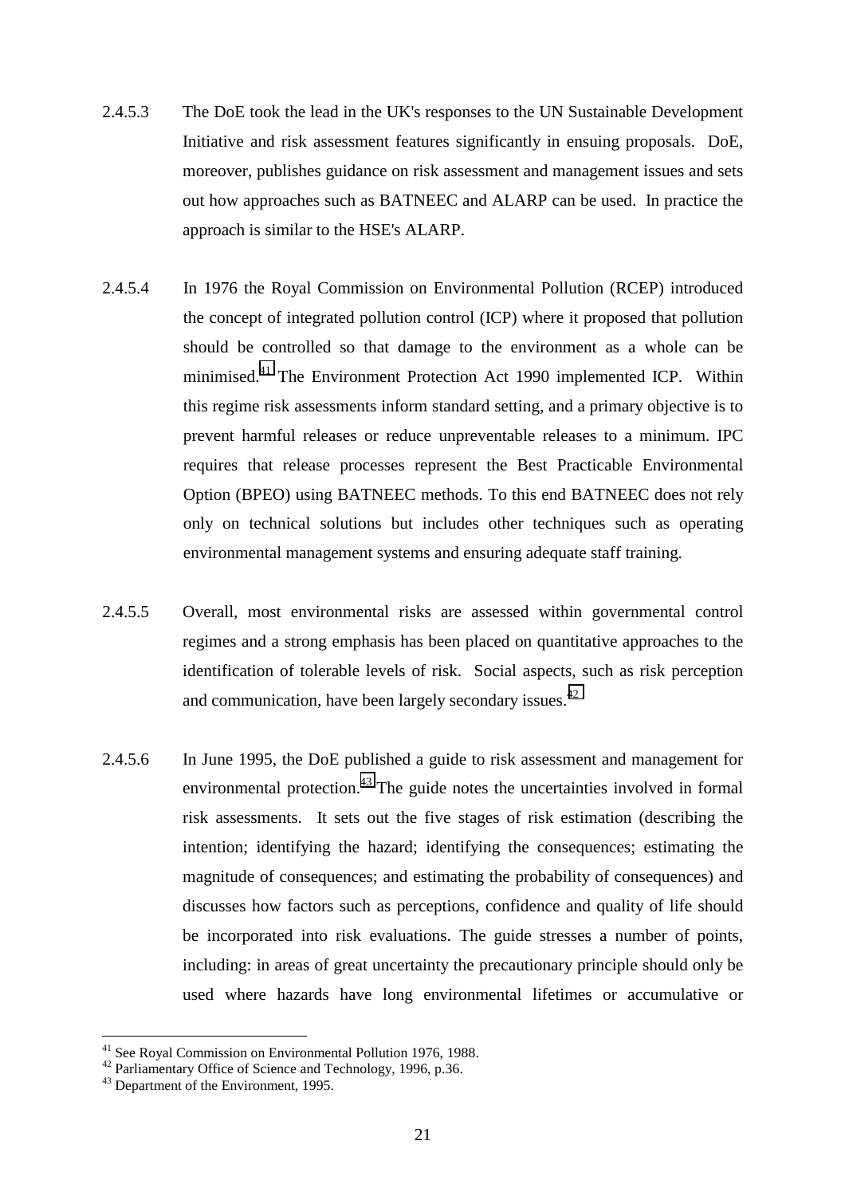2.4.5.3 The DoE took the lead in the UK's responses to the UN Sustainable Development Initiative and risk assessment features significantly in ensuing proposals. DoE, moreover, publishes guidance on risk assessment and management issues and sets out how approaches such as BATNEEC and ALARP can be used. In practice the approach is similar to the HSE's ALARP.

2.4.5.4 In 1976 the Royal Commission on Environmental Pollution (RCEP) introduced the concept of integrated pollution control (ICP) where it proposed that pollution should be controlled so that damage to the environment as a whole can be minimised.[41] The Environment Protection Act 1990 implemented ICP. Within this regime risk assessments inform standard setting, and a primary objective is to prevent harmful releases or reduce unpreventable releases to a minimum. IPC requires that release processes represent the Best Practicable Environmental Option (BPEO) using BATNEEC methods. To this end BATNEEC does not rely only on technical solutions but includes other techniques such as operating environmental management systems and ensuring adequate staff training.

2.4.5.5 Overall, most environmental risks are assessed within governmental control regimes and a strong emphasis has been placed on quantitative approaches to the identification of tolerable levels of risk. Social aspects, such as risk perception and communication, have been largely secondary issues.[42]

2.4.5.6 In June 1995, the DoE published a guide to risk assessment and management for environmental protection.[43] The guide notes the uncertainties involved in formal risk assessments. It sets out the five stages of risk estimation (describing the intention; identifying the hazard; identifying the consequences; estimating the magnitude of consequences; and estimating the probability of consequences) and discusses how factors such as perceptions, confidence and quality of life should be incorporated into risk evaluations. The guide stresses a number of points, including: in areas of great uncertainty the precautionary principle should only be used where hazards have long environmental lifetimes or accumulative or

---

[41] See Royal Commission on Environmental Pollution 1976, 1988.

[42] Parliamentary Office of Science and Technology, 1996, p.36.

[43] Department of the Environment, 1995.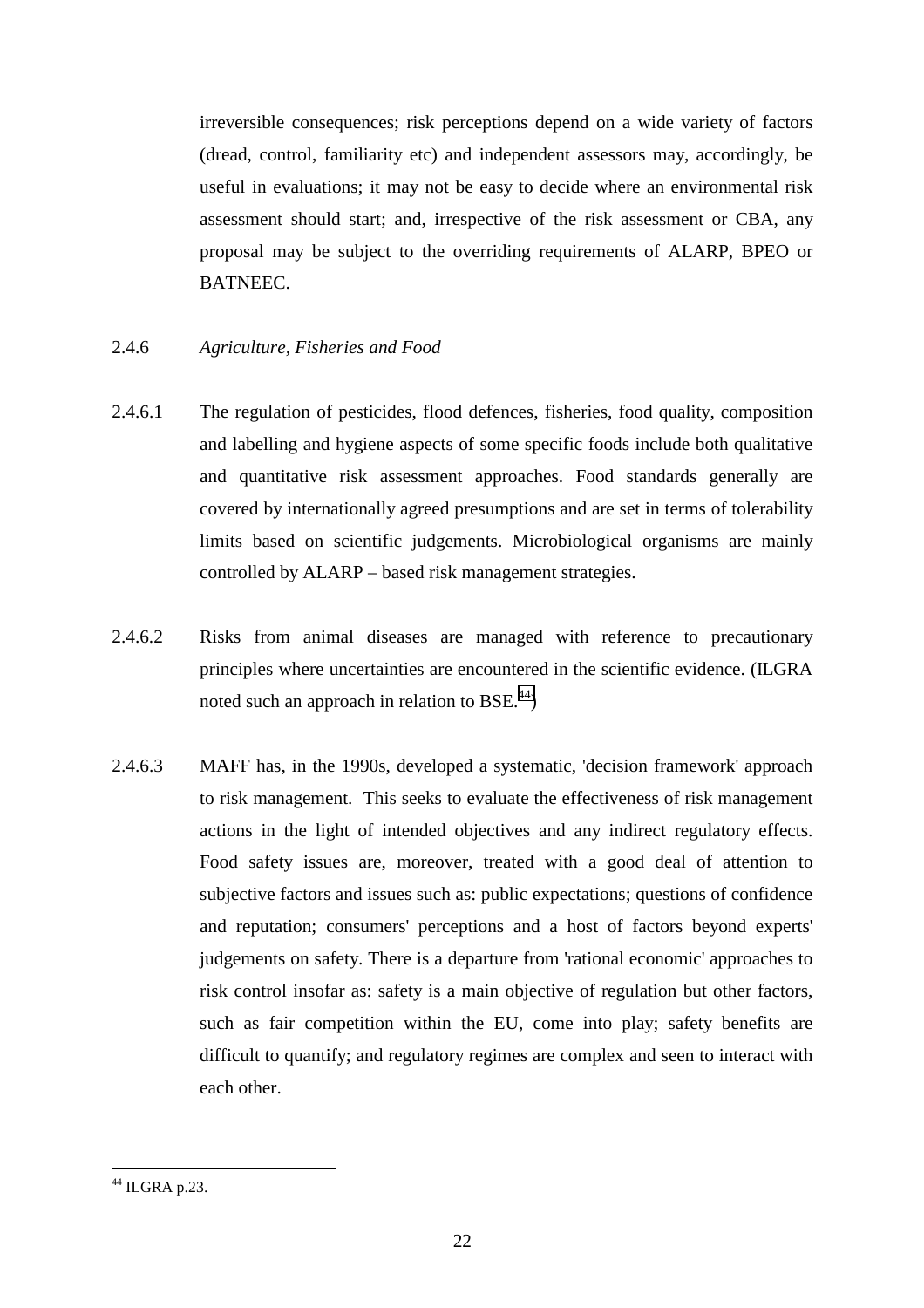irreversible consequences; risk perceptions depend on a wide variety of factors (dread, control, familiarity etc) and independent assessors may, accordingly, be useful in evaluations; it may not be easy to decide where an environmental risk assessment should start; and, irrespective of the risk assessment or CBA, any proposal may be subject to the overriding requirements of ALARP, BPEO or BATNEEC.

2.4.6 *Agriculture, Fisheries and Food*

2.4.6.1 The regulation of pesticides, flood defences, fisheries, food quality, composition and labelling and hygiene aspects of some specific foods include both qualitative and quantitative risk assessment approaches. Food standards generally are covered by internationally agreed presumptions and are set in terms of tolerability limits based on scientific judgements. Microbiological organisms are mainly controlled by ALARP – based risk management strategies.

2.4.6.2 Risks from animal diseases are managed with reference to precautionary principles where uncertainties are encountered in the scientific evidence. (ILGRA noted such an approach in relation to BSE.[44])

2.4.6.3 MAFF has, in the 1990s, developed a systematic, 'decision framework' approach to risk management. This seeks to evaluate the effectiveness of risk management actions in the light of intended objectives and any indirect regulatory effects. Food safety issues are, moreover, treated with a good deal of attention to subjective factors and issues such as: public expectations; questions of confidence and reputation; consumers' perceptions and a host of factors beyond experts' judgements on safety. There is a departure from 'rational economic' approaches to risk control insofar as: safety is a main objective of regulation but other factors, such as fair competition within the EU, come into play; safety benefits are difficult to quantify; and regulatory regimes are complex and seen to interact with each other.

[44] ILGRA p.23.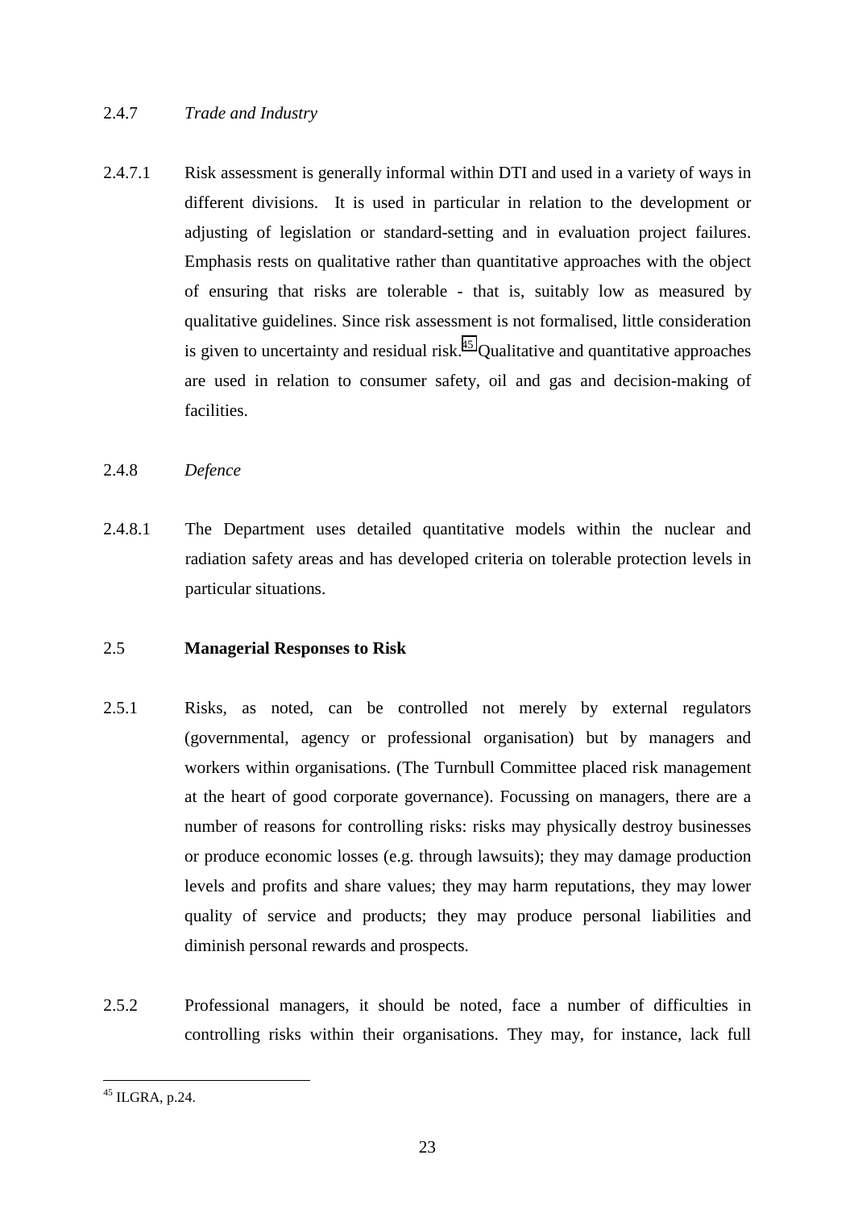2.4.7 *Trade and Industry*

2.4.7.1 Risk assessment is generally informal within DTI and used in a variety of ways in different divisions. It is used in particular in relation to the development or adjusting of legislation or standard-setting and in evaluation project failures. Emphasis rests on qualitative rather than quantitative approaches with the object of ensuring that risks are tolerable - that is, suitably low as measured by qualitative guidelines. Since risk assessment is not formalised, little consideration is given to uncertainty and residual risk.[45] Qualitative and quantitative approaches are used in relation to consumer safety, oil and gas and decision-making of facilities.

2.4.8 *Defence*

2.4.8.1 The Department uses detailed quantitative models within the nuclear and radiation safety areas and has developed criteria on tolerable protection levels in particular situations.

## 2.5 Managerial Responses to Risk

2.5.1 Risks, as noted, can be controlled not merely by external regulators (governmental, agency or professional organisation) but by managers and workers within organisations. (The Turnbull Committee placed risk management at the heart of good corporate governance). Focussing on managers, there are a number of reasons for controlling risks: risks may physically destroy businesses or produce economic losses (e.g. through lawsuits); they may damage production levels and profits and share values; they may harm reputations, they may lower quality of service and products; they may produce personal liabilities and diminish personal rewards and prospects.

2.5.2 Professional managers, it should be noted, face a number of difficulties in controlling risks within their organisations. They may, for instance, lack full

---

[45] ILGRA, p.24.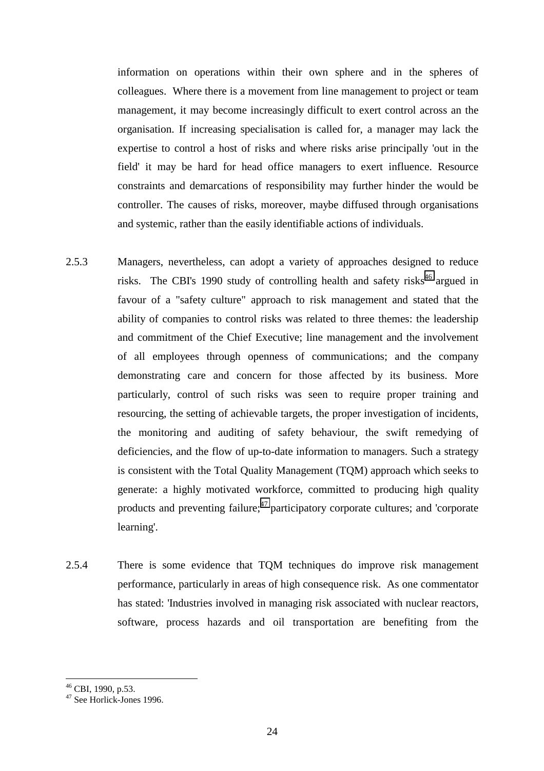information on operations within their own sphere and in the spheres of colleagues. Where there is a movement from line management to project or team management, it may become increasingly difficult to exert control across an the organisation. If increasing specialisation is called for, a manager may lack the expertise to control a host of risks and where risks arise principally 'out in the field' it may be hard for head office managers to exert influence. Resource constraints and demarcations of responsibility may further hinder the would be controller. The causes of risks, moreover, maybe diffused through organisations and systemic, rather than the easily identifiable actions of individuals.

2.5.3 Managers, nevertheless, can adopt a variety of approaches designed to reduce risks. The CBI's 1990 study of controlling health and safety risks[46] argued in favour of a "safety culture" approach to risk management and stated that the ability of companies to control risks was related to three themes: the leadership and commitment of the Chief Executive; line management and the involvement of all employees through openness of communications; and the company demonstrating care and concern for those affected by its business. More particularly, control of such risks was seen to require proper training and resourcing, the setting of achievable targets, the proper investigation of incidents, the monitoring and auditing of safety behaviour, the swift remedying of deficiencies, and the flow of up-to-date information to managers. Such a strategy is consistent with the Total Quality Management (TQM) approach which seeks to generate: a highly motivated workforce, committed to producing high quality products and preventing failure;[47] participatory corporate cultures; and 'corporate learning'.

2.5.4 There is some evidence that TQM techniques do improve risk management performance, particularly in areas of high consequence risk. As one commentator has stated: 'Industries involved in managing risk associated with nuclear reactors, software, process hazards and oil transportation are benefiting from the

---

[46] CBI, 1990, p.53.

[47] See Horlick-Jones 1996.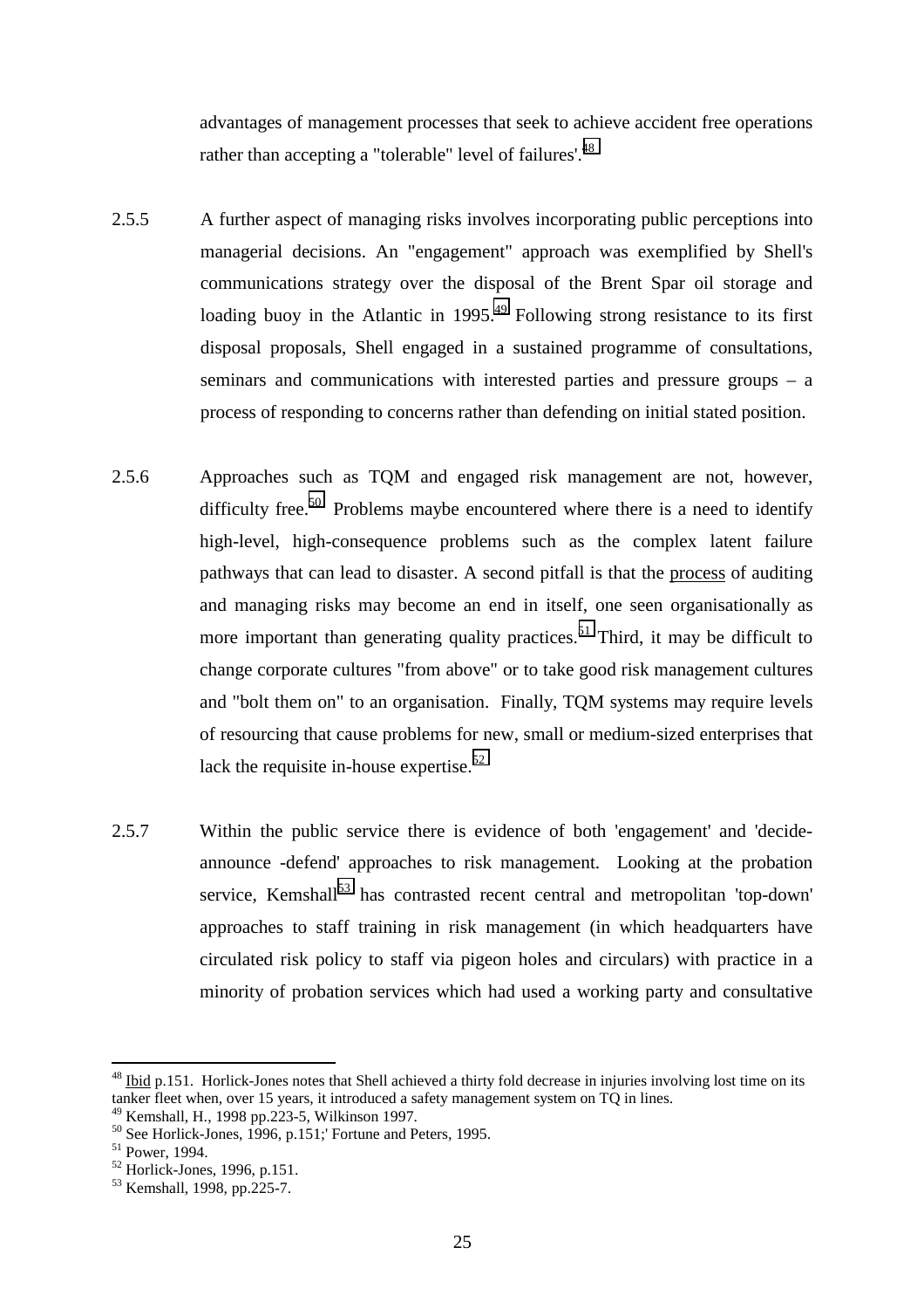advantages of management processes that seek to achieve accident free operations rather than accepting a "tolerable" level of failures'.[48]

2.5.5 A further aspect of managing risks involves incorporating public perceptions into managerial decisions. An "engagement" approach was exemplified by Shell's communications strategy over the disposal of the Brent Spar oil storage and loading buoy in the Atlantic in 1995.[49] Following strong resistance to its first disposal proposals, Shell engaged in a sustained programme of consultations, seminars and communications with interested parties and pressure groups – a process of responding to concerns rather than defending on initial stated position.

2.5.6 Approaches such as TQM and engaged risk management are not, however, difficulty free.[50] Problems maybe encountered where there is a need to identify high-level, high-consequence problems such as the complex latent failure pathways that can lead to disaster. A second pitfall is that the <u>process</u> of auditing and managing risks may become an end in itself, one seen organisationally as more important than generating quality practices.[51] Third, it may be difficult to change corporate cultures "from above" or to take good risk management cultures and "bolt them on" to an organisation. Finally, TQM systems may require levels of resourcing that cause problems for new, small or medium-sized enterprises that lack the requisite in-house expertise.[52]

2.5.7 Within the public service there is evidence of both 'engagement' and 'decide-announce -defend' approaches to risk management. Looking at the probation service, Kemshall[53] has contrasted recent central and metropolitan 'top-down' approaches to staff training in risk management (in which headquarters have circulated risk policy to staff via pigeon holes and circulars) with practice in a minority of probation services which had used a working party and consultative

---

[48] <u>Ibid</u> p.151. Horlick-Jones notes that Shell achieved a thirty fold decrease in injuries involving lost time on its tanker fleet when, over 15 years, it introduced a safety management system on TQ in lines.

[49] Kemshall, H., 1998 pp.223-5, Wilkinson 1997.

[50] See Horlick-Jones, 1996, p.151;' Fortune and Peters, 1995.

[51] Power, 1994.

[52] Horlick-Jones, 1996, p.151.

[53] Kemshall, 1998, pp.225-7.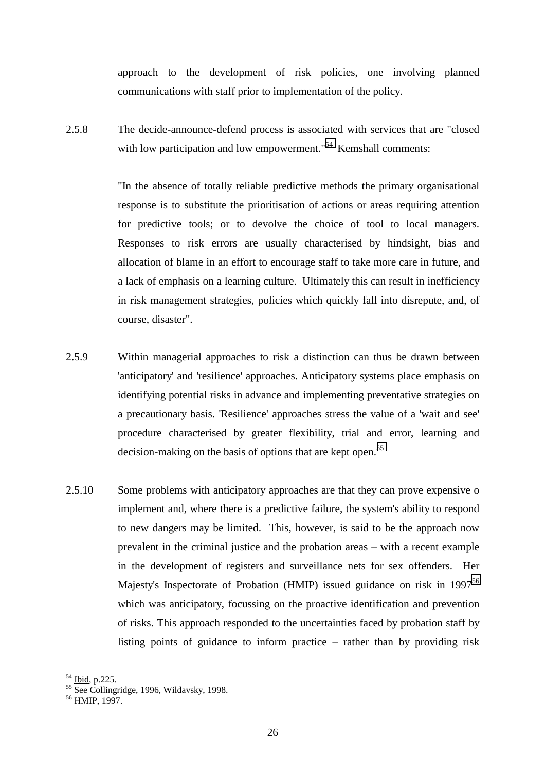approach to the development of risk policies, one involving planned communications with staff prior to implementation of the policy.

2.5.8 The decide-announce-defend process is associated with services that are "closed with low participation and low empowerment."[54] Kemshall comments:

> "In the absence of totally reliable predictive methods the primary organisational response is to substitute the prioritisation of actions or areas requiring attention for predictive tools; or to devolve the choice of tool to local managers. Responses to risk errors are usually characterised by hindsight, bias and allocation of blame in an effort to encourage staff to take more care in future, and a lack of emphasis on a learning culture. Ultimately this can result in inefficiency in risk management strategies, policies which quickly fall into disrepute, and, of course, disaster".

2.5.9 Within managerial approaches to risk a distinction can thus be drawn between 'anticipatory' and 'resilience' approaches. Anticipatory systems place emphasis on identifying potential risks in advance and implementing preventative strategies on a precautionary basis. 'Resilience' approaches stress the value of a 'wait and see' procedure characterised by greater flexibility, trial and error, learning and decision-making on the basis of options that are kept open.[55]

2.5.10 Some problems with anticipatory approaches are that they can prove expensive o implement and, where there is a predictive failure, the system's ability to respond to new dangers may be limited. This, however, is said to be the approach now prevalent in the criminal justice and the probation areas – with a recent example in the development of registers and surveillance nets for sex offenders. Her Majesty's Inspectorate of Probation (HMIP) issued guidance on risk in 1997[56] which was anticipatory, focussing on the proactive identification and prevention of risks. This approach responded to the uncertainties faced by probation staff by listing points of guidance to inform practice – rather than by providing risk

---

[54] Ibid, p.225.
[55] See Collingridge, 1996, Wildavsky, 1998.
[56] HMIP, 1997.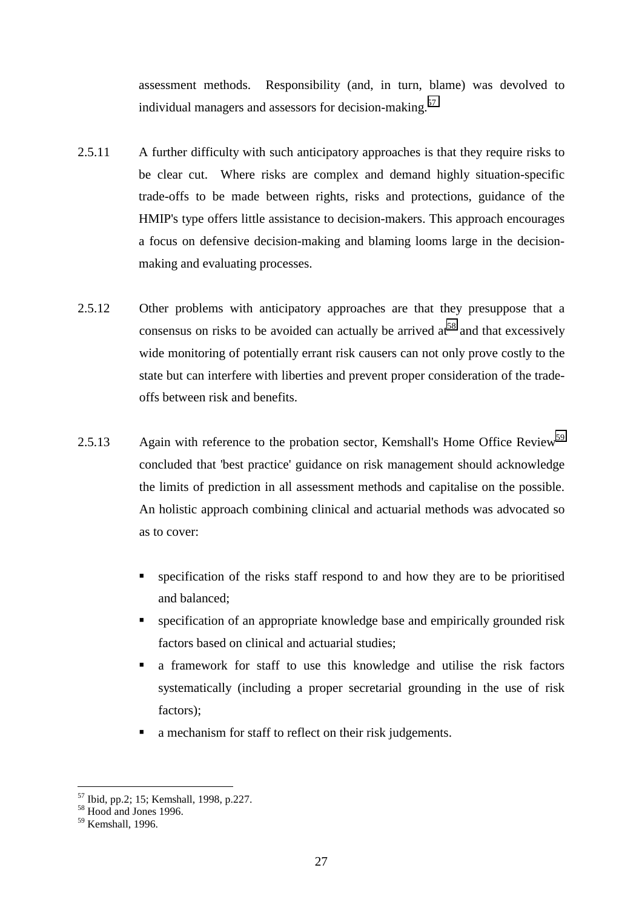assessment methods. Responsibility (and, in turn, blame) was devolved to individual managers and assessors for decision-making.[57]

2.5.11 A further difficulty with such anticipatory approaches is that they require risks to be clear cut. Where risks are complex and demand highly situation-specific trade-offs to be made between rights, risks and protections, guidance of the HMIP's type offers little assistance to decision-makers. This approach encourages a focus on defensive decision-making and blaming looms large in the decision-making and evaluating processes.

2.5.12 Other problems with anticipatory approaches are that they presuppose that a consensus on risks to be avoided can actually be arrived at[58] and that excessively wide monitoring of potentially errant risk causers can not only prove costly to the state but can interfere with liberties and prevent proper consideration of the trade-offs between risk and benefits.

2.5.13 Again with reference to the probation sector, Kemshall's Home Office Review[59] concluded that 'best practice' guidance on risk management should acknowledge the limits of prediction in all assessment methods and capitalise on the possible. An holistic approach combining clinical and actuarial methods was advocated so as to cover:

- specification of the risks staff respond to and how they are to be prioritised and balanced;
- specification of an appropriate knowledge base and empirically grounded risk factors based on clinical and actuarial studies;
- a framework for staff to use this knowledge and utilise the risk factors systematically (including a proper secretarial grounding in the use of risk factors);
- a mechanism for staff to reflect on their risk judgements.

---

[57] Ibid, pp.2; 15; Kemshall, 1998, p.227.
[58] Hood and Jones 1996.
[59] Kemshall, 1996.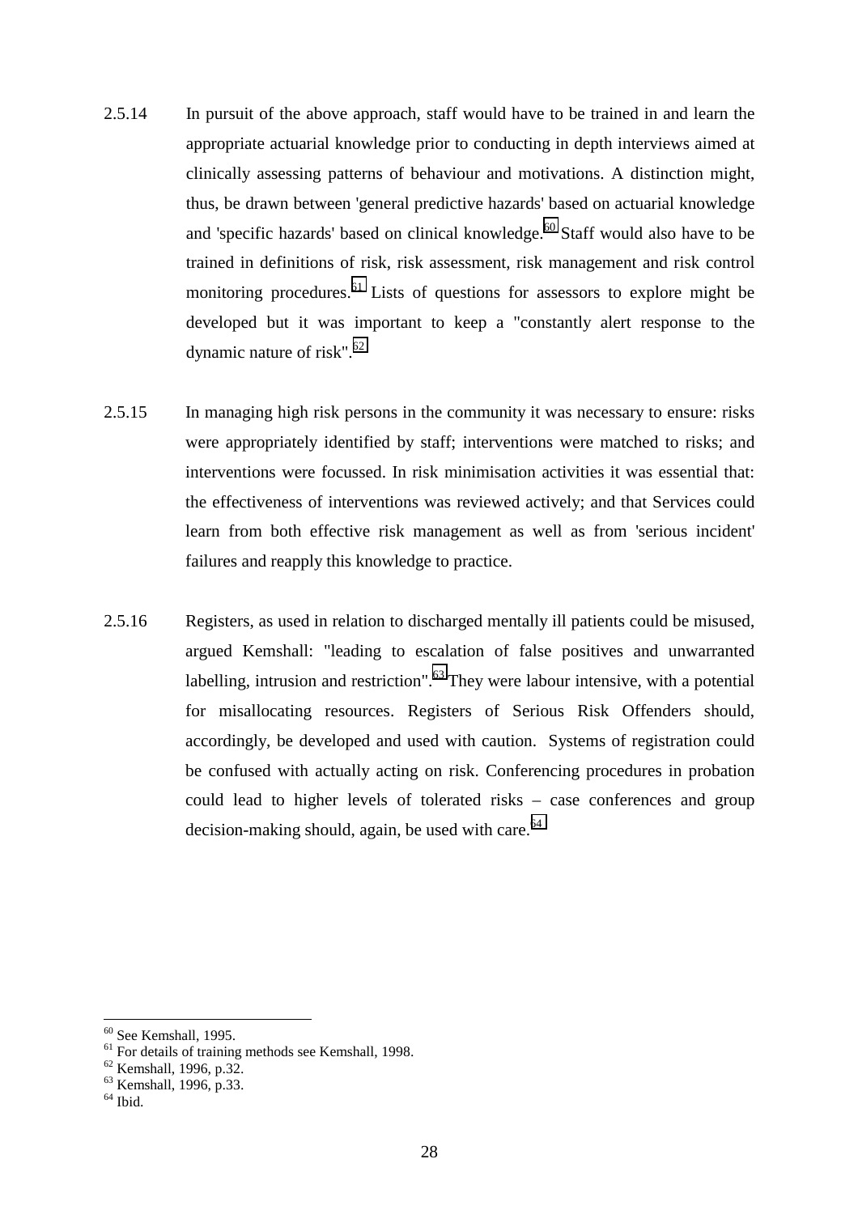2.5.14 In pursuit of the above approach, staff would have to be trained in and learn the appropriate actuarial knowledge prior to conducting in depth interviews aimed at clinically assessing patterns of behaviour and motivations. A distinction might, thus, be drawn between 'general predictive hazards' based on actuarial knowledge and 'specific hazards' based on clinical knowledge.[60] Staff would also have to be trained in definitions of risk, risk assessment, risk management and risk control monitoring procedures.[61] Lists of questions for assessors to explore might be developed but it was important to keep a "constantly alert response to the dynamic nature of risk".[62]

2.5.15 In managing high risk persons in the community it was necessary to ensure: risks were appropriately identified by staff; interventions were matched to risks; and interventions were focussed. In risk minimisation activities it was essential that: the effectiveness of interventions was reviewed actively; and that Services could learn from both effective risk management as well as from 'serious incident' failures and reapply this knowledge to practice.

2.5.16 Registers, as used in relation to discharged mentally ill patients could be misused, argued Kemshall: "leading to escalation of false positives and unwarranted labelling, intrusion and restriction".[63] They were labour intensive, with a potential for misallocating resources. Registers of Serious Risk Offenders should, accordingly, be developed and used with caution. Systems of registration could be confused with actually acting on risk. Conferencing procedures in probation could lead to higher levels of tolerated risks – case conferences and group decision-making should, again, be used with care.[64]

---

[60] See Kemshall, 1995.
[61] For details of training methods see Kemshall, 1998.
[62] Kemshall, 1996, p.32.
[63] Kemshall, 1996, p.33.
[64] Ibid.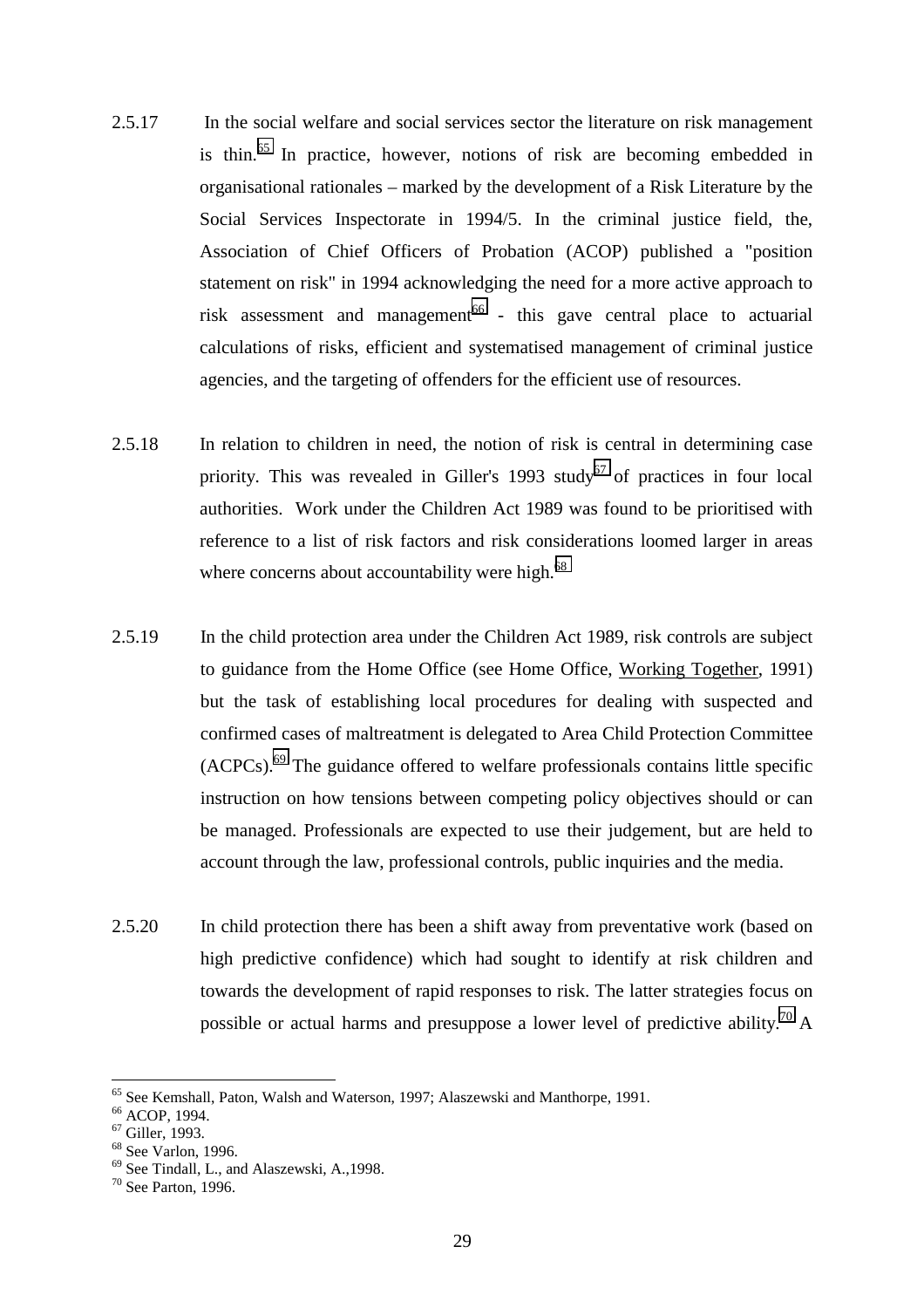2.5.17 In the social welfare and social services sector the literature on risk management is thin.[65] In practice, however, notions of risk are becoming embedded in organisational rationales – marked by the development of a Risk Literature by the Social Services Inspectorate in 1994/5. In the criminal justice field, the, Association of Chief Officers of Probation (ACOP) published a "position statement on risk" in 1994 acknowledging the need for a more active approach to risk assessment and management[66] - this gave central place to actuarial calculations of risks, efficient and systematised management of criminal justice agencies, and the targeting of offenders for the efficient use of resources.

2.5.18 In relation to children in need, the notion of risk is central in determining case priority. This was revealed in Giller's 1993 study[67] of practices in four local authorities. Work under the Children Act 1989 was found to be prioritised with reference to a list of risk factors and risk considerations loomed larger in areas where concerns about accountability were high.[68]

2.5.19 In the child protection area under the Children Act 1989, risk controls are subject to guidance from the Home Office (see Home Office, Working Together, 1991) but the task of establishing local procedures for dealing with suspected and confirmed cases of maltreatment is delegated to Area Child Protection Committee (ACPCs).[69] The guidance offered to welfare professionals contains little specific instruction on how tensions between competing policy objectives should or can be managed. Professionals are expected to use their judgement, but are held to account through the law, professional controls, public inquiries and the media.

2.5.20 In child protection there has been a shift away from preventative work (based on high predictive confidence) which had sought to identify at risk children and towards the development of rapid responses to risk. The latter strategies focus on possible or actual harms and presuppose a lower level of predictive ability.[70] A

---

[65] See Kemshall, Paton, Walsh and Waterson, 1997; Alaszewski and Manthorpe, 1991.

[66] ACOP, 1994.

[67] Giller, 1993.

[68] See Varlon, 1996.

[69] See Tindall, L., and Alaszewski, A.,1998.

[70] See Parton, 1996.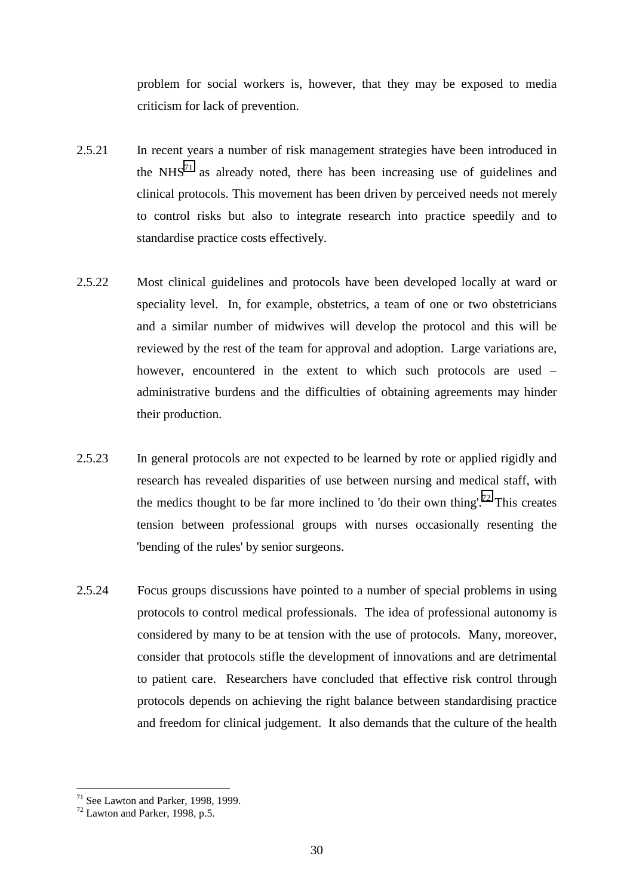problem for social workers is, however, that they may be exposed to media criticism for lack of prevention.

2.5.21 In recent years a number of risk management strategies have been introduced in the NHS[71] as already noted, there has been increasing use of guidelines and clinical protocols. This movement has been driven by perceived needs not merely to control risks but also to integrate research into practice speedily and to standardise practice costs effectively.

2.5.22 Most clinical guidelines and protocols have been developed locally at ward or speciality level. In, for example, obstetrics, a team of one or two obstetricians and a similar number of midwives will develop the protocol and this will be reviewed by the rest of the team for approval and adoption. Large variations are, however, encountered in the extent to which such protocols are used – administrative burdens and the difficulties of obtaining agreements may hinder their production.

2.5.23 In general protocols are not expected to be learned by rote or applied rigidly and research has revealed disparities of use between nursing and medical staff, with the medics thought to be far more inclined to 'do their own thing'.[72] This creates tension between professional groups with nurses occasionally resenting the 'bending of the rules' by senior surgeons.

2.5.24 Focus groups discussions have pointed to a number of special problems in using protocols to control medical professionals. The idea of professional autonomy is considered by many to be at tension with the use of protocols. Many, moreover, consider that protocols stifle the development of innovations and are detrimental to patient care. Researchers have concluded that effective risk control through protocols depends on achieving the right balance between standardising practice and freedom for clinical judgement. It also demands that the culture of the health

[71] See Lawton and Parker, 1998, 1999.
[72] Lawton and Parker, 1998, p.5.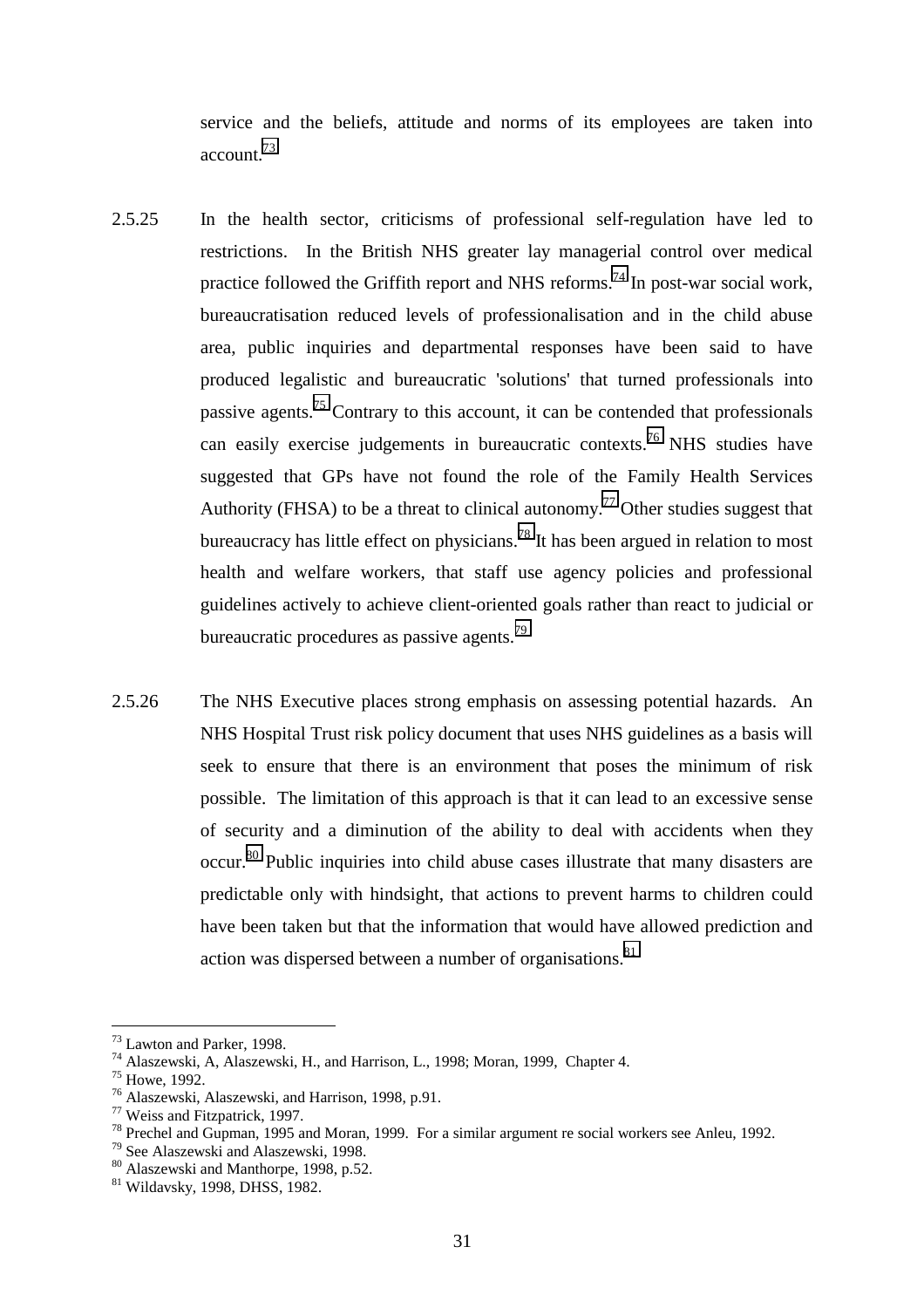service and the beliefs, attitude and norms of its employees are taken into account.[73]

2.5.25 In the health sector, criticisms of professional self-regulation have led to restrictions. In the British NHS greater lay managerial control over medical practice followed the Griffith report and NHS reforms.[74] In post-war social work, bureaucratisation reduced levels of professionalisation and in the child abuse area, public inquiries and departmental responses have been said to have produced legalistic and bureaucratic 'solutions' that turned professionals into passive agents.[75] Contrary to this account, it can be contended that professionals can easily exercise judgements in bureaucratic contexts.[76] NHS studies have suggested that GPs have not found the role of the Family Health Services Authority (FHSA) to be a threat to clinical autonomy.[77] Other studies suggest that bureaucracy has little effect on physicians.[78] It has been argued in relation to most health and welfare workers, that staff use agency policies and professional guidelines actively to achieve client-oriented goals rather than react to judicial or bureaucratic procedures as passive agents.[79]

2.5.26 The NHS Executive places strong emphasis on assessing potential hazards. An NHS Hospital Trust risk policy document that uses NHS guidelines as a basis will seek to ensure that there is an environment that poses the minimum of risk possible. The limitation of this approach is that it can lead to an excessive sense of security and a diminution of the ability to deal with accidents when they occur.[80] Public inquiries into child abuse cases illustrate that many disasters are predictable only with hindsight, that actions to prevent harms to children could have been taken but that the information that would have allowed prediction and action was dispersed between a number of organisations.[81]

---

[73] Lawton and Parker, 1998.
[74] Alaszewski, A, Alaszewski, H., and Harrison, L., 1998; Moran, 1999, Chapter 4.
[75] Howe, 1992.
[76] Alaszewski, Alaszewski, and Harrison, 1998, p.91.
[77] Weiss and Fitzpatrick, 1997.
[78] Prechel and Gupman, 1995 and Moran, 1999. For a similar argument re social workers see Anleu, 1992.
[79] See Alaszewski and Alaszewski, 1998.
[80] Alaszewski and Manthorpe, 1998, p.52.
[81] Wildavsky, 1998, DHSS, 1982.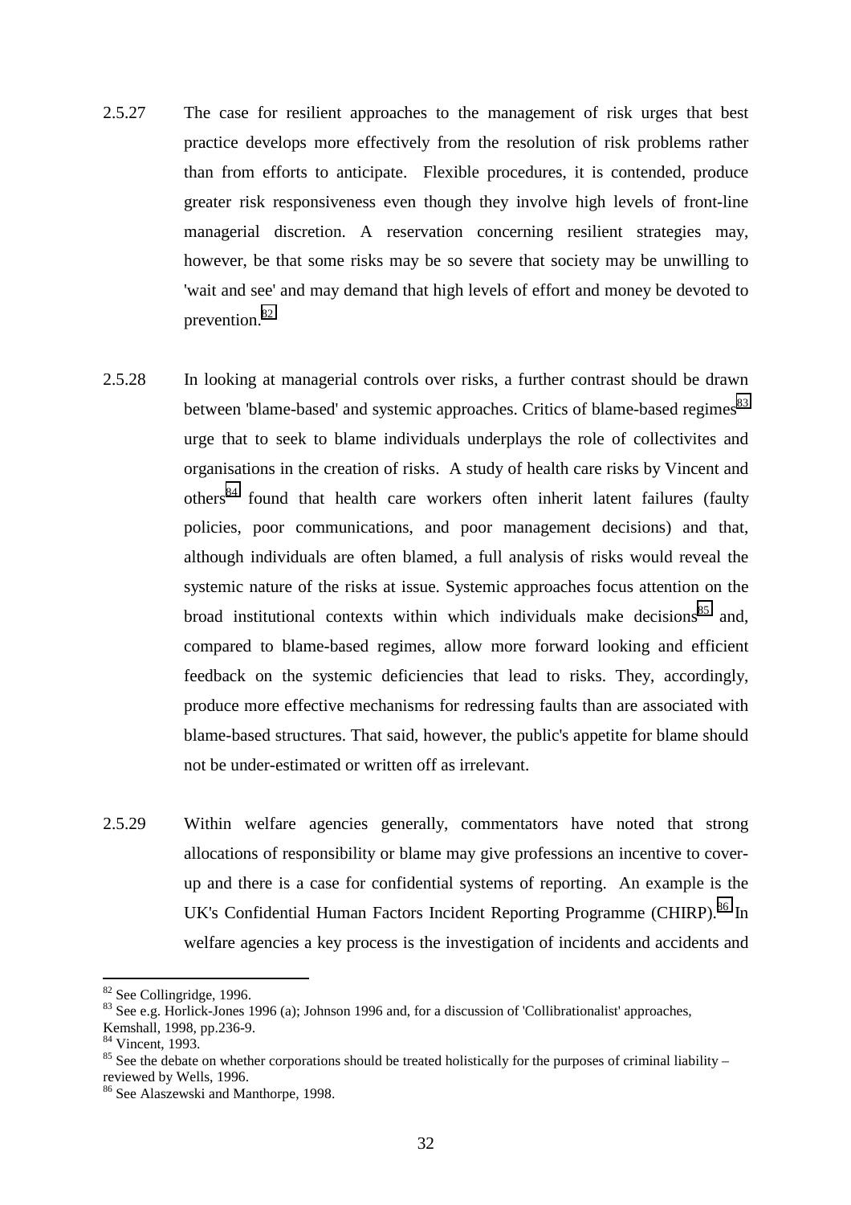2.5.27 The case for resilient approaches to the management of risk urges that best practice develops more effectively from the resolution of risk problems rather than from efforts to anticipate. Flexible procedures, it is contended, produce greater risk responsiveness even though they involve high levels of front-line managerial discretion. A reservation concerning resilient strategies may, however, be that some risks may be so severe that society may be unwilling to 'wait and see' and may demand that high levels of effort and money be devoted to prevention.[82]

2.5.28 In looking at managerial controls over risks, a further contrast should be drawn between 'blame-based' and systemic approaches. Critics of blame-based regimes[83] urge that to seek to blame individuals underplays the role of collectivites and organisations in the creation of risks. A study of health care risks by Vincent and others[84] found that health care workers often inherit latent failures (faulty policies, poor communications, and poor management decisions) and that, although individuals are often blamed, a full analysis of risks would reveal the systemic nature of the risks at issue. Systemic approaches focus attention on the broad institutional contexts within which individuals make decisions[85] and, compared to blame-based regimes, allow more forward looking and efficient feedback on the systemic deficiencies that lead to risks. They, accordingly, produce more effective mechanisms for redressing faults than are associated with blame-based structures. That said, however, the public's appetite for blame should not be under-estimated or written off as irrelevant.

2.5.29 Within welfare agencies generally, commentators have noted that strong allocations of responsibility or blame may give professions an incentive to cover-up and there is a case for confidential systems of reporting. An example is the UK's Confidential Human Factors Incident Reporting Programme (CHIRP).[86] In welfare agencies a key process is the investigation of incidents and accidents and

---

[82] See Collingridge, 1996.

[83] See e.g. Horlick-Jones 1996 (a); Johnson 1996 and, for a discussion of 'Collibrationalist' approaches, Kemshall, 1998, pp.236-9.

[84] Vincent, 1993.

[85] See the debate on whether corporations should be treated holistically for the purposes of criminal liability – reviewed by Wells, 1996.

[86] See Alaszewski and Manthorpe, 1998.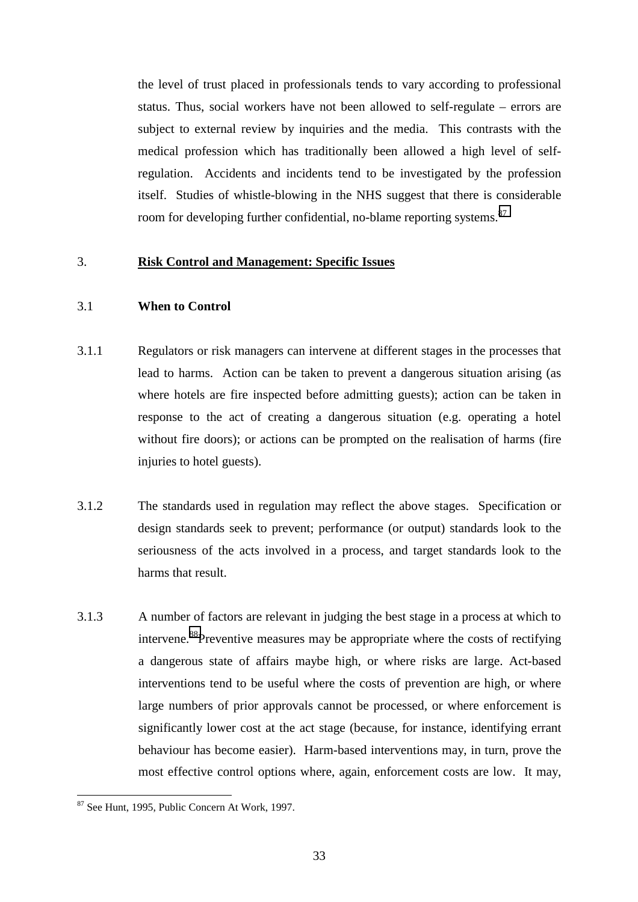the level of trust placed in professionals tends to vary according to professional status. Thus, social workers have not been allowed to self-regulate – errors are subject to external review by inquiries and the media. This contrasts with the medical profession which has traditionally been allowed a high level of self-regulation. Accidents and incidents tend to be investigated by the profession itself. Studies of whistle-blowing in the NHS suggest that there is considerable room for developing further confidential, no-blame reporting systems.[87]

## 3. Risk Control and Management: Specific Issues

### 3.1 When to Control

3.1.1 Regulators or risk managers can intervene at different stages in the processes that lead to harms. Action can be taken to prevent a dangerous situation arising (as where hotels are fire inspected before admitting guests); action can be taken in response to the act of creating a dangerous situation (e.g. operating a hotel without fire doors); or actions can be prompted on the realisation of harms (fire injuries to hotel guests).

3.1.2 The standards used in regulation may reflect the above stages. Specification or design standards seek to prevent; performance (or output) standards look to the seriousness of the acts involved in a process, and target standards look to the harms that result.

3.1.3 A number of factors are relevant in judging the best stage in a process at which to intervene.[88] Preventive measures may be appropriate where the costs of rectifying a dangerous state of affairs maybe high, or where risks are large. Act-based interventions tend to be useful where the costs of prevention are high, or where large numbers of prior approvals cannot be processed, or where enforcement is significantly lower cost at the act stage (because, for instance, identifying errant behaviour has become easier). Harm-based interventions may, in turn, prove the most effective control options where, again, enforcement costs are low. It may,

---

[87] See Hunt, 1995, Public Concern At Work, 1997.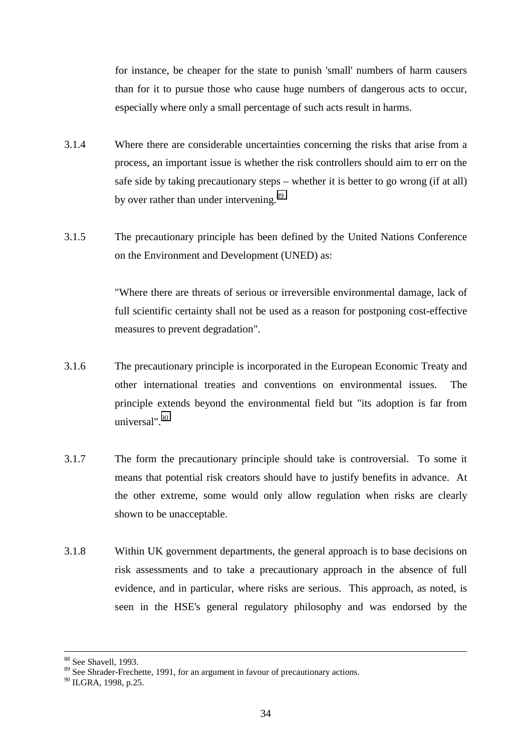for instance, be cheaper for the state to punish 'small' numbers of harm causers than for it to pursue those who cause huge numbers of dangerous acts to occur, especially where only a small percentage of such acts result in harms.

3.1.4 Where there are considerable uncertainties concerning the risks that arise from a process, an important issue is whether the risk controllers should aim to err on the safe side by taking precautionary steps – whether it is better to go wrong (if at all) by over rather than under intervening.[89]

3.1.5 The precautionary principle has been defined by the United Nations Conference on the Environment and Development (UNED) as:

"Where there are threats of serious or irreversible environmental damage, lack of full scientific certainty shall not be used as a reason for postponing cost-effective measures to prevent degradation".

3.1.6 The precautionary principle is incorporated in the European Economic Treaty and other international treaties and conventions on environmental issues. The principle extends beyond the environmental field but "its adoption is far from universal".[90]

3.1.7 The form the precautionary principle should take is controversial. To some it means that potential risk creators should have to justify benefits in advance. At the other extreme, some would only allow regulation when risks are clearly shown to be unacceptable.

3.1.8 Within UK government departments, the general approach is to base decisions on risk assessments and to take a precautionary approach in the absence of full evidence, and in particular, where risks are serious. This approach, as noted, is seen in the HSE's general regulatory philosophy and was endorsed by the

---

[88] See Shavell, 1993.

[89] See Shrader-Frechette, 1991, for an argument in favour of precautionary actions.

[90] ILGRA, 1998, p.25.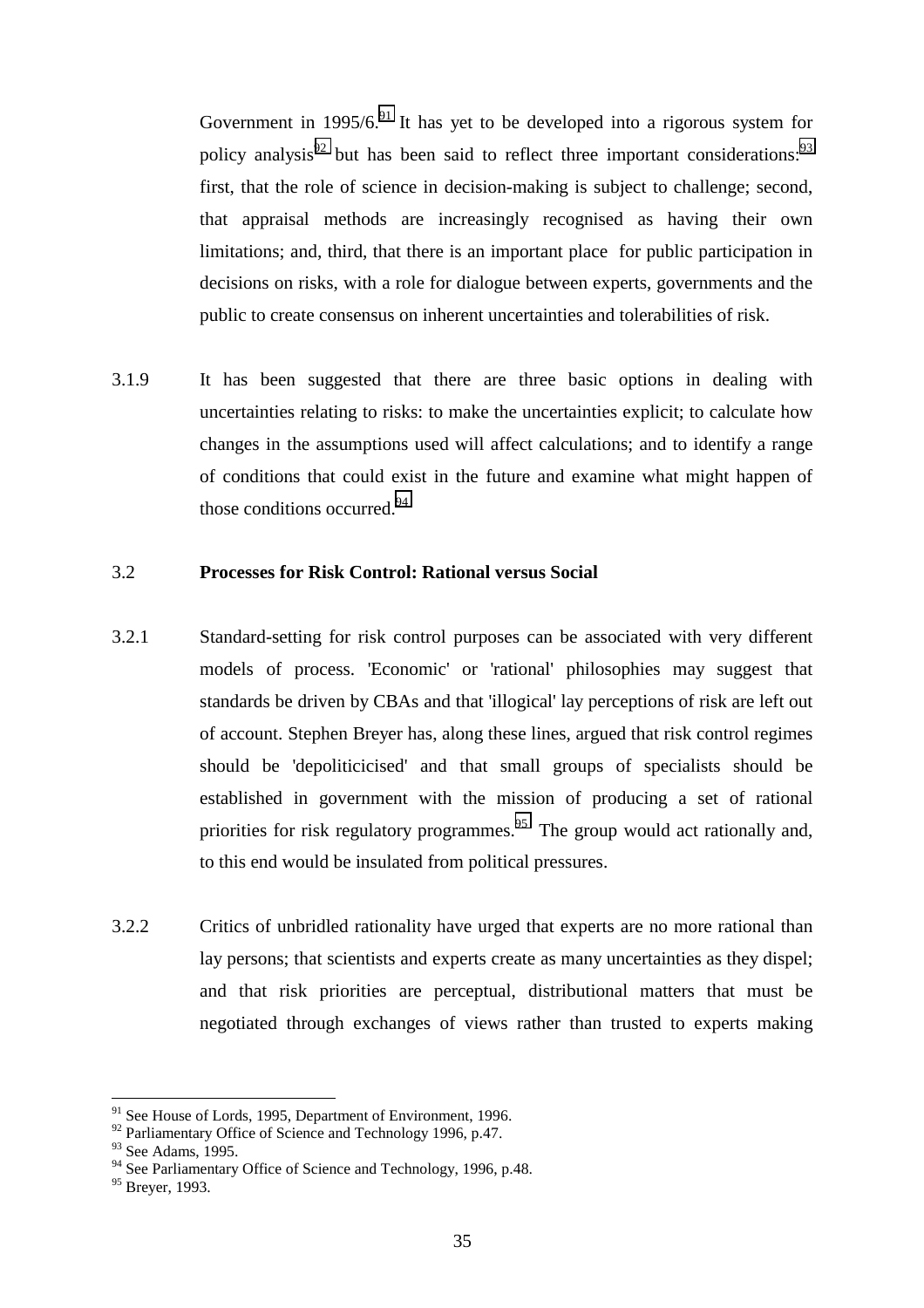Government in 1995/6.[91] It has yet to be developed into a rigorous system for policy analysis[92] but has been said to reflect three important considerations:[93] first, that the role of science in decision-making is subject to challenge; second, that appraisal methods are increasingly recognised as having their own limitations; and, third, that there is an important place for public participation in decisions on risks, with a role for dialogue between experts, governments and the public to create consensus on inherent uncertainties and tolerabilities of risk.

3.1.9 It has been suggested that there are three basic options in dealing with uncertainties relating to risks: to make the uncertainties explicit; to calculate how changes in the assumptions used will affect calculations; and to identify a range of conditions that could exist in the future and examine what might happen of those conditions occurred.[94]

## 3.2 Processes for Risk Control: Rational versus Social

3.2.1 Standard-setting for risk control purposes can be associated with very different models of process. 'Economic' or 'rational' philosophies may suggest that standards be driven by CBAs and that 'illogical' lay perceptions of risk are left out of account. Stephen Breyer has, along these lines, argued that risk control regimes should be 'depoliticicised' and that small groups of specialists should be established in government with the mission of producing a set of rational priorities for risk regulatory programmes.[95] The group would act rationally and, to this end would be insulated from political pressures.

3.2.2 Critics of unbridled rationality have urged that experts are no more rational than lay persons; that scientists and experts create as many uncertainties as they dispel; and that risk priorities are perceptual, distributional matters that must be negotiated through exchanges of views rather than trusted to experts making

---

[91] See House of Lords, 1995, Department of Environment, 1996.
[92] Parliamentary Office of Science and Technology 1996, p.47.
[93] See Adams, 1995.
[94] See Parliamentary Office of Science and Technology, 1996, p.48.
[95] Breyer, 1993.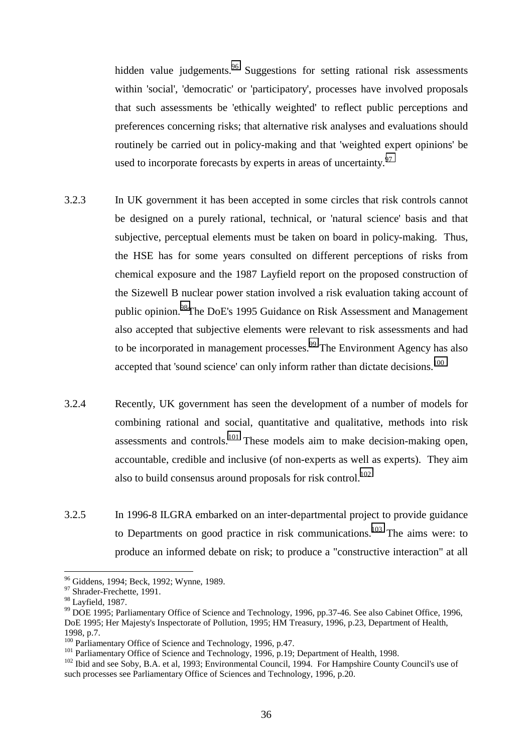hidden value judgements.[96] Suggestions for setting rational risk assessments within 'social', 'democratic' or 'participatory', processes have involved proposals that such assessments be 'ethically weighted' to reflect public perceptions and preferences concerning risks; that alternative risk analyses and evaluations should routinely be carried out in policy-making and that 'weighted expert opinions' be used to incorporate forecasts by experts in areas of uncertainty.[97]

3.2.3 In UK government it has been accepted in some circles that risk controls cannot be designed on a purely rational, technical, or 'natural science' basis and that subjective, perceptual elements must be taken on board in policy-making. Thus, the HSE has for some years consulted on different perceptions of risks from chemical exposure and the 1987 Layfield report on the proposed construction of the Sizewell B nuclear power station involved a risk evaluation taking account of public opinion.[98] The DoE's 1995 Guidance on Risk Assessment and Management also accepted that subjective elements were relevant to risk assessments and had to be incorporated in management processes.[99] The Environment Agency has also accepted that 'sound science' can only inform rather than dictate decisions.[100]

3.2.4 Recently, UK government has seen the development of a number of models for combining rational and social, quantitative and qualitative, methods into risk assessments and controls.[101] These models aim to make decision-making open, accountable, credible and inclusive (of non-experts as well as experts). They aim also to build consensus around proposals for risk control.[102]

3.2.5 In 1996-8 ILGRA embarked on an inter-departmental project to provide guidance to Departments on good practice in risk communications.[103] The aims were: to produce an informed debate on risk; to produce a "constructive interaction" at all

---

[96] Giddens, 1994; Beck, 1992; Wynne, 1989.

[97] Shrader-Frechette, 1991.

[98] Layfield, 1987.

[99] DOE 1995; Parliamentary Office of Science and Technology, 1996, pp.37-46. See also Cabinet Office, 1996, DoE 1995; Her Majesty's Inspectorate of Pollution, 1995; HM Treasury, 1996, p.23, Department of Health, 1998, p.7.

[100] Parliamentary Office of Science and Technology, 1996, p.47.

[101] Parliamentary Office of Science and Technology, 1996, p.19; Department of Health, 1998.

[102] Ibid and see Soby, B.A. et al, 1993; Environmental Council, 1994. For Hampshire County Council's use of such processes see Parliamentary Office of Sciences and Technology, 1996, p.20.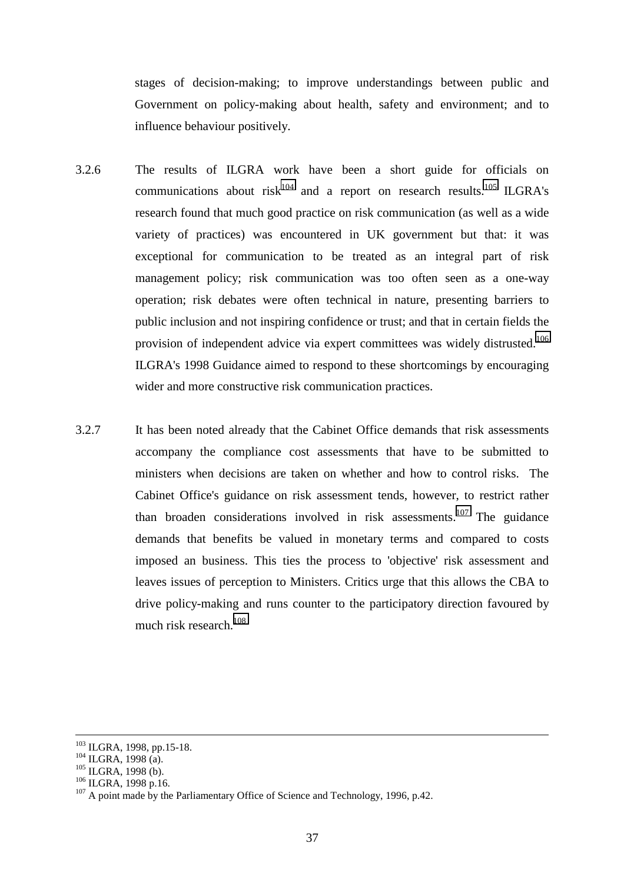stages of decision-making; to improve understandings between public and Government on policy-making about health, safety and environment; and to influence behaviour positively.

3.2.6 The results of ILGRA work have been a short guide for officials on communications about risk[104] and a report on research results.[105] ILGRA's research found that much good practice on risk communication (as well as a wide variety of practices) was encountered in UK government but that: it was exceptional for communication to be treated as an integral part of risk management policy; risk communication was too often seen as a one-way operation; risk debates were often technical in nature, presenting barriers to public inclusion and not inspiring confidence or trust; and that in certain fields the provision of independent advice via expert committees was widely distrusted.[106] ILGRA's 1998 Guidance aimed to respond to these shortcomings by encouraging wider and more constructive risk communication practices.

3.2.7 It has been noted already that the Cabinet Office demands that risk assessments accompany the compliance cost assessments that have to be submitted to ministers when decisions are taken on whether and how to control risks. The Cabinet Office's guidance on risk assessment tends, however, to restrict rather than broaden considerations involved in risk assessments.[107] The guidance demands that benefits be valued in monetary terms and compared to costs imposed an business. This ties the process to 'objective' risk assessment and leaves issues of perception to Ministers. Critics urge that this allows the CBA to drive policy-making and runs counter to the participatory direction favoured by much risk research.[108]

---

[103] ILGRA, 1998, pp.15-18.
[104] ILGRA, 1998 (a).
[105] ILGRA, 1998 (b).
[106] ILGRA, 1998 p.16.
[107] A point made by the Parliamentary Office of Science and Technology, 1996, p.42.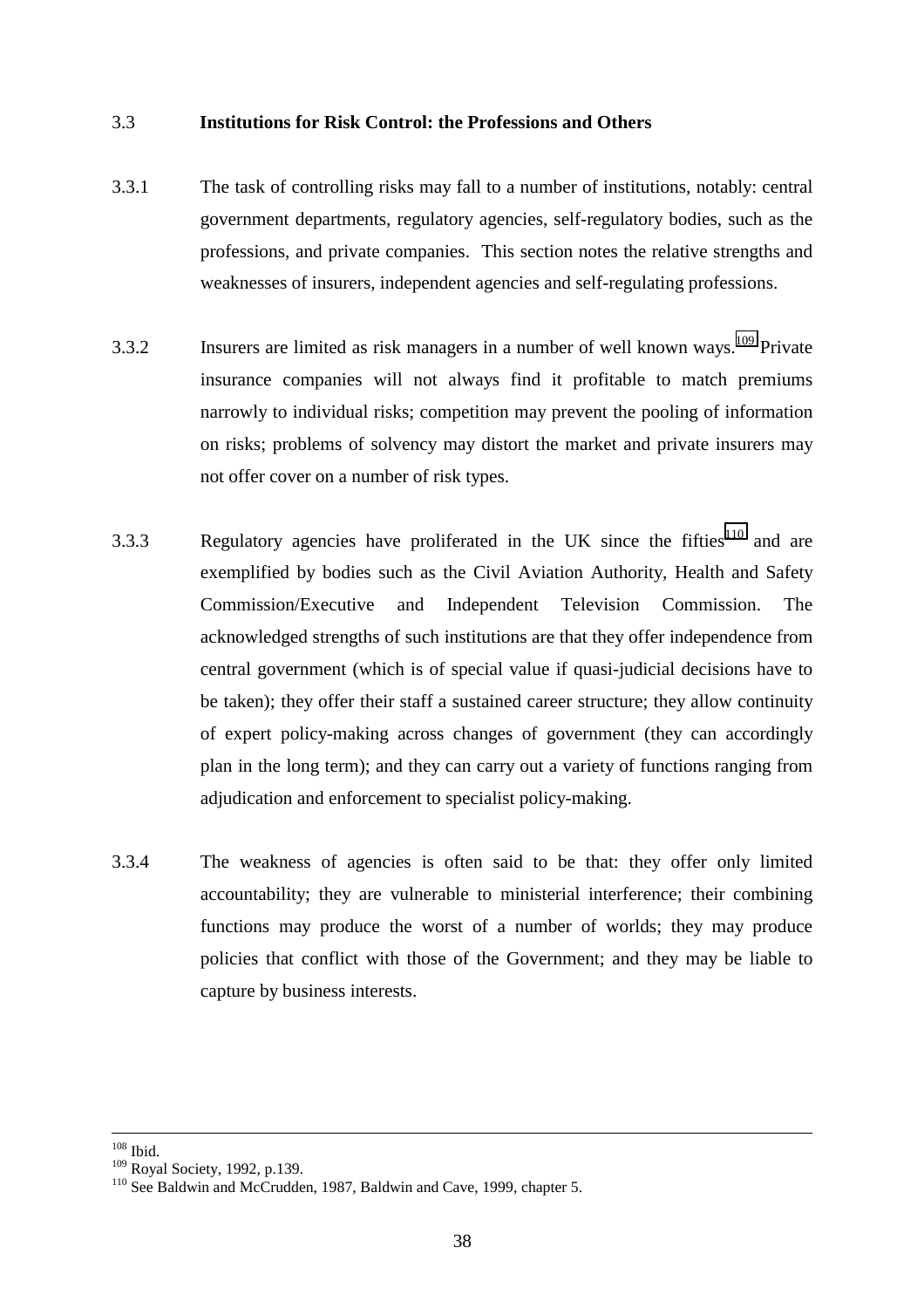### 3.3 Institutions for Risk Control: the Professions and Others

3.3.1 The task of controlling risks may fall to a number of institutions, notably: central government departments, regulatory agencies, self-regulatory bodies, such as the professions, and private companies. This section notes the relative strengths and weaknesses of insurers, independent agencies and self-regulating professions.

3.3.2 Insurers are limited as risk managers in a number of well known ways.[109] Private insurance companies will not always find it profitable to match premiums narrowly to individual risks; competition may prevent the pooling of information on risks; problems of solvency may distort the market and private insurers may not offer cover on a number of risk types.

3.3.3 Regulatory agencies have proliferated in the UK since the fifties[110] and are exemplified by bodies such as the Civil Aviation Authority, Health and Safety Commission/Executive and Independent Television Commission. The acknowledged strengths of such institutions are that they offer independence from central government (which is of special value if quasi-judicial decisions have to be taken); they offer their staff a sustained career structure; they allow continuity of expert policy-making across changes of government (they can accordingly plan in the long term); and they can carry out a variety of functions ranging from adjudication and enforcement to specialist policy-making.

3.3.4 The weakness of agencies is often said to be that: they offer only limited accountability; they are vulnerable to ministerial interference; their combining functions may produce the worst of a number of worlds; they may produce policies that conflict with those of the Government; and they may be liable to capture by business interests.

---

[108] Ibid.
[109] Royal Society, 1992, p.139.
[110] See Baldwin and McCrudden, 1987, Baldwin and Cave, 1999, chapter 5.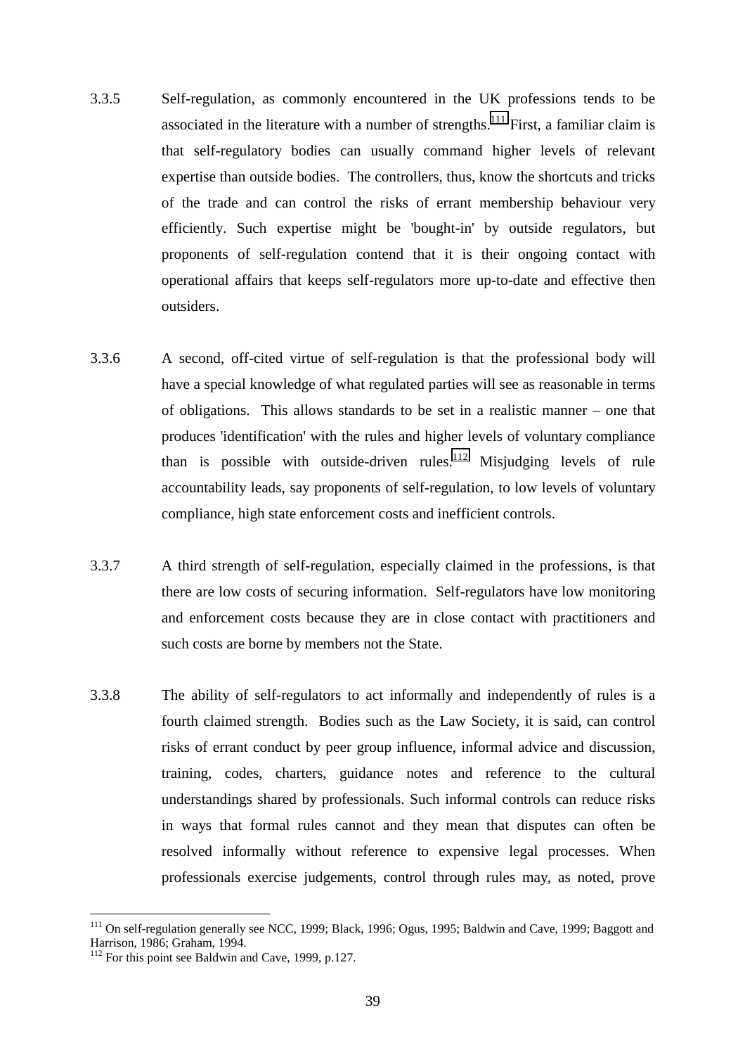3.3.5 Self-regulation, as commonly encountered in the UK professions tends to be associated in the literature with a number of strengths.[111] First, a familiar claim is that self-regulatory bodies can usually command higher levels of relevant expertise than outside bodies. The controllers, thus, know the shortcuts and tricks of the trade and can control the risks of errant membership behaviour very efficiently. Such expertise might be 'bought-in' by outside regulators, but proponents of self-regulation contend that it is their ongoing contact with operational affairs that keeps self-regulators more up-to-date and effective then outsiders.

3.3.6 A second, off-cited virtue of self-regulation is that the professional body will have a special knowledge of what regulated parties will see as reasonable in terms of obligations. This allows standards to be set in a realistic manner – one that produces 'identification' with the rules and higher levels of voluntary compliance than is possible with outside-driven rules.[112] Misjudging levels of rule accountability leads, say proponents of self-regulation, to low levels of voluntary compliance, high state enforcement costs and inefficient controls.

3.3.7 A third strength of self-regulation, especially claimed in the professions, is that there are low costs of securing information. Self-regulators have low monitoring and enforcement costs because they are in close contact with practitioners and such costs are borne by members not the State.

3.3.8 The ability of self-regulators to act informally and independently of rules is a fourth claimed strength. Bodies such as the Law Society, it is said, can control risks of errant conduct by peer group influence, informal advice and discussion, training, codes, charters, guidance notes and reference to the cultural understandings shared by professionals. Such informal controls can reduce risks in ways that formal rules cannot and they mean that disputes can often be resolved informally without reference to expensive legal processes. When professionals exercise judgements, control through rules may, as noted, prove

---

[111] On self-regulation generally see NCC, 1999; Black, 1996; Ogus, 1995; Baldwin and Cave, 1999; Baggott and Harrison, 1986; Graham, 1994.

[112] For this point see Baldwin and Cave, 1999, p.127.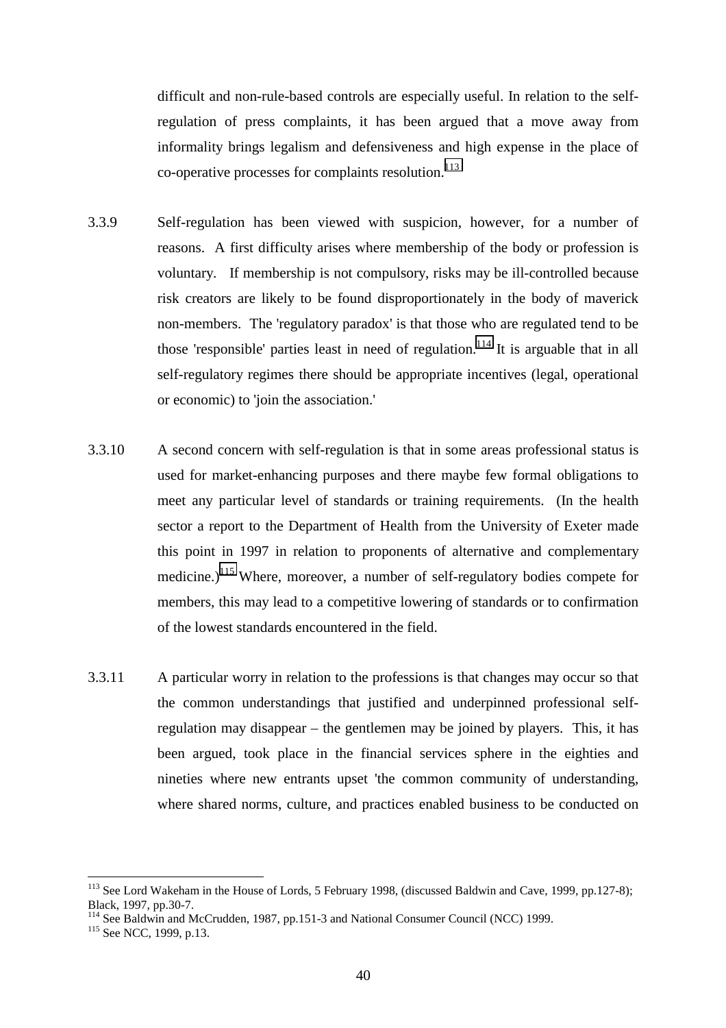difficult and non-rule-based controls are especially useful. In relation to the self-regulation of press complaints, it has been argued that a move away from informality brings legalism and defensiveness and high expense in the place of co-operative processes for complaints resolution.[113]

3.3.9 Self-regulation has been viewed with suspicion, however, for a number of reasons. A first difficulty arises where membership of the body or profession is voluntary. If membership is not compulsory, risks may be ill-controlled because risk creators are likely to be found disproportionately in the body of maverick non-members. The 'regulatory paradox' is that those who are regulated tend to be those 'responsible' parties least in need of regulation.[114] It is arguable that in all self-regulatory regimes there should be appropriate incentives (legal, operational or economic) to 'join the association.'

3.3.10 A second concern with self-regulation is that in some areas professional status is used for market-enhancing purposes and there maybe few formal obligations to meet any particular level of standards or training requirements. (In the health sector a report to the Department of Health from the University of Exeter made this point in 1997 in relation to proponents of alternative and complementary medicine.)[115] Where, moreover, a number of self-regulatory bodies compete for members, this may lead to a competitive lowering of standards or to confirmation of the lowest standards encountered in the field.

3.3.11 A particular worry in relation to the professions is that changes may occur so that the common understandings that justified and underpinned professional self-regulation may disappear – the gentlemen may be joined by players. This, it has been argued, took place in the financial services sphere in the eighties and nineties where new entrants upset 'the common community of understanding, where shared norms, culture, and practices enabled business to be conducted on

---

[113] See Lord Wakeham in the House of Lords, 5 February 1998, (discussed Baldwin and Cave, 1999, pp.127-8); Black, 1997, pp.30-7.

[114] See Baldwin and McCrudden, 1987, pp.151-3 and National Consumer Council (NCC) 1999.

[115] See NCC, 1999, p.13.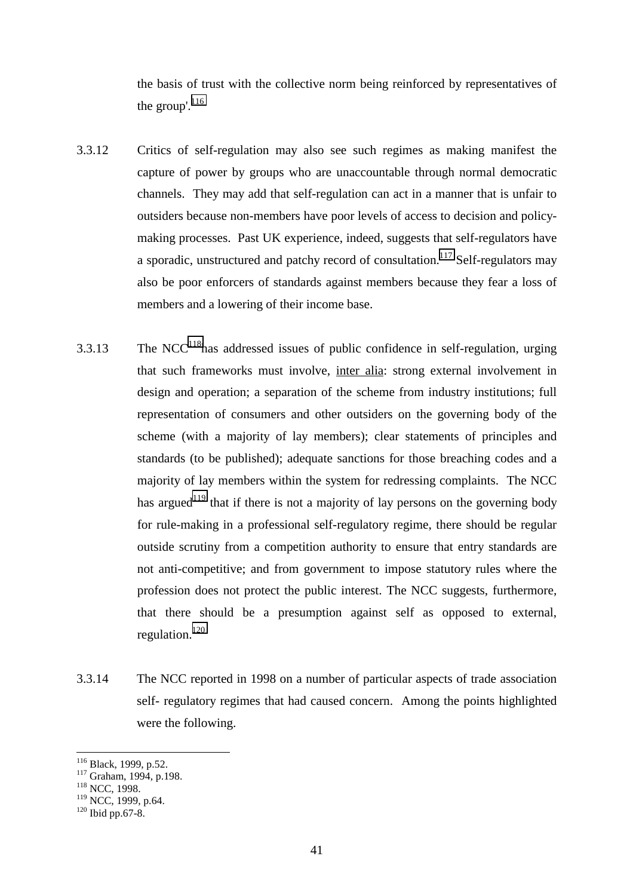the basis of trust with the collective norm being reinforced by representatives of the group'.[116]

3.3.12 Critics of self-regulation may also see such regimes as making manifest the capture of power by groups who are unaccountable through normal democratic channels. They may add that self-regulation can act in a manner that is unfair to outsiders because non-members have poor levels of access to decision and policy-making processes. Past UK experience, indeed, suggests that self-regulators have a sporadic, unstructured and patchy record of consultation.[117] Self-regulators may also be poor enforcers of standards against members because they fear a loss of members and a lowering of their income base.

3.3.13 The NCC[118] has addressed issues of public confidence in self-regulation, urging that such frameworks must involve, inter alia: strong external involvement in design and operation; a separation of the scheme from industry institutions; full representation of consumers and other outsiders on the governing body of the scheme (with a majority of lay members); clear statements of principles and standards (to be published); adequate sanctions for those breaching codes and a majority of lay members within the system for redressing complaints. The NCC has argued[119] that if there is not a majority of lay persons on the governing body for rule-making in a professional self-regulatory regime, there should be regular outside scrutiny from a competition authority to ensure that entry standards are not anti-competitive; and from government to impose statutory rules where the profession does not protect the public interest. The NCC suggests, furthermore, that there should be a presumption against self as opposed to external, regulation.[120]

3.3.14 The NCC reported in 1998 on a number of particular aspects of trade association self- regulatory regimes that had caused concern. Among the points highlighted were the following.

---

[116] Black, 1999, p.52.
[117] Graham, 1994, p.198.
[118] NCC, 1998.
[119] NCC, 1999, p.64.
[120] Ibid pp.67-8.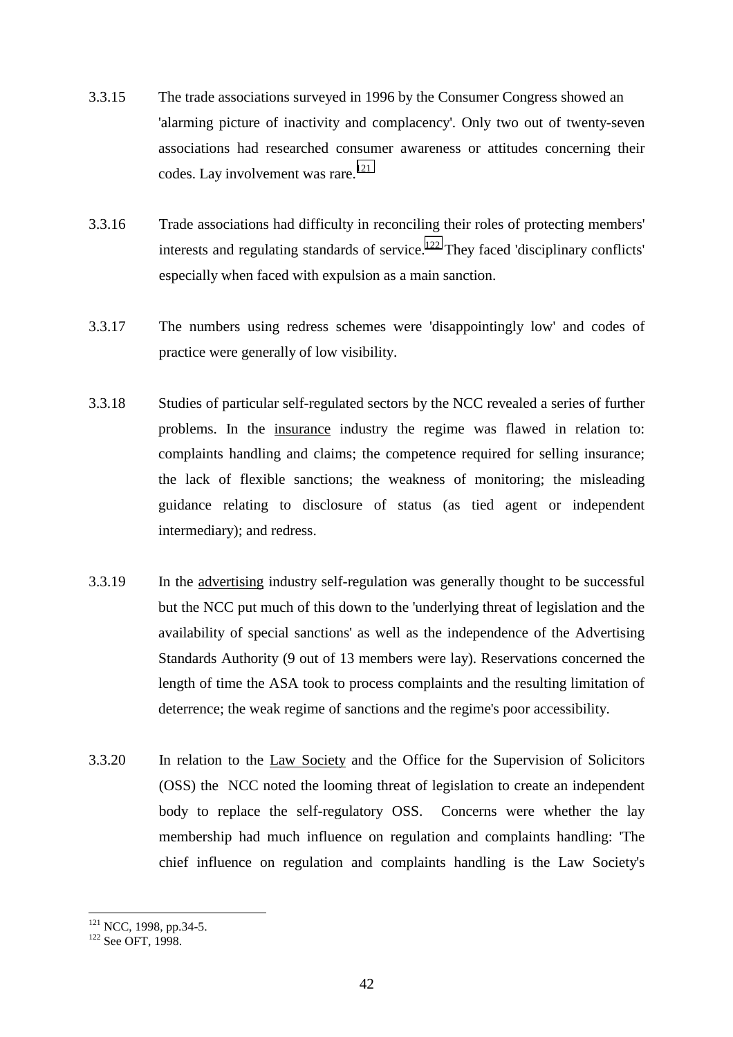3.3.15 The trade associations surveyed in 1996 by the Consumer Congress showed an 'alarming picture of inactivity and complacency'. Only two out of twenty-seven associations had researched consumer awareness or attitudes concerning their codes. Lay involvement was rare.[121]

3.3.16 Trade associations had difficulty in reconciling their roles of protecting members' interests and regulating standards of service.[122] They faced 'disciplinary conflicts' especially when faced with expulsion as a main sanction.

3.3.17 The numbers using redress schemes were 'disappointingly low' and codes of practice were generally of low visibility.

3.3.18 Studies of particular self-regulated sectors by the NCC revealed a series of further problems. In the <u>insurance</u> industry the regime was flawed in relation to: complaints handling and claims; the competence required for selling insurance; the lack of flexible sanctions; the weakness of monitoring; the misleading guidance relating to disclosure of status (as tied agent or independent intermediary); and redress.

3.3.19 In the <u>advertising</u> industry self-regulation was generally thought to be successful but the NCC put much of this down to the 'underlying threat of legislation and the availability of special sanctions' as well as the independence of the Advertising Standards Authority (9 out of 13 members were lay). Reservations concerned the length of time the ASA took to process complaints and the resulting limitation of deterrence; the weak regime of sanctions and the regime's poor accessibility.

3.3.20 In relation to the <u>Law Society</u> and the Office for the Supervision of Solicitors (OSS) the NCC noted the looming threat of legislation to create an independent body to replace the self-regulatory OSS. Concerns were whether the lay membership had much influence on regulation and complaints handling: 'The chief influence on regulation and complaints handling is the Law Society's

---

[121] NCC, 1998, pp.34-5.

[122] See OFT, 1998.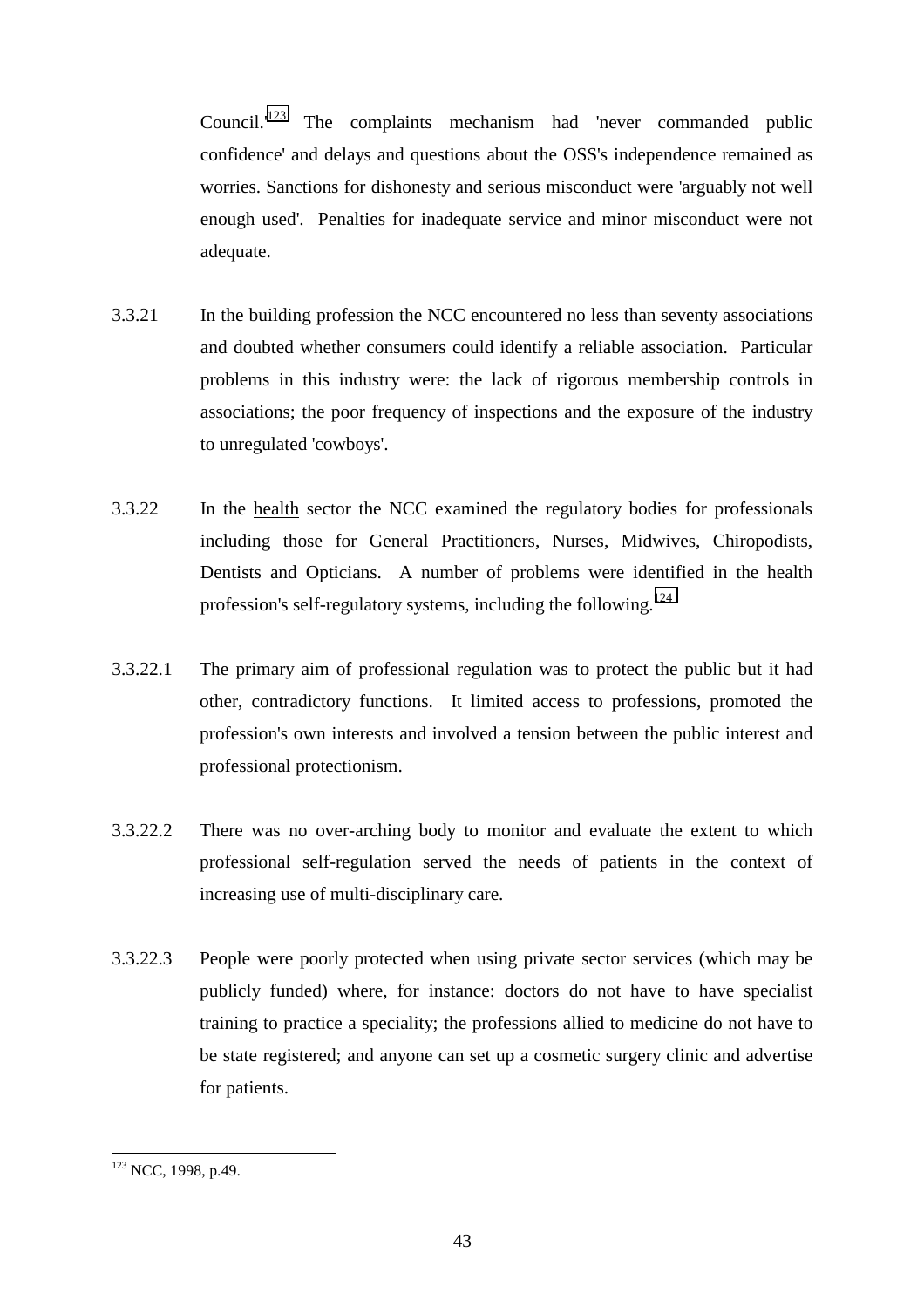Council.'[123] The complaints mechanism had 'never commanded public confidence' and delays and questions about the OSS's independence remained as worries. Sanctions for dishonesty and serious misconduct were 'arguably not well enough used'. Penalties for inadequate service and minor misconduct were not adequate.

3.3.21 In the building profession the NCC encountered no less than seventy associations and doubted whether consumers could identify a reliable association. Particular problems in this industry were: the lack of rigorous membership controls in associations; the poor frequency of inspections and the exposure of the industry to unregulated 'cowboys'.

3.3.22 In the health sector the NCC examined the regulatory bodies for professionals including those for General Practitioners, Nurses, Midwives, Chiropodists, Dentists and Opticians. A number of problems were identified in the health profession's self-regulatory systems, including the following.[124]

3.3.22.1 The primary aim of professional regulation was to protect the public but it had other, contradictory functions. It limited access to professions, promoted the profession's own interests and involved a tension between the public interest and professional protectionism.

3.3.22.2 There was no over-arching body to monitor and evaluate the extent to which professional self-regulation served the needs of patients in the context of increasing use of multi-disciplinary care.

3.3.22.3 People were poorly protected when using private sector services (which may be publicly funded) where, for instance: doctors do not have to have specialist training to practice a speciality; the professions allied to medicine do not have to be state registered; and anyone can set up a cosmetic surgery clinic and advertise for patients.

---

[123] NCC, 1998, p.49.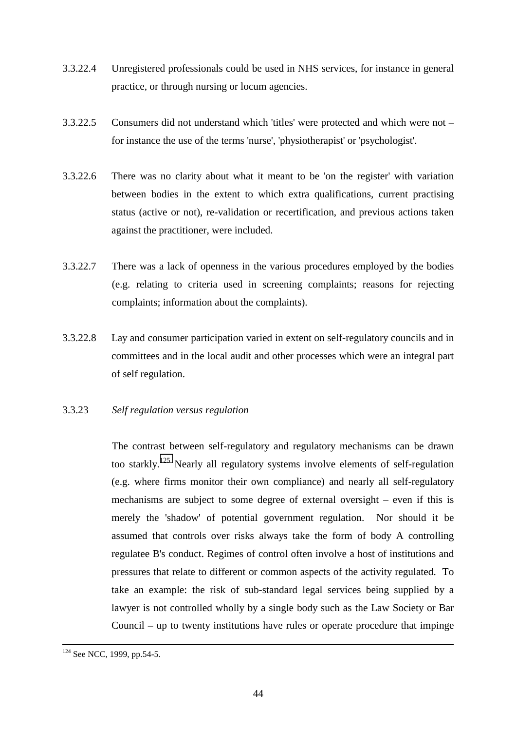3.3.22.4 Unregistered professionals could be used in NHS services, for instance in general practice, or through nursing or locum agencies.

3.3.22.5 Consumers did not understand which 'titles' were protected and which were not – for instance the use of the terms 'nurse', 'physiotherapist' or 'psychologist'.

3.3.22.6 There was no clarity about what it meant to be 'on the register' with variation between bodies in the extent to which extra qualifications, current practising status (active or not), re-validation or recertification, and previous actions taken against the practitioner, were included.

3.3.22.7 There was a lack of openness in the various procedures employed by the bodies (e.g. relating to criteria used in screening complaints; reasons for rejecting complaints; information about the complaints).

3.3.22.8 Lay and consumer participation varied in extent on self-regulatory councils and in committees and in the local audit and other processes which were an integral part of self regulation.

3.3.23 *Self regulation versus regulation*

The contrast between self-regulatory and regulatory mechanisms can be drawn too starkly.[125] Nearly all regulatory systems involve elements of self-regulation (e.g. where firms monitor their own compliance) and nearly all self-regulatory mechanisms are subject to some degree of external oversight – even if this is merely the 'shadow' of potential government regulation. Nor should it be assumed that controls over risks always take the form of body A controlling regulatee B's conduct. Regimes of control often involve a host of institutions and pressures that relate to different or common aspects of the activity regulated. To take an example: the risk of sub-standard legal services being supplied by a lawyer is not controlled wholly by a single body such as the Law Society or Bar Council – up to twenty institutions have rules or operate procedure that impinge

[124] See NCC, 1999, pp.54-5.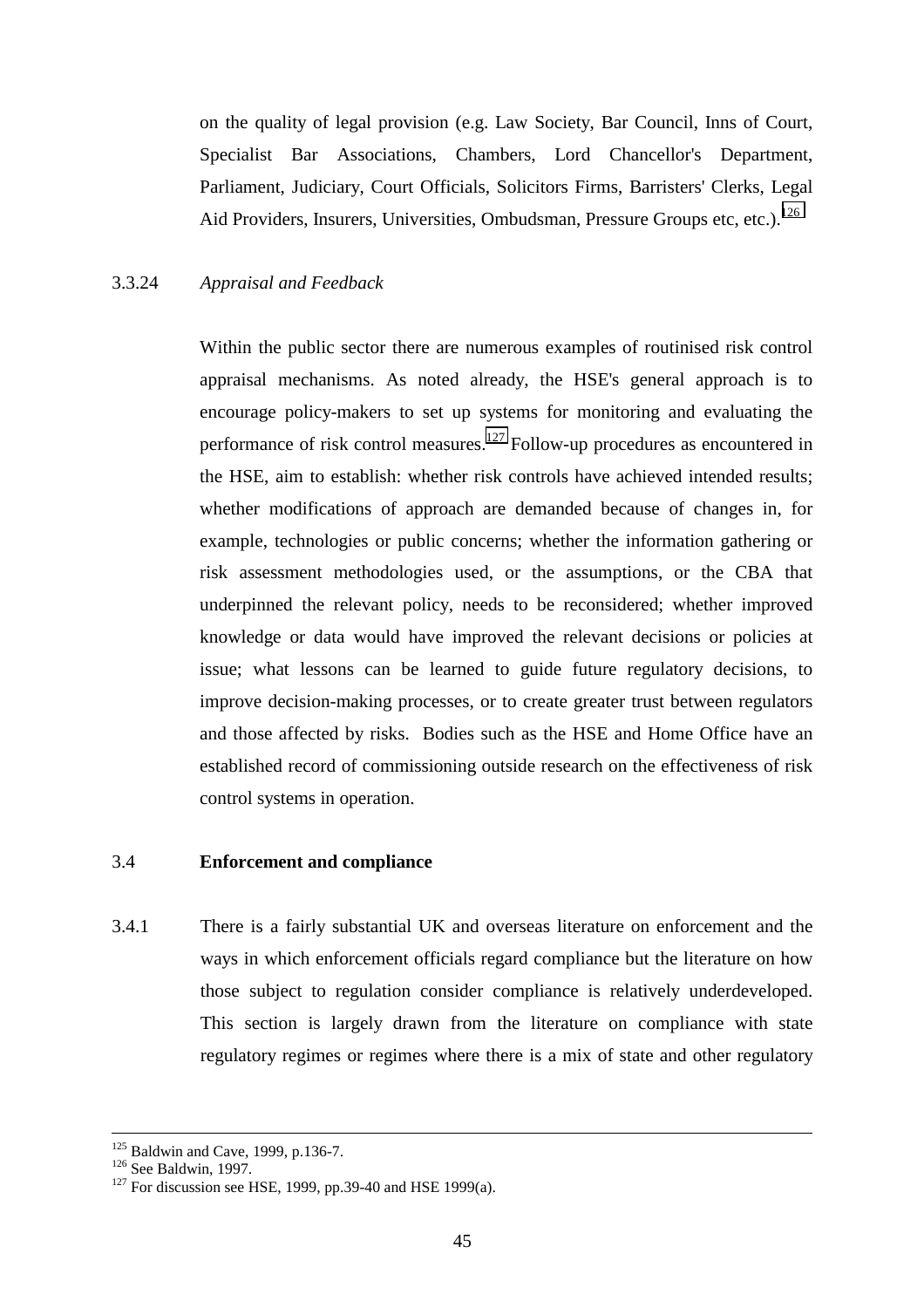on the quality of legal provision (e.g. Law Society, Bar Council, Inns of Court, Specialist Bar Associations, Chambers, Lord Chancellor's Department, Parliament, Judiciary, Court Officials, Solicitors Firms, Barristers' Clerks, Legal Aid Providers, Insurers, Universities, Ombudsman, Pressure Groups etc, etc.).[126]

3.3.24 *Appraisal and Feedback*

Within the public sector there are numerous examples of routinised risk control appraisal mechanisms. As noted already, the HSE's general approach is to encourage policy-makers to set up systems for monitoring and evaluating the performance of risk control measures.[127] Follow-up procedures as encountered in the HSE, aim to establish: whether risk controls have achieved intended results; whether modifications of approach are demanded because of changes in, for example, technologies or public concerns; whether the information gathering or risk assessment methodologies used, or the assumptions, or the CBA that underpinned the relevant policy, needs to be reconsidered; whether improved knowledge or data would have improved the relevant decisions or policies at issue; what lessons can be learned to guide future regulatory decisions, to improve decision-making processes, or to create greater trust between regulators and those affected by risks. Bodies such as the HSE and Home Office have an established record of commissioning outside research on the effectiveness of risk control systems in operation.

## 3.4 Enforcement and compliance

3.4.1 There is a fairly substantial UK and overseas literature on enforcement and the ways in which enforcement officials regard compliance but the literature on how those subject to regulation consider compliance is relatively underdeveloped. This section is largely drawn from the literature on compliance with state regulatory regimes or regimes where there is a mix of state and other regulatory

---

[125] Baldwin and Cave, 1999, p.136-7.
[126] See Baldwin, 1997.
[127] For discussion see HSE, 1999, pp.39-40 and HSE 1999(a).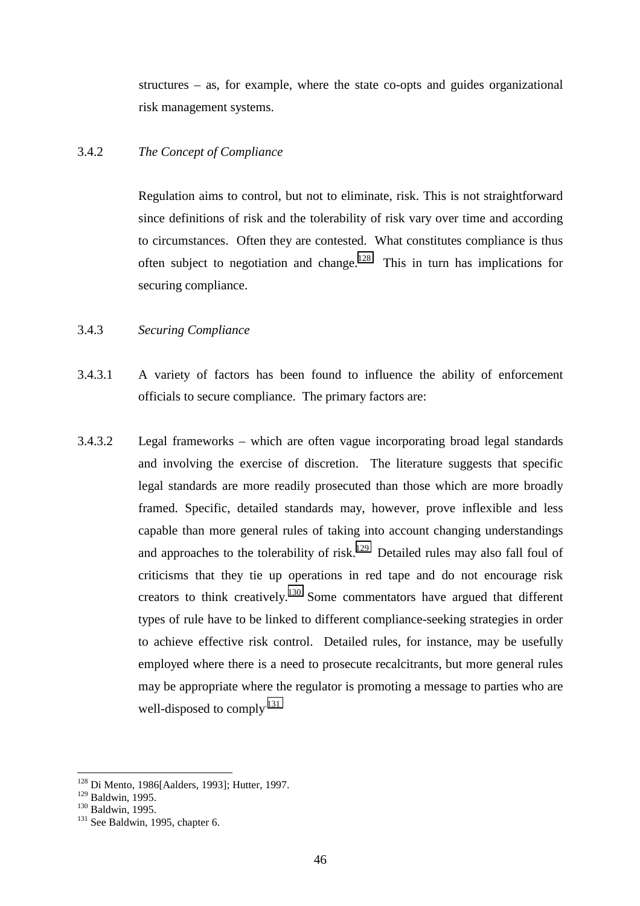structures – as, for example, where the state co-opts and guides organizational risk management systems.

### 3.4.2 *The Concept of Compliance*

Regulation aims to control, but not to eliminate, risk. This is not straightforward since definitions of risk and the tolerability of risk vary over time and according to circumstances. Often they are contested. What constitutes compliance is thus often subject to negotiation and change.[128] This in turn has implications for securing compliance.

### 3.4.3 *Securing Compliance*

3.4.3.1 A variety of factors has been found to influence the ability of enforcement officials to secure compliance. The primary factors are:

3.4.3.2 Legal frameworks – which are often vague incorporating broad legal standards and involving the exercise of discretion. The literature suggests that specific legal standards are more readily prosecuted than those which are more broadly framed. Specific, detailed standards may, however, prove inflexible and less capable than more general rules of taking into account changing understandings and approaches to the tolerability of risk.[129] Detailed rules may also fall foul of criticisms that they tie up operations in red tape and do not encourage risk creators to think creatively.[130] Some commentators have argued that different types of rule have to be linked to different compliance-seeking strategies in order to achieve effective risk control. Detailed rules, for instance, may be usefully employed where there is a need to prosecute recalcitrants, but more general rules may be appropriate where the regulator is promoting a message to parties who are well-disposed to comply.[131]

---

[128] Di Mento, 1986[Aalders, 1993]; Hutter, 1997.
[129] Baldwin, 1995.
[130] Baldwin, 1995.
[131] See Baldwin, 1995, chapter 6.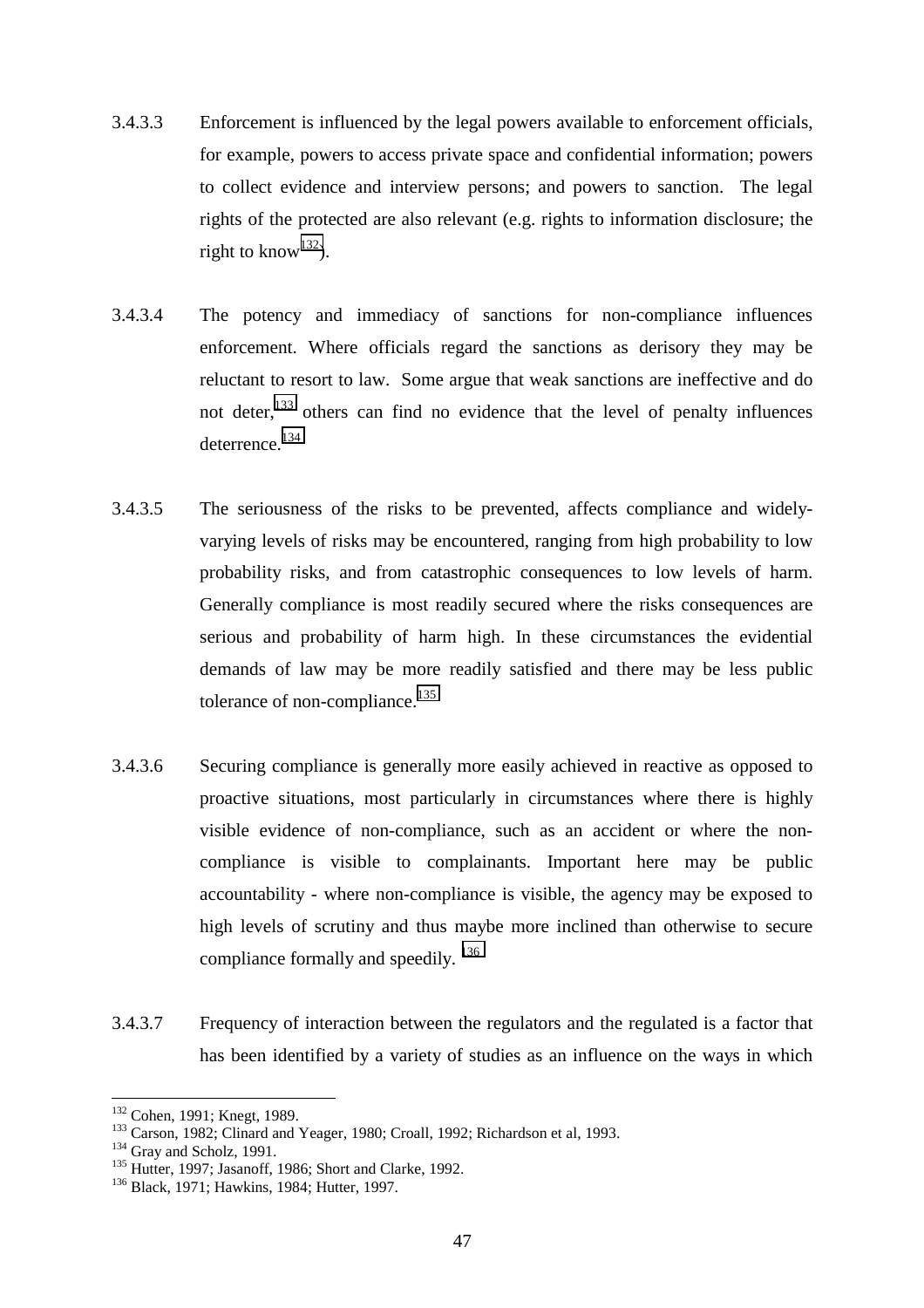3.4.3.3 Enforcement is influenced by the legal powers available to enforcement officials, for example, powers to access private space and confidential information; powers to collect evidence and interview persons; and powers to sanction. The legal rights of the protected are also relevant (e.g. rights to information disclosure; the right to know[132]).

3.4.3.4 The potency and immediacy of sanctions for non-compliance influences enforcement. Where officials regard the sanctions as derisory they may be reluctant to resort to law. Some argue that weak sanctions are ineffective and do not deter,[133] others can find no evidence that the level of penalty influences deterrence.[134]

3.4.3.5 The seriousness of the risks to be prevented, affects compliance and widely-varying levels of risks may be encountered, ranging from high probability to low probability risks, and from catastrophic consequences to low levels of harm. Generally compliance is most readily secured where the risks consequences are serious and probability of harm high. In these circumstances the evidential demands of law may be more readily satisfied and there may be less public tolerance of non-compliance.[135]

3.4.3.6 Securing compliance is generally more easily achieved in reactive as opposed to proactive situations, most particularly in circumstances where there is highly visible evidence of non-compliance, such as an accident or where the non-compliance is visible to complainants. Important here may be public accountability - where non-compliance is visible, the agency may be exposed to high levels of scrutiny and thus maybe more inclined than otherwise to secure compliance formally and speedily. [136]

3.4.3.7 Frequency of interaction between the regulators and the regulated is a factor that has been identified by a variety of studies as an influence on the ways in which

---

[132] Cohen, 1991; Knegt, 1989.
[133] Carson, 1982; Clinard and Yeager, 1980; Croall, 1992; Richardson et al, 1993.
[134] Gray and Scholz, 1991.
[135] Hutter, 1997; Jasanoff, 1986; Short and Clarke, 1992.
[136] Black, 1971; Hawkins, 1984; Hutter, 1997.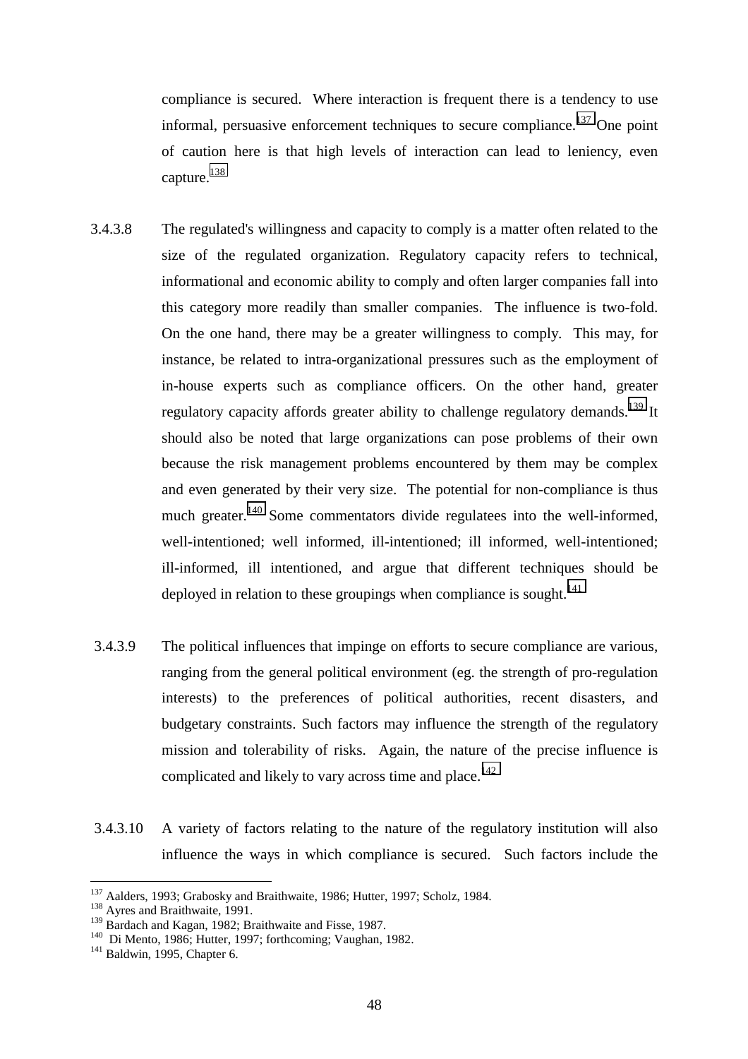compliance is secured. Where interaction is frequent there is a tendency to use informal, persuasive enforcement techniques to secure compliance.[137] One point of caution here is that high levels of interaction can lead to leniency, even capture.[138]

3.4.3.8 The regulated's willingness and capacity to comply is a matter often related to the size of the regulated organization. Regulatory capacity refers to technical, informational and economic ability to comply and often larger companies fall into this category more readily than smaller companies. The influence is two-fold. On the one hand, there may be a greater willingness to comply. This may, for instance, be related to intra-organizational pressures such as the employment of in-house experts such as compliance officers. On the other hand, greater regulatory capacity affords greater ability to challenge regulatory demands.[139] It should also be noted that large organizations can pose problems of their own because the risk management problems encountered by them may be complex and even generated by their very size. The potential for non-compliance is thus much greater.[140] Some commentators divide regulatees into the well-informed, well-intentioned; well informed, ill-intentioned; ill informed, well-intentioned; ill-informed, ill intentioned, and argue that different techniques should be deployed in relation to these groupings when compliance is sought.[141]

3.4.3.9 The political influences that impinge on efforts to secure compliance are various, ranging from the general political environment (eg. the strength of pro-regulation interests) to the preferences of political authorities, recent disasters, and budgetary constraints. Such factors may influence the strength of the regulatory mission and tolerability of risks. Again, the nature of the precise influence is complicated and likely to vary across time and place.[142]

3.4.3.10 A variety of factors relating to the nature of the regulatory institution will also influence the ways in which compliance is secured. Such factors include the

---

[137] Aalders, 1993; Grabosky and Braithwaite, 1986; Hutter, 1997; Scholz, 1984.
[138] Ayres and Braithwaite, 1991.
[139] Bardach and Kagan, 1982; Braithwaite and Fisse, 1987.
[140] Di Mento, 1986; Hutter, 1997; forthcoming; Vaughan, 1982.
[141] Baldwin, 1995, Chapter 6.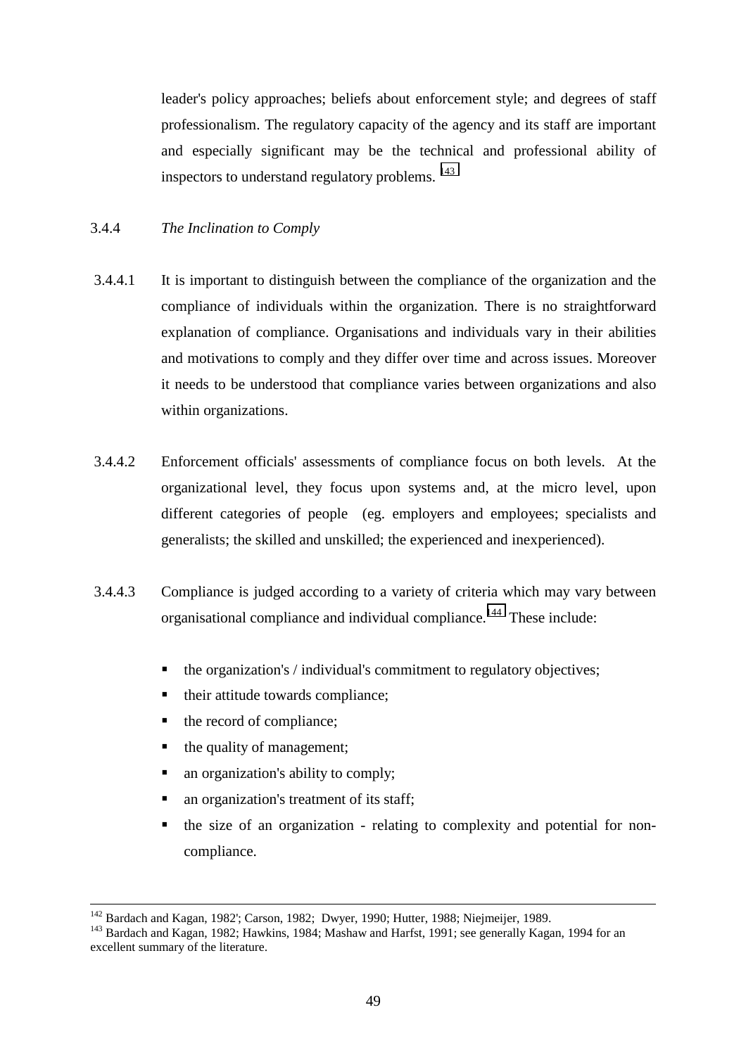leader's policy approaches; beliefs about enforcement style; and degrees of staff professionalism. The regulatory capacity of the agency and its staff are important and especially significant may be the technical and professional ability of inspectors to understand regulatory problems. [143]

3.4.4 *The Inclination to Comply*

3.4.4.1 It is important to distinguish between the compliance of the organization and the compliance of individuals within the organization. There is no straightforward explanation of compliance. Organisations and individuals vary in their abilities and motivations to comply and they differ over time and across issues. Moreover it needs to be understood that compliance varies between organizations and also within organizations.

3.4.4.2 Enforcement officials' assessments of compliance focus on both levels. At the organizational level, they focus upon systems and, at the micro level, upon different categories of people (eg. employers and employees; specialists and generalists; the skilled and unskilled; the experienced and inexperienced).

3.4.4.3 Compliance is judged according to a variety of criteria which may vary between organisational compliance and individual compliance.[144] These include:

- the organization's / individual's commitment to regulatory objectives;
- their attitude towards compliance;
- the record of compliance;
- the quality of management;
- an organization's ability to comply;
- an organization's treatment of its staff;
- the size of an organization - relating to complexity and potential for non-compliance.

---

[142] Bardach and Kagan, 1982'; Carson, 1982; Dwyer, 1990; Hutter, 1988; Niejmeijer, 1989.

[143] Bardach and Kagan, 1982; Hawkins, 1984; Mashaw and Harfst, 1991; see generally Kagan, 1994 for an excellent summary of the literature.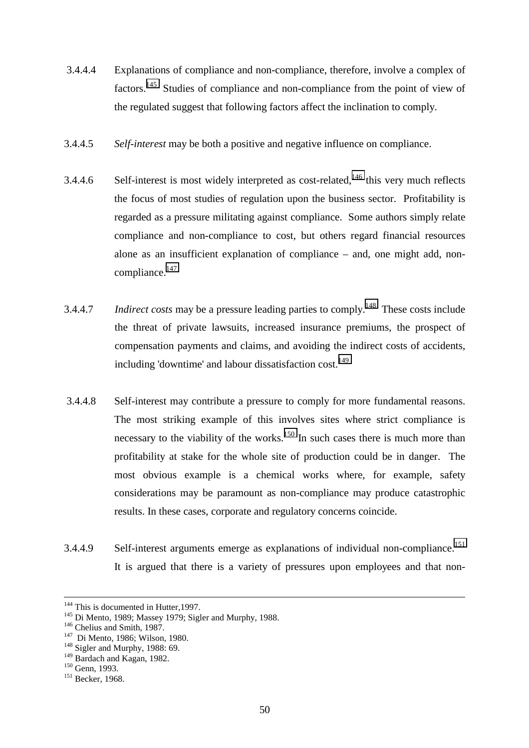3.4.4.4 Explanations of compliance and non-compliance, therefore, involve a complex of factors.[145] Studies of compliance and non-compliance from the point of view of the regulated suggest that following factors affect the inclination to comply.

3.4.4.5 *Self-interest* may be both a positive and negative influence on compliance.

3.4.4.6 Self-interest is most widely interpreted as cost-related,[146] this very much reflects the focus of most studies of regulation upon the business sector. Profitability is regarded as a pressure militating against compliance. Some authors simply relate compliance and non-compliance to cost, but others regard financial resources alone as an insufficient explanation of compliance – and, one might add, non-compliance.[147]

3.4.4.7 *Indirect costs* may be a pressure leading parties to comply.[148] These costs include the threat of private lawsuits, increased insurance premiums, the prospect of compensation payments and claims, and avoiding the indirect costs of accidents, including 'downtime' and labour dissatisfaction cost.[149]

3.4.4.8 Self-interest may contribute a pressure to comply for more fundamental reasons. The most striking example of this involves sites where strict compliance is necessary to the viability of the works.[150] In such cases there is much more than profitability at stake for the whole site of production could be in danger. The most obvious example is a chemical works where, for example, safety considerations may be paramount as non-compliance may produce catastrophic results. In these cases, corporate and regulatory concerns coincide.

3.4.4.9 Self-interest arguments emerge as explanations of individual non-compliance.[151] It is argued that there is a variety of pressures upon employees and that non-

---

[144] This is documented in Hutter,1997.
[145] Di Mento, 1989; Massey 1979; Sigler and Murphy, 1988.
[146] Chelius and Smith, 1987.
[147] Di Mento, 1986; Wilson, 1980.
[148] Sigler and Murphy, 1988: 69.
[149] Bardach and Kagan, 1982.
[150] Genn, 1993.
[151] Becker, 1968.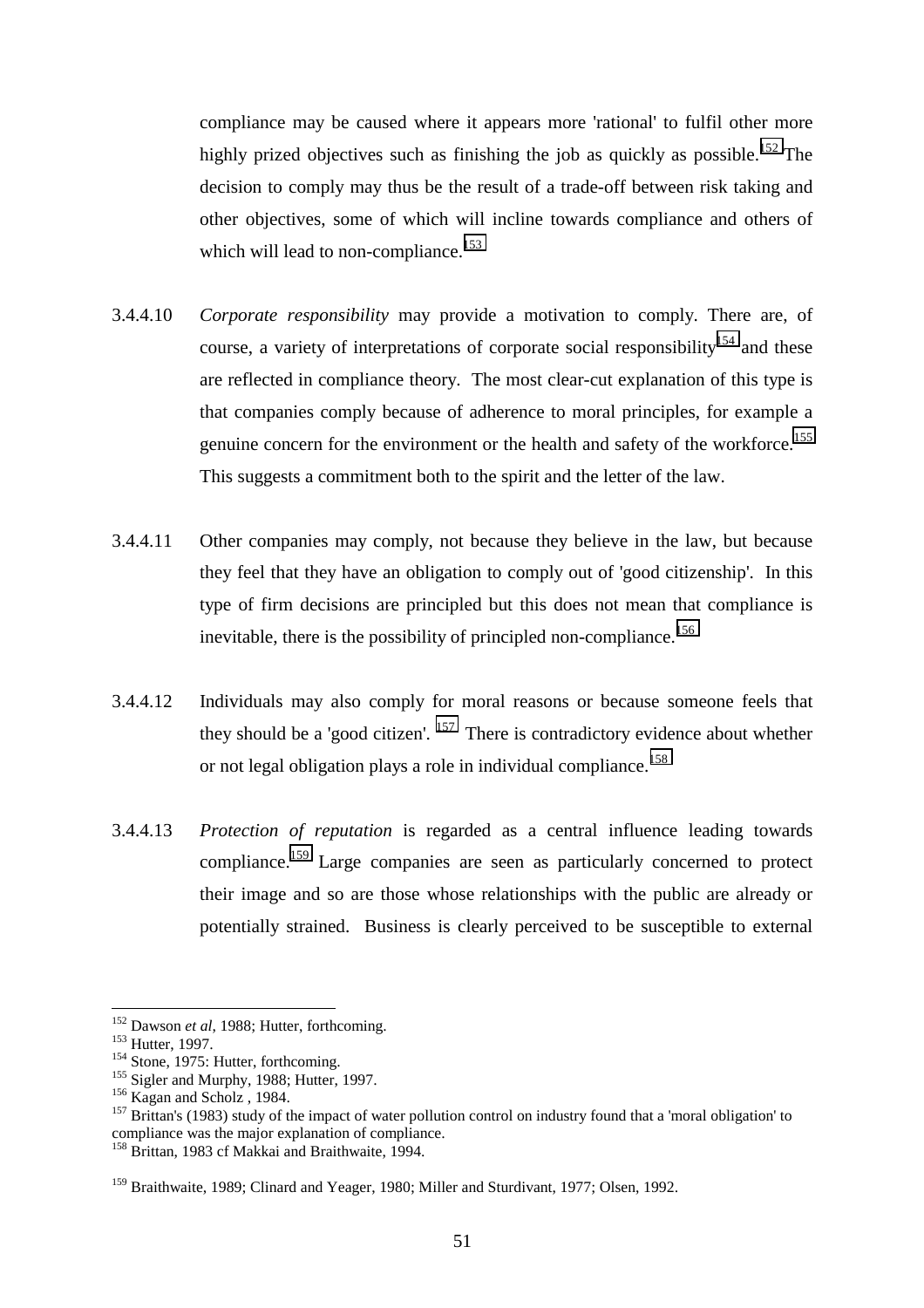compliance may be caused where it appears more 'rational' to fulfil other more highly prized objectives such as finishing the job as quickly as possible.[152] The decision to comply may thus be the result of a trade-off between risk taking and other objectives, some of which will incline towards compliance and others of which will lead to non-compliance.[153]

3.4.4.10 *Corporate responsibility* may provide a motivation to comply. There are, of course, a variety of interpretations of corporate social responsibility[154] and these are reflected in compliance theory. The most clear-cut explanation of this type is that companies comply because of adherence to moral principles, for example a genuine concern for the environment or the health and safety of the workforce.[155] This suggests a commitment both to the spirit and the letter of the law.

3.4.4.11 Other companies may comply, not because they believe in the law, but because they feel that they have an obligation to comply out of 'good citizenship'. In this type of firm decisions are principled but this does not mean that compliance is inevitable, there is the possibility of principled non-compliance.[156]

3.4.4.12 Individuals may also comply for moral reasons or because someone feels that they should be a 'good citizen'. [157] There is contradictory evidence about whether or not legal obligation plays a role in individual compliance.[158]

3.4.4.13 *Protection of reputation* is regarded as a central influence leading towards compliance.[159] Large companies are seen as particularly concerned to protect their image and so are those whose relationships with the public are already or potentially strained. Business is clearly perceived to be susceptible to external

---

[152] Dawson *et al*, 1988; Hutter, forthcoming.

[153] Hutter, 1997.

[154] Stone, 1975: Hutter, forthcoming.

[155] Sigler and Murphy, 1988; Hutter, 1997.

[156] Kagan and Scholz , 1984.

[157] Brittan's (1983) study of the impact of water pollution control on industry found that a 'moral obligation' to compliance was the major explanation of compliance.

[158] Brittan, 1983 cf Makkai and Braithwaite, 1994.

[159] Braithwaite, 1989; Clinard and Yeager, 1980; Miller and Sturdivant, 1977; Olsen, 1992.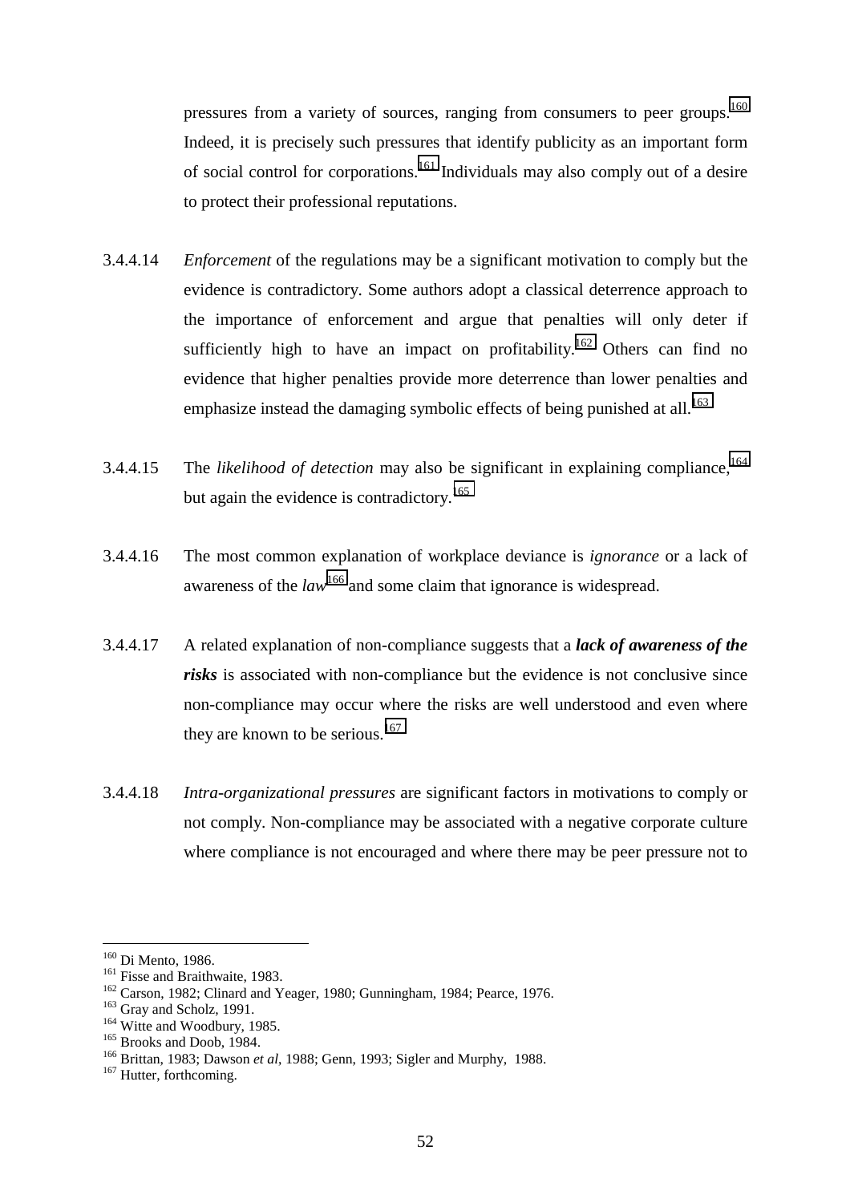pressures from a variety of sources, ranging from consumers to peer groups.[160] Indeed, it is precisely such pressures that identify publicity as an important form of social control for corporations.[161] Individuals may also comply out of a desire to protect their professional reputations.

3.4.4.14 *Enforcement* of the regulations may be a significant motivation to comply but the evidence is contradictory. Some authors adopt a classical deterrence approach to the importance of enforcement and argue that penalties will only deter if sufficiently high to have an impact on profitability.[162] Others can find no evidence that higher penalties provide more deterrence than lower penalties and emphasize instead the damaging symbolic effects of being punished at all.[163]

3.4.4.15 The *likelihood of detection* may also be significant in explaining compliance,[164] but again the evidence is contradictory.[165]

3.4.4.16 The most common explanation of workplace deviance is *ignorance* or a lack of awareness of the *law*[166] and some claim that ignorance is widespread.

3.4.4.17 A related explanation of non-compliance suggests that a ***lack of awareness of the risks*** is associated with non-compliance but the evidence is not conclusive since non-compliance may occur where the risks are well understood and even where they are known to be serious.[167]

3.4.4.18 *Intra-organizational pressures* are significant factors in motivations to comply or not comply. Non-compliance may be associated with a negative corporate culture where compliance is not encouraged and where there may be peer pressure not to

---

[160] Di Mento, 1986.
[161] Fisse and Braithwaite, 1983.
[162] Carson, 1982; Clinard and Yeager, 1980; Gunningham, 1984; Pearce, 1976.
[163] Gray and Scholz, 1991.
[164] Witte and Woodbury, 1985.
[165] Brooks and Doob, 1984.
[166] Brittan, 1983; Dawson *et al*, 1988; Genn, 1993; Sigler and Murphy, 1988.
[167] Hutter, forthcoming.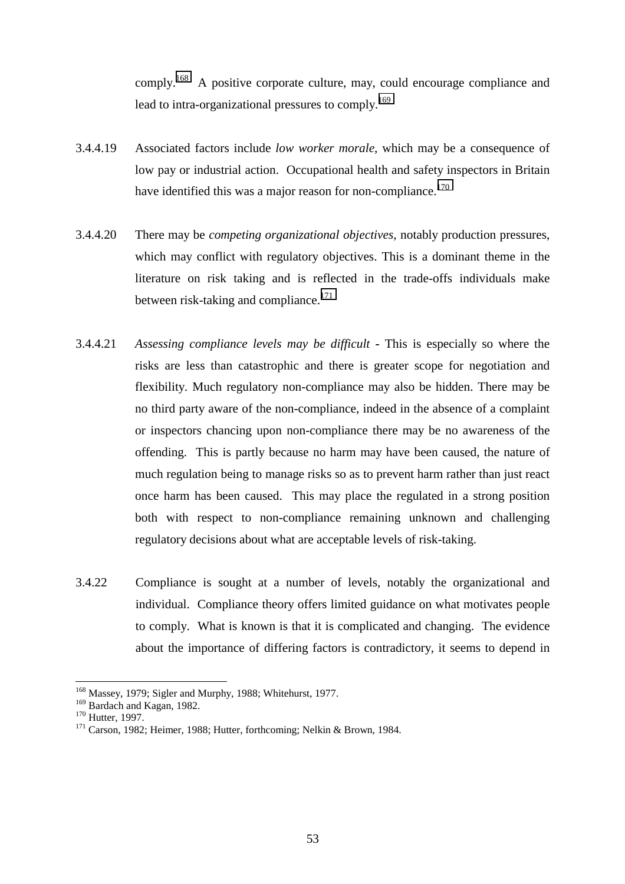comply.[168] A positive corporate culture, may, could encourage compliance and lead to intra-organizational pressures to comply.[169]

3.4.4.19 Associated factors include *low worker morale*, which may be a consequence of low pay or industrial action. Occupational health and safety inspectors in Britain have identified this was a major reason for non-compliance.[170]

3.4.4.20 There may be *competing organizational objectives*, notably production pressures, which may conflict with regulatory objectives. This is a dominant theme in the literature on risk taking and is reflected in the trade-offs individuals make between risk-taking and compliance.[171]

3.4.4.21 *Assessing compliance levels may be difficult* - This is especially so where the risks are less than catastrophic and there is greater scope for negotiation and flexibility. Much regulatory non-compliance may also be hidden. There may be no third party aware of the non-compliance, indeed in the absence of a complaint or inspectors chancing upon non-compliance there may be no awareness of the offending. This is partly because no harm may have been caused, the nature of much regulation being to manage risks so as to prevent harm rather than just react once harm has been caused. This may place the regulated in a strong position both with respect to non-compliance remaining unknown and challenging regulatory decisions about what are acceptable levels of risk-taking.

3.4.22 Compliance is sought at a number of levels, notably the organizational and individual. Compliance theory offers limited guidance on what motivates people to comply. What is known is that it is complicated and changing. The evidence about the importance of differing factors is contradictory, it seems to depend in

---

[168] Massey, 1979; Sigler and Murphy, 1988; Whitehurst, 1977.
[169] Bardach and Kagan, 1982.
[170] Hutter, 1997.
[171] Carson, 1982; Heimer, 1988; Hutter, forthcoming; Nelkin & Brown, 1984.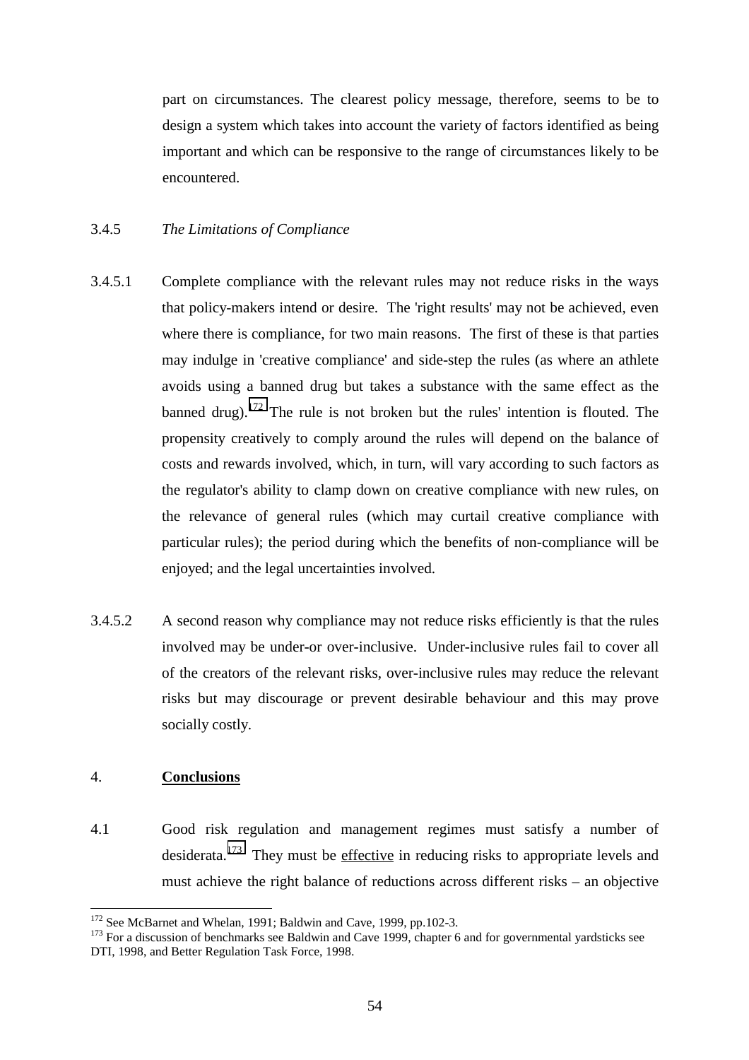part on circumstances. The clearest policy message, therefore, seems to be to design a system which takes into account the variety of factors identified as being important and which can be responsive to the range of circumstances likely to be encountered.

3.4.5 *The Limitations of Compliance*

3.4.5.1 Complete compliance with the relevant rules may not reduce risks in the ways that policy-makers intend or desire. The 'right results' may not be achieved, even where there is compliance, for two main reasons. The first of these is that parties may indulge in 'creative compliance' and side-step the rules (as where an athlete avoids using a banned drug but takes a substance with the same effect as the banned drug).[172] The rule is not broken but the rules' intention is flouted. The propensity creatively to comply around the rules will depend on the balance of costs and rewards involved, which, in turn, will vary according to such factors as the regulator's ability to clamp down on creative compliance with new rules, on the relevance of general rules (which may curtail creative compliance with particular rules); the period during which the benefits of non-compliance will be enjoyed; and the legal uncertainties involved.

3.4.5.2 A second reason why compliance may not reduce risks efficiently is that the rules involved may be under-or over-inclusive. Under-inclusive rules fail to cover all of the creators of the relevant risks, over-inclusive rules may reduce the relevant risks but may discourage or prevent desirable behaviour and this may prove socially costly.

## 4. **Conclusions**

4.1 Good risk regulation and management regimes must satisfy a number of desiderata.[173] They must be <u>effective</u> in reducing risks to appropriate levels and must achieve the right balance of reductions across different risks – an objective

---

[172] See McBarnet and Whelan, 1991; Baldwin and Cave, 1999, pp.102-3.

[173] For a discussion of benchmarks see Baldwin and Cave 1999, chapter 6 and for governmental yardsticks see DTI, 1998, and Better Regulation Task Force, 1998.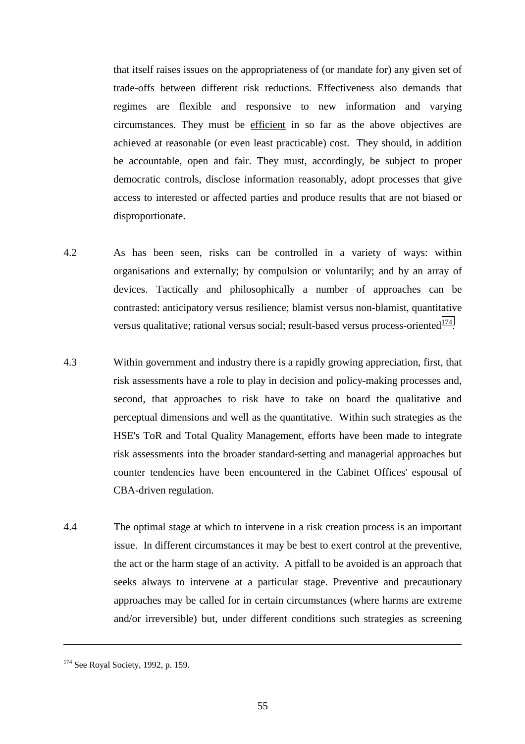that itself raises issues on the appropriateness of (or mandate for) any given set of trade-offs between different risk reductions. Effectiveness also demands that regimes are flexible and responsive to new information and varying circumstances. They must be <u>efficient</u> in so far as the above objectives are achieved at reasonable (or even least practicable) cost. They should, in addition be accountable, open and fair. They must, accordingly, be subject to proper democratic controls, disclose information reasonably, adopt processes that give access to interested or affected parties and produce results that are not biased or disproportionate.

4.2 As has been seen, risks can be controlled in a variety of ways: within organisations and externally; by compulsion or voluntarily; and by an array of devices. Tactically and philosophically a number of approaches can be contrasted: anticipatory versus resilience; blamist versus non-blamist, quantitative versus qualitative; rational versus social; result-based versus process-oriented[174].

4.3 Within government and industry there is a rapidly growing appreciation, first, that risk assessments have a role to play in decision and policy-making processes and, second, that approaches to risk have to take on board the qualitative and perceptual dimensions and well as the quantitative. Within such strategies as the HSE's ToR and Total Quality Management, efforts have been made to integrate risk assessments into the broader standard-setting and managerial approaches but counter tendencies have been encountered in the Cabinet Offices' espousal of CBA-driven regulation.

4.4 The optimal stage at which to intervene in a risk creation process is an important issue. In different circumstances it may be best to exert control at the preventive, the act or the harm stage of an activity. A pitfall to be avoided is an approach that seeks always to intervene at a particular stage. Preventive and precautionary approaches may be called for in certain circumstances (where harms are extreme and/or irreversible) but, under different conditions such strategies as screening

---

[174] See Royal Society, 1992, p. 159.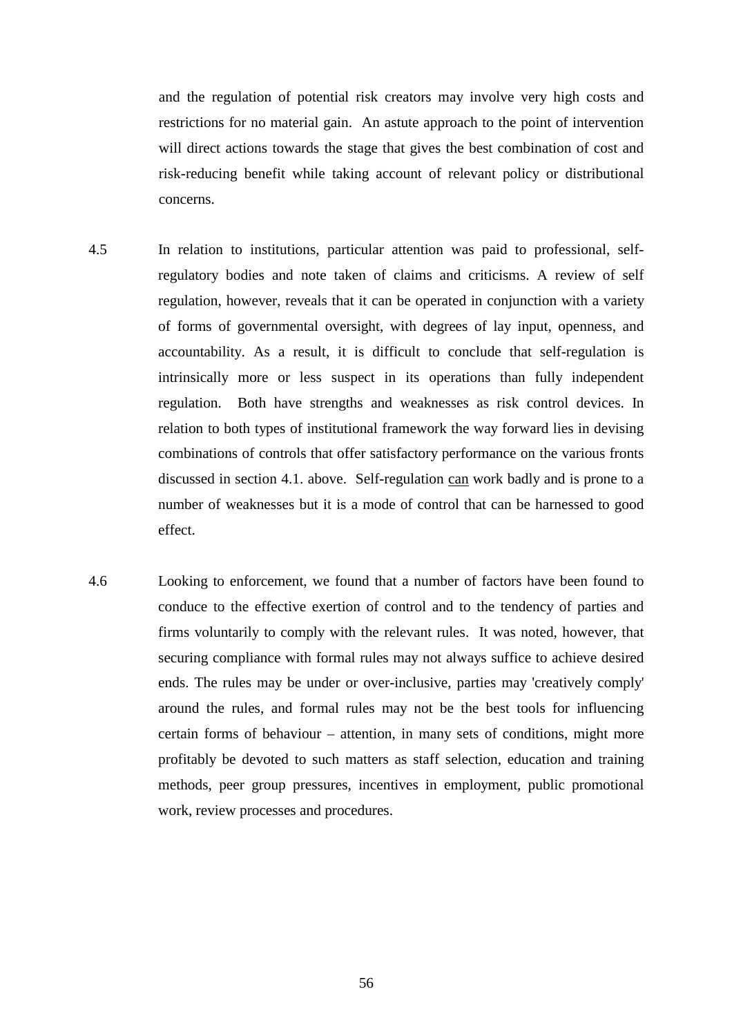and the regulation of potential risk creators may involve very high costs and restrictions for no material gain. An astute approach to the point of intervention will direct actions towards the stage that gives the best combination of cost and risk-reducing benefit while taking account of relevant policy or distributional concerns.

4.5 In relation to institutions, particular attention was paid to professional, self-regulatory bodies and note taken of claims and criticisms. A review of self regulation, however, reveals that it can be operated in conjunction with a variety of forms of governmental oversight, with degrees of lay input, openness, and accountability. As a result, it is difficult to conclude that self-regulation is intrinsically more or less suspect in its operations than fully independent regulation. Both have strengths and weaknesses as risk control devices. In relation to both types of institutional framework the way forward lies in devising combinations of controls that offer satisfactory performance on the various fronts discussed in section 4.1. above. Self-regulation <u>can</u> work badly and is prone to a number of weaknesses but it is a mode of control that can be harnessed to good effect.

4.6 Looking to enforcement, we found that a number of factors have been found to conduce to the effective exertion of control and to the tendency of parties and firms voluntarily to comply with the relevant rules. It was noted, however, that securing compliance with formal rules may not always suffice to achieve desired ends. The rules may be under or over-inclusive, parties may 'creatively comply' around the rules, and formal rules may not be the best tools for influencing certain forms of behaviour – attention, in many sets of conditions, might more profitably be devoted to such matters as staff selection, education and training methods, peer group pressures, incentives in employment, public promotional work, review processes and procedures.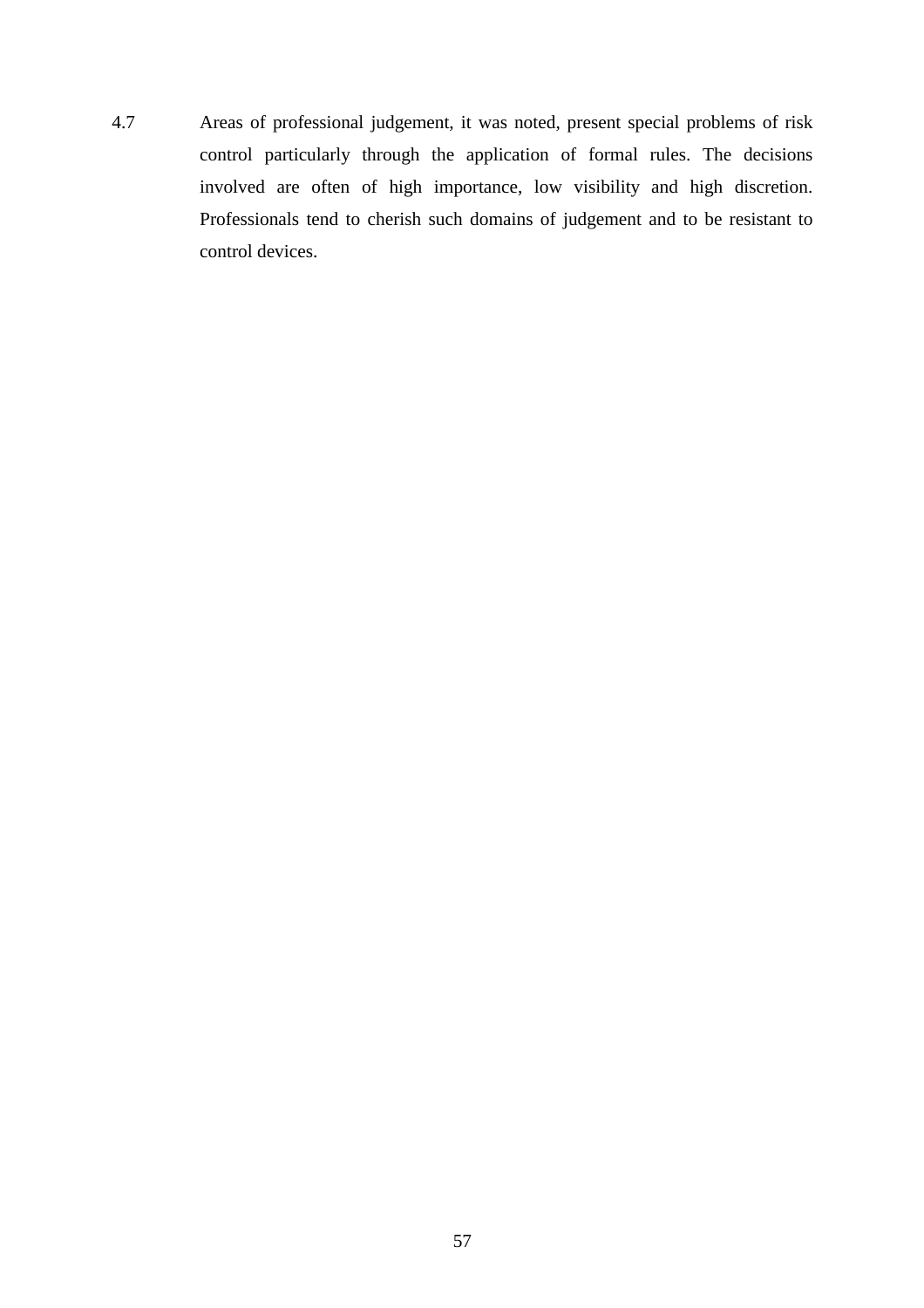4.7 Areas of professional judgement, it was noted, present special problems of risk control particularly through the application of formal rules. The decisions involved are often of high importance, low visibility and high discretion. Professionals tend to cherish such domains of judgement and to be resistant to control devices.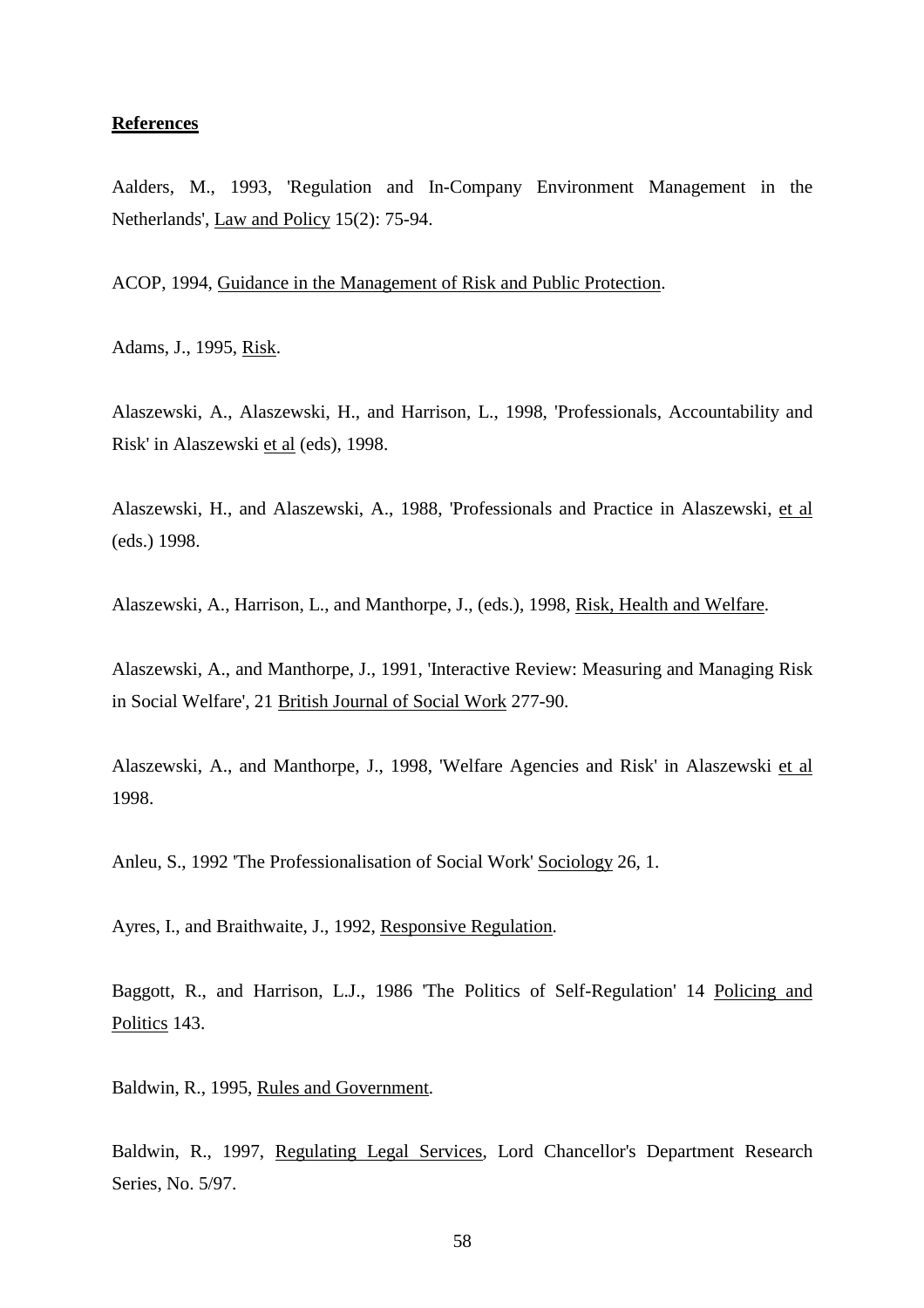**References**

Aalders, M., 1993, 'Regulation and In-Company Environment Management in the Netherlands', Law and Policy 15(2): 75-94.

ACOP, 1994, Guidance in the Management of Risk and Public Protection.

Adams, J., 1995, Risk.

Alaszewski, A., Alaszewski, H., and Harrison, L., 1998, 'Professionals, Accountability and Risk' in Alaszewski et al (eds), 1998.

Alaszewski, H., and Alaszewski, A., 1988, 'Professionals and Practice in Alaszewski, et al (eds.) 1998.

Alaszewski, A., Harrison, L., and Manthorpe, J., (eds.), 1998, Risk, Health and Welfare.

Alaszewski, A., and Manthorpe, J., 1991, 'Interactive Review: Measuring and Managing Risk in Social Welfare', 21 British Journal of Social Work 277-90.

Alaszewski, A., and Manthorpe, J., 1998, 'Welfare Agencies and Risk' in Alaszewski et al 1998.

Anleu, S., 1992 'The Professionalisation of Social Work' Sociology 26, 1.

Ayres, I., and Braithwaite, J., 1992, Responsive Regulation.

Baggott, R., and Harrison, L.J., 1986 'The Politics of Self-Regulation' 14 Policing and Politics 143.

Baldwin, R., 1995, Rules and Government.

Baldwin, R., 1997, Regulating Legal Services, Lord Chancellor's Department Research Series, No. 5/97.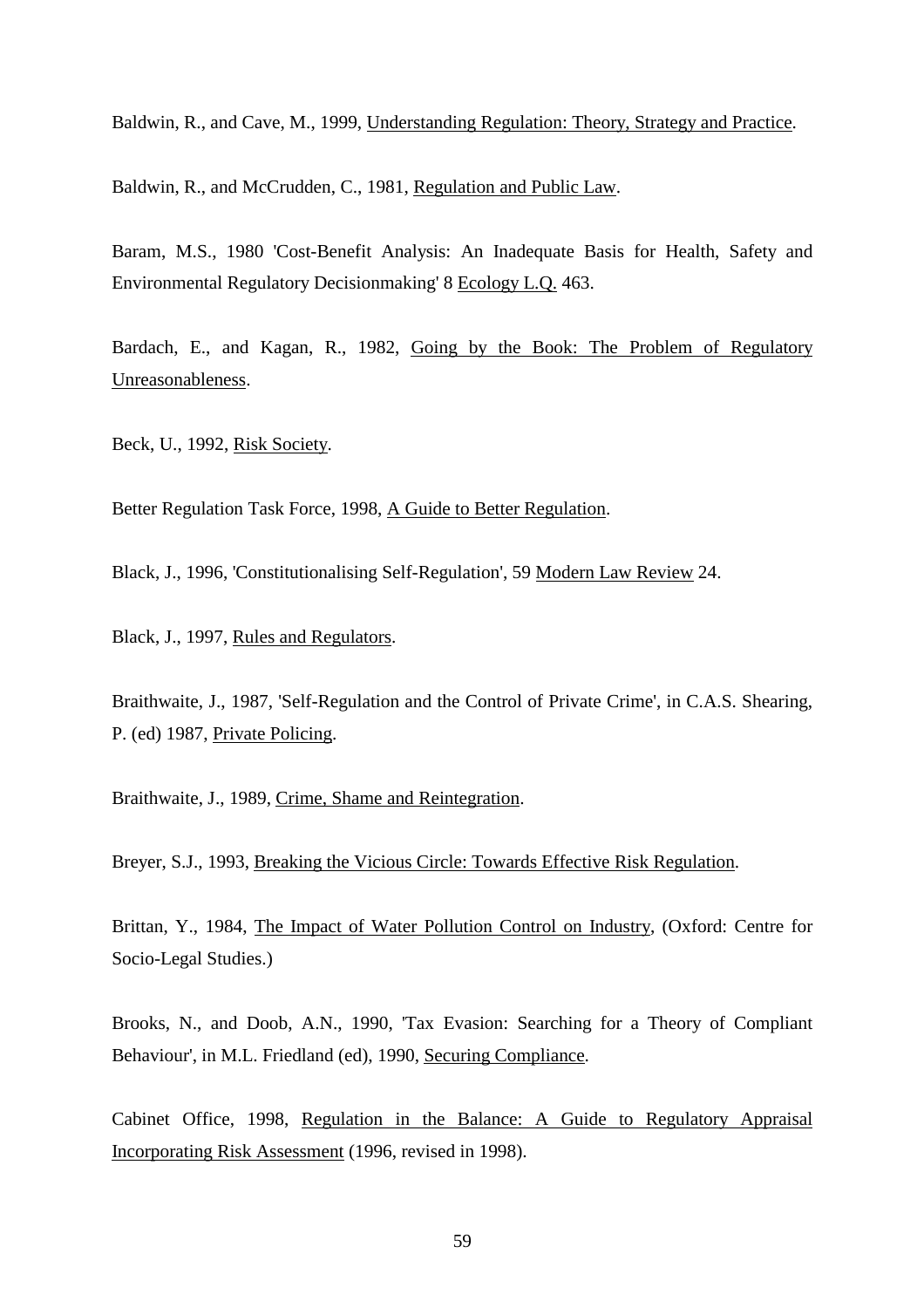Baldwin, R., and Cave, M., 1999, Understanding Regulation: Theory, Strategy and Practice.

Baldwin, R., and McCrudden, C., 1981, Regulation and Public Law.

Baram, M.S., 1980 'Cost-Benefit Analysis: An Inadequate Basis for Health, Safety and Environmental Regulatory Decisionmaking' 8 Ecology L.Q. 463.

Bardach, E., and Kagan, R., 1982, Going by the Book: The Problem of Regulatory Unreasonableness.

Beck, U., 1992, Risk Society.

Better Regulation Task Force, 1998, A Guide to Better Regulation.

Black, J., 1996, 'Constitutionalising Self-Regulation', 59 Modern Law Review 24.

Black, J., 1997, Rules and Regulators.

Braithwaite, J., 1987, 'Self-Regulation and the Control of Private Crime', in C.A.S. Shearing, P. (ed) 1987, Private Policing.

Braithwaite, J., 1989, Crime, Shame and Reintegration.

Breyer, S.J., 1993, Breaking the Vicious Circle: Towards Effective Risk Regulation.

Brittan, Y., 1984, The Impact of Water Pollution Control on Industry, (Oxford: Centre for Socio-Legal Studies.)

Brooks, N., and Doob, A.N., 1990, 'Tax Evasion: Searching for a Theory of Compliant Behaviour', in M.L. Friedland (ed), 1990, Securing Compliance.

Cabinet Office, 1998, Regulation in the Balance: A Guide to Regulatory Appraisal Incorporating Risk Assessment (1996, revised in 1998).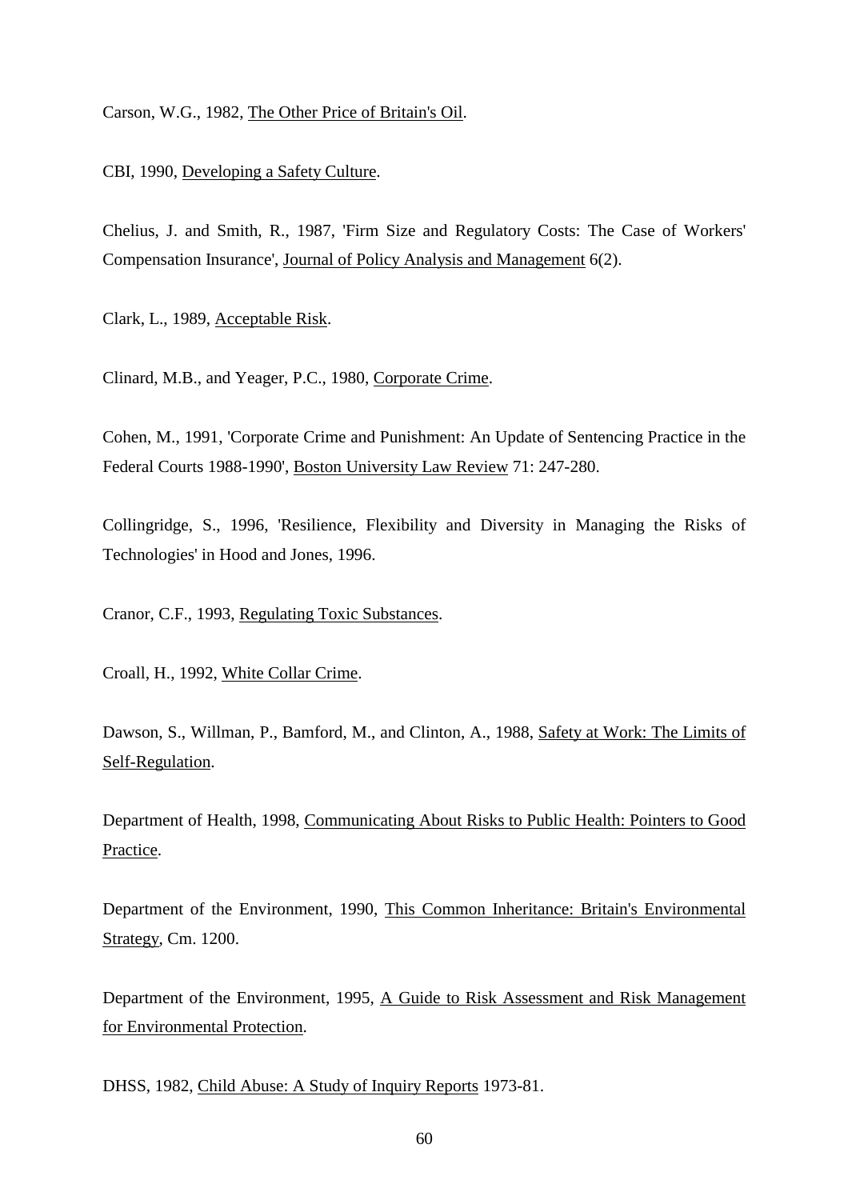Carson, W.G., 1982, The Other Price of Britain's Oil.

CBI, 1990, Developing a Safety Culture.

Chelius, J. and Smith, R., 1987, 'Firm Size and Regulatory Costs: The Case of Workers' Compensation Insurance', Journal of Policy Analysis and Management 6(2).

Clark, L., 1989, Acceptable Risk.

Clinard, M.B., and Yeager, P.C., 1980, Corporate Crime.

Cohen, M., 1991, 'Corporate Crime and Punishment: An Update of Sentencing Practice in the Federal Courts 1988-1990', Boston University Law Review 71: 247-280.

Collingridge, S., 1996, 'Resilience, Flexibility and Diversity in Managing the Risks of Technologies' in Hood and Jones, 1996.

Cranor, C.F., 1993, Regulating Toxic Substances.

Croall, H., 1992, White Collar Crime.

Dawson, S., Willman, P., Bamford, M., and Clinton, A., 1988, Safety at Work: The Limits of Self-Regulation.

Department of Health, 1998, Communicating About Risks to Public Health: Pointers to Good Practice.

Department of the Environment, 1990, This Common Inheritance: Britain's Environmental Strategy, Cm. 1200.

Department of the Environment, 1995, A Guide to Risk Assessment and Risk Management for Environmental Protection.

DHSS, 1982, Child Abuse: A Study of Inquiry Reports 1973-81.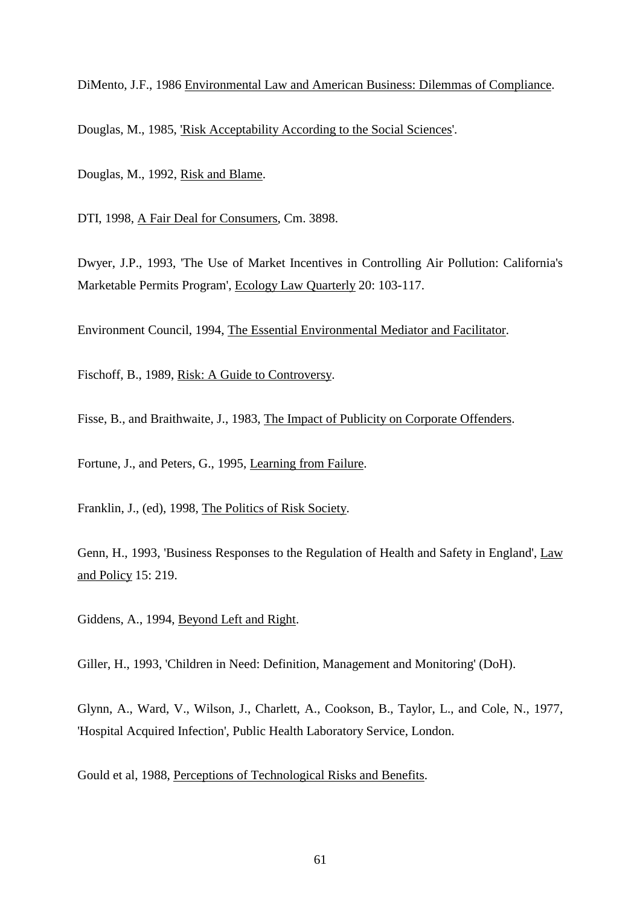DiMento, J.F., 1986 <u>Environmental Law and American Business: Dilemmas of Compliance</u>.

Douglas, M., 1985, '<u>Risk Acceptability According to the Social Sciences</u>'.

Douglas, M., 1992, <u>Risk and Blame</u>.

DTI, 1998, <u>A Fair Deal for Consumers</u>, Cm. 3898.

Dwyer, J.P., 1993, 'The Use of Market Incentives in Controlling Air Pollution: California's Marketable Permits Program', <u>Ecology Law Quarterly</u> 20: 103-117.

Environment Council, 1994, <u>The Essential Environmental Mediator and Facilitator</u>.

Fischoff, B., 1989, <u>Risk: A Guide to Controversy</u>.

Fisse, B., and Braithwaite, J., 1983, <u>The Impact of Publicity on Corporate Offenders</u>.

Fortune, J., and Peters, G., 1995, <u>Learning from Failure</u>.

Franklin, J., (ed), 1998, <u>The Politics of Risk Society</u>.

Genn, H., 1993, 'Business Responses to the Regulation of Health and Safety in England', <u>Law and Policy</u> 15: 219.

Giddens, A., 1994, <u>Beyond Left and Right</u>.

Giller, H., 1993, 'Children in Need: Definition, Management and Monitoring' (DoH).

Glynn, A., Ward, V., Wilson, J., Charlett, A., Cookson, B., Taylor, L., and Cole, N., 1977, 'Hospital Acquired Infection', Public Health Laboratory Service, London.

Gould et al, 1988, <u>Perceptions of Technological Risks and Benefits</u>.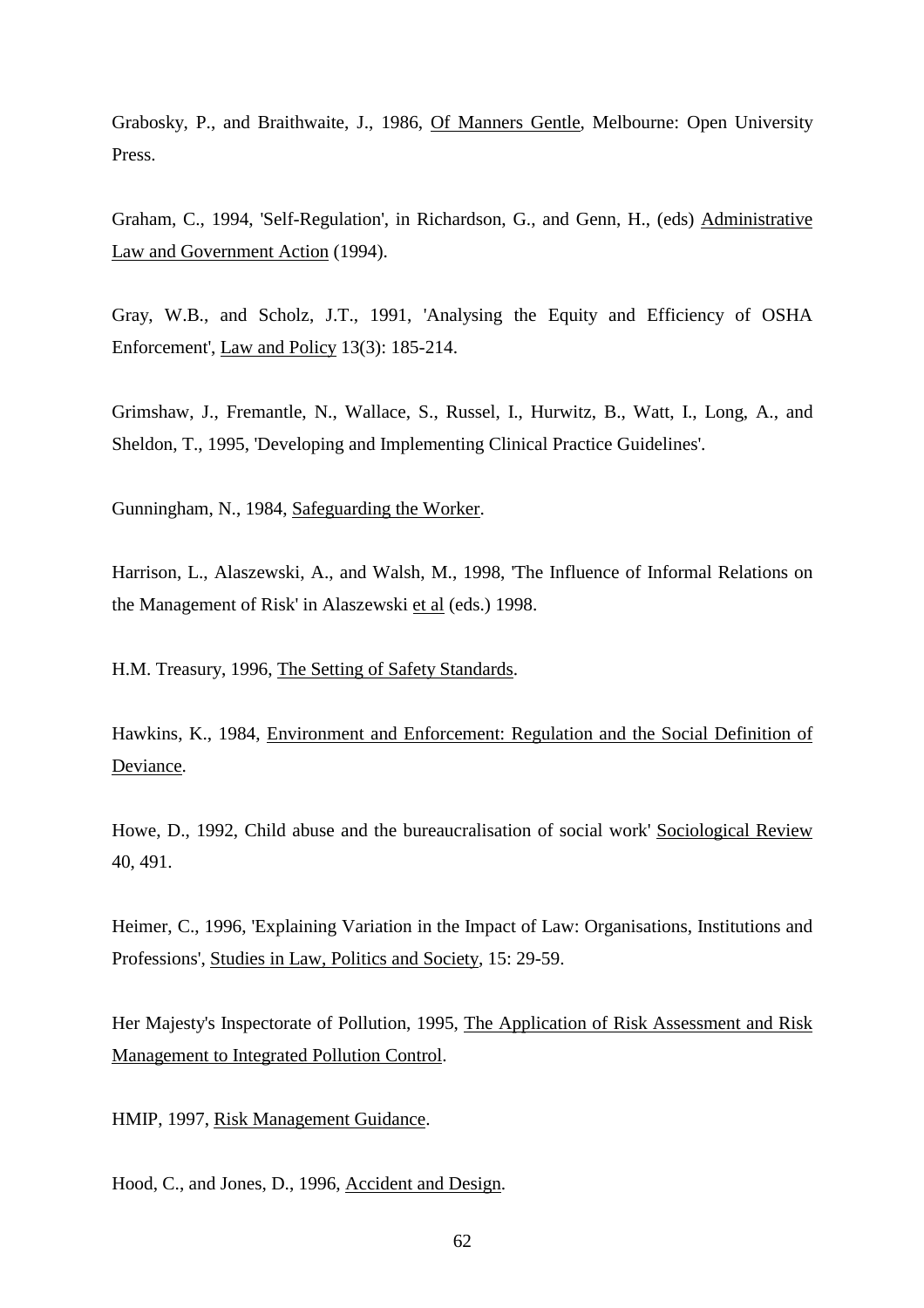Grabosky, P., and Braithwaite, J., 1986, Of Manners Gentle, Melbourne: Open University Press.

Graham, C., 1994, 'Self-Regulation', in Richardson, G., and Genn, H., (eds) Administrative Law and Government Action (1994).

Gray, W.B., and Scholz, J.T., 1991, 'Analysing the Equity and Efficiency of OSHA Enforcement', Law and Policy 13(3): 185-214.

Grimshaw, J., Fremantle, N., Wallace, S., Russel, I., Hurwitz, B., Watt, I., Long, A., and Sheldon, T., 1995, 'Developing and Implementing Clinical Practice Guidelines'.

Gunningham, N., 1984, Safeguarding the Worker.

Harrison, L., Alaszewski, A., and Walsh, M., 1998, 'The Influence of Informal Relations on the Management of Risk' in Alaszewski et al (eds.) 1998.

H.M. Treasury, 1996, The Setting of Safety Standards.

Hawkins, K., 1984, Environment and Enforcement: Regulation and the Social Definition of Deviance.

Howe, D., 1992, Child abuse and the bureaucralisation of social work' Sociological Review 40, 491.

Heimer, C., 1996, 'Explaining Variation in the Impact of Law: Organisations, Institutions and Professions', Studies in Law, Politics and Society, 15: 29-59.

Her Majesty's Inspectorate of Pollution, 1995, The Application of Risk Assessment and Risk Management to Integrated Pollution Control.

HMIP, 1997, Risk Management Guidance.

Hood, C., and Jones, D., 1996, Accident and Design.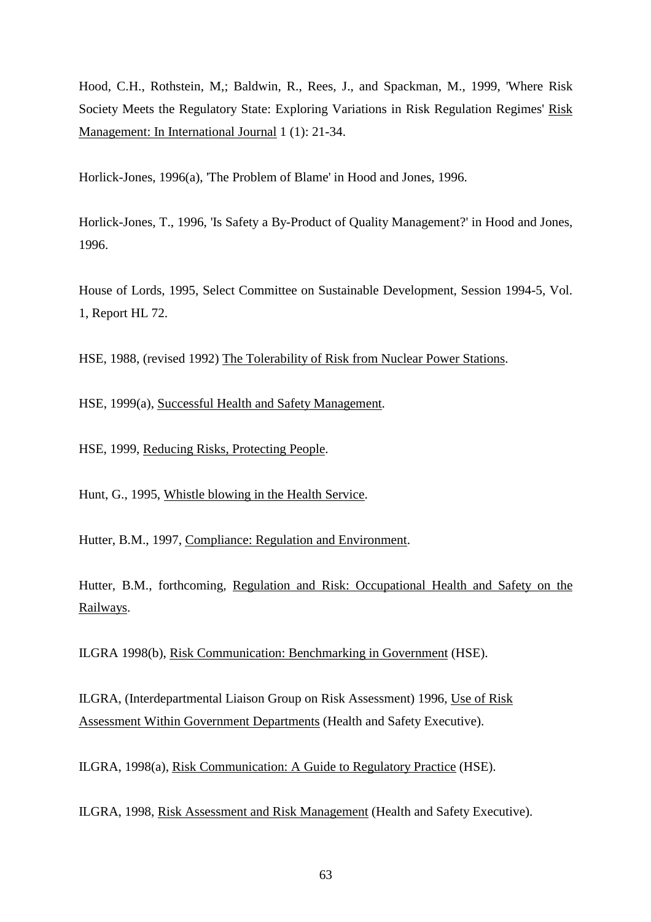Hood, C.H., Rothstein, M,; Baldwin, R., Rees, J., and Spackman, M., 1999, 'Where Risk Society Meets the Regulatory State: Exploring Variations in Risk Regulation Regimes' Risk Management: In International Journal 1 (1): 21-34.

Horlick-Jones, 1996(a), 'The Problem of Blame' in Hood and Jones, 1996.

Horlick-Jones, T., 1996, 'Is Safety a By-Product of Quality Management?' in Hood and Jones, 1996.

House of Lords, 1995, Select Committee on Sustainable Development, Session 1994-5, Vol. 1, Report HL 72.

HSE, 1988, (revised 1992) The Tolerability of Risk from Nuclear Power Stations.

HSE, 1999(a), Successful Health and Safety Management.

HSE, 1999, Reducing Risks, Protecting People.

Hunt, G., 1995, Whistle blowing in the Health Service.

Hutter, B.M., 1997, Compliance: Regulation and Environment.

Hutter, B.M., forthcoming, Regulation and Risk: Occupational Health and Safety on the Railways.

ILGRA 1998(b), Risk Communication: Benchmarking in Government (HSE).

ILGRA, (Interdepartmental Liaison Group on Risk Assessment) 1996, Use of Risk Assessment Within Government Departments (Health and Safety Executive).

ILGRA, 1998(a), Risk Communication: A Guide to Regulatory Practice (HSE).

ILGRA, 1998, Risk Assessment and Risk Management (Health and Safety Executive).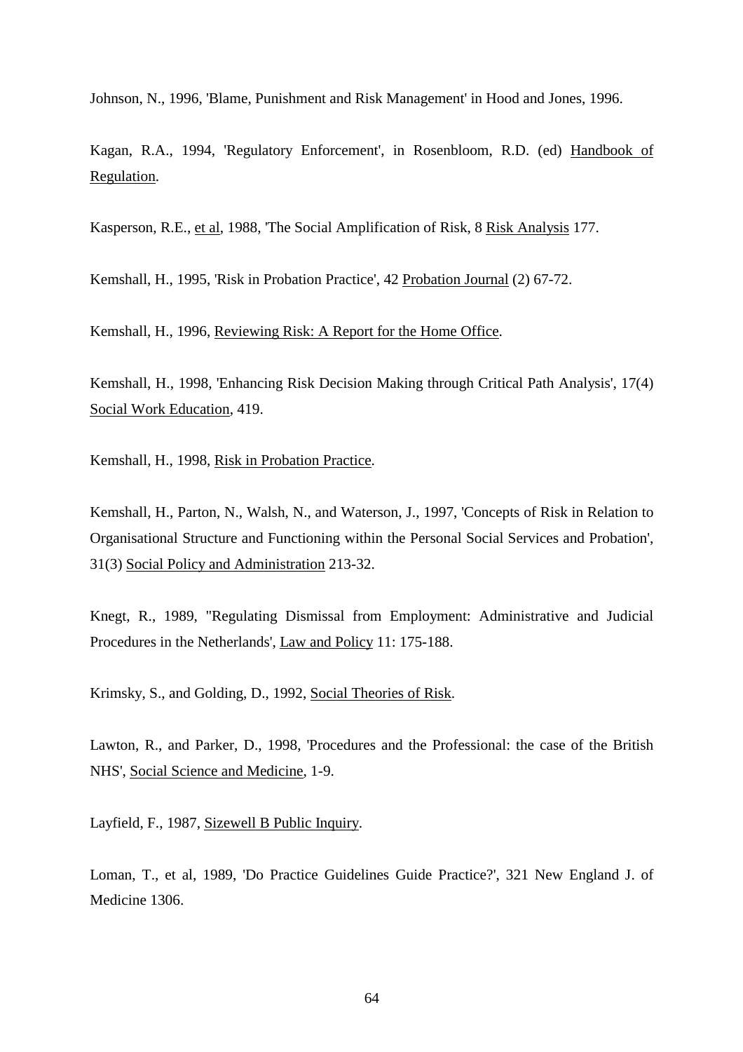Johnson, N., 1996, 'Blame, Punishment and Risk Management' in Hood and Jones, 1996.

Kagan, R.A., 1994, 'Regulatory Enforcement', in Rosenbloom, R.D. (ed) Handbook of Regulation.

Kasperson, R.E., et al, 1988, 'The Social Amplification of Risk, 8 Risk Analysis 177.

Kemshall, H., 1995, 'Risk in Probation Practice', 42 Probation Journal (2) 67-72.

Kemshall, H., 1996, Reviewing Risk: A Report for the Home Office.

Kemshall, H., 1998, 'Enhancing Risk Decision Making through Critical Path Analysis', 17(4) Social Work Education, 419.

Kemshall, H., 1998, Risk in Probation Practice.

Kemshall, H., Parton, N., Walsh, N., and Waterson, J., 1997, 'Concepts of Risk in Relation to Organisational Structure and Functioning within the Personal Social Services and Probation', 31(3) Social Policy and Administration 213-32.

Knegt, R., 1989, "Regulating Dismissal from Employment: Administrative and Judicial Procedures in the Netherlands', Law and Policy 11: 175-188.

Krimsky, S., and Golding, D., 1992, Social Theories of Risk.

Lawton, R., and Parker, D., 1998, 'Procedures and the Professional: the case of the British NHS', Social Science and Medicine, 1-9.

Layfield, F., 1987, Sizewell B Public Inquiry.

Loman, T., et al, 1989, 'Do Practice Guidelines Guide Practice?', 321 New England J. of Medicine 1306.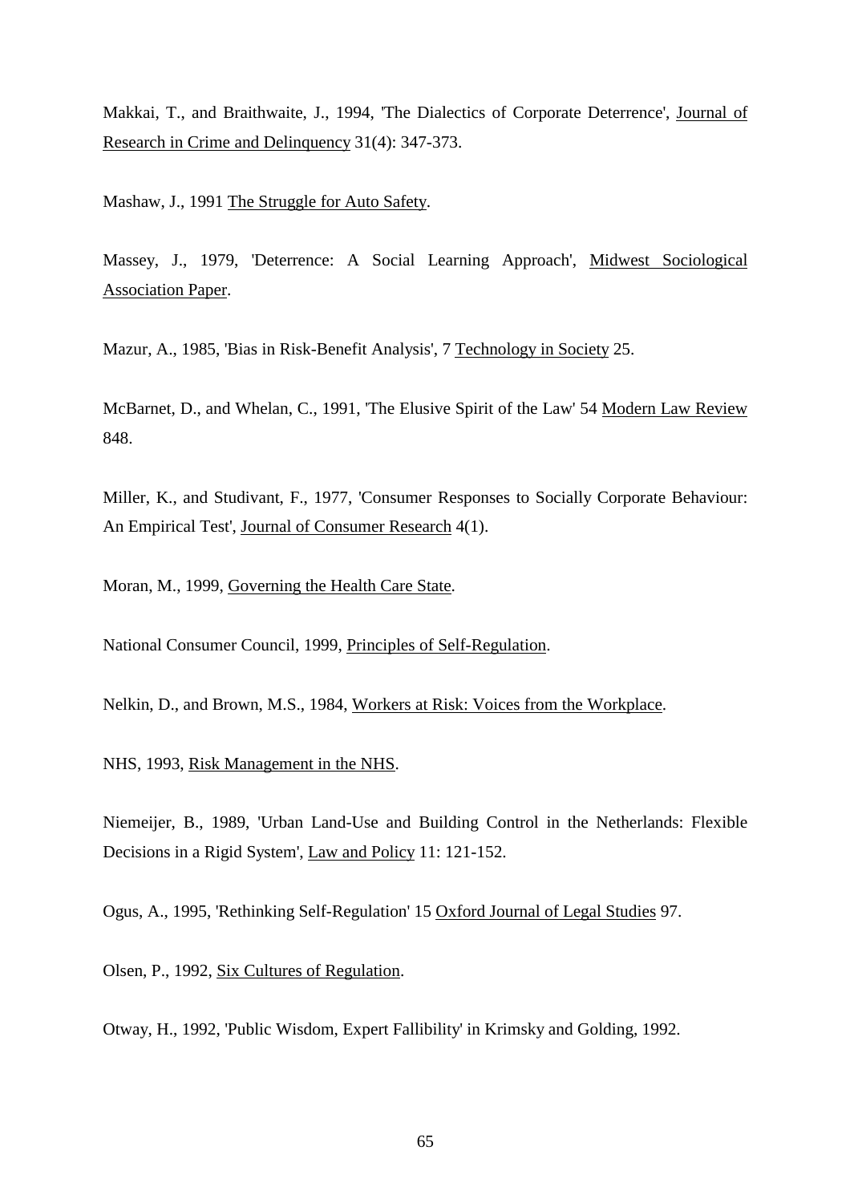Makkai, T., and Braithwaite, J., 1994, 'The Dialectics of Corporate Deterrence', Journal of Research in Crime and Delinquency 31(4): 347-373.

Mashaw, J., 1991 The Struggle for Auto Safety.

Massey, J., 1979, 'Deterrence: A Social Learning Approach', Midwest Sociological Association Paper.

Mazur, A., 1985, 'Bias in Risk-Benefit Analysis', 7 Technology in Society 25.

McBarnet, D., and Whelan, C., 1991, 'The Elusive Spirit of the Law' 54 Modern Law Review 848.

Miller, K., and Studivant, F., 1977, 'Consumer Responses to Socially Corporate Behaviour: An Empirical Test', Journal of Consumer Research 4(1).

Moran, M., 1999, Governing the Health Care State.

National Consumer Council, 1999, Principles of Self-Regulation.

Nelkin, D., and Brown, M.S., 1984, Workers at Risk: Voices from the Workplace.

NHS, 1993, Risk Management in the NHS.

Niemeijer, B., 1989, 'Urban Land-Use and Building Control in the Netherlands: Flexible Decisions in a Rigid System', Law and Policy 11: 121-152.

Ogus, A., 1995, 'Rethinking Self-Regulation' 15 Oxford Journal of Legal Studies 97.

Olsen, P., 1992, Six Cultures of Regulation.

Otway, H., 1992, 'Public Wisdom, Expert Fallibility' in Krimsky and Golding, 1992.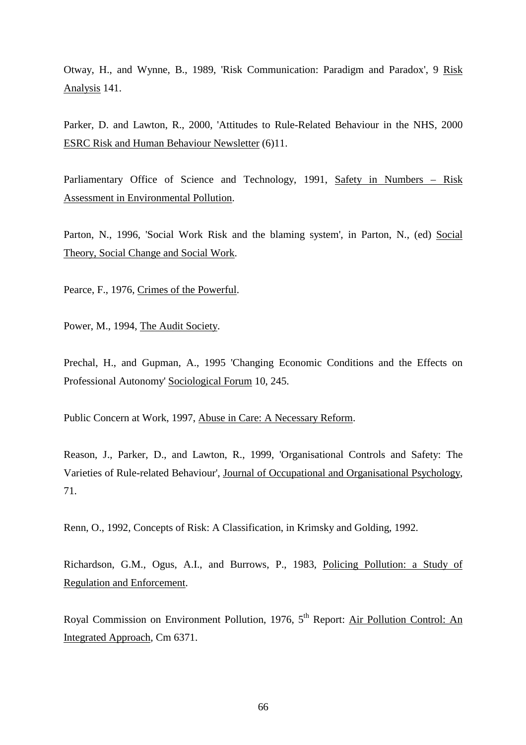Otway, H., and Wynne, B., 1989, 'Risk Communication: Paradigm and Paradox', 9 Risk Analysis 141.

Parker, D. and Lawton, R., 2000, 'Attitudes to Rule-Related Behaviour in the NHS, 2000 ESRC Risk and Human Behaviour Newsletter (6)11.

Parliamentary Office of Science and Technology, 1991, Safety in Numbers – Risk Assessment in Environmental Pollution.

Parton, N., 1996, 'Social Work Risk and the blaming system', in Parton, N., (ed) Social Theory, Social Change and Social Work.

Pearce, F., 1976, Crimes of the Powerful.

Power, M., 1994, The Audit Society.

Prechal, H., and Gupman, A., 1995 'Changing Economic Conditions and the Effects on Professional Autonomy' Sociological Forum 10, 245.

Public Concern at Work, 1997, Abuse in Care: A Necessary Reform.

Reason, J., Parker, D., and Lawton, R., 1999, 'Organisational Controls and Safety: The Varieties of Rule-related Behaviour', Journal of Occupational and Organisational Psychology, 71.

Renn, O., 1992, Concepts of Risk: A Classification, in Krimsky and Golding, 1992.

Richardson, G.M., Ogus, A.I., and Burrows, P., 1983, Policing Pollution: a Study of Regulation and Enforcement.

Royal Commission on Environment Pollution, 1976, 5th Report: Air Pollution Control: An Integrated Approach, Cm 6371.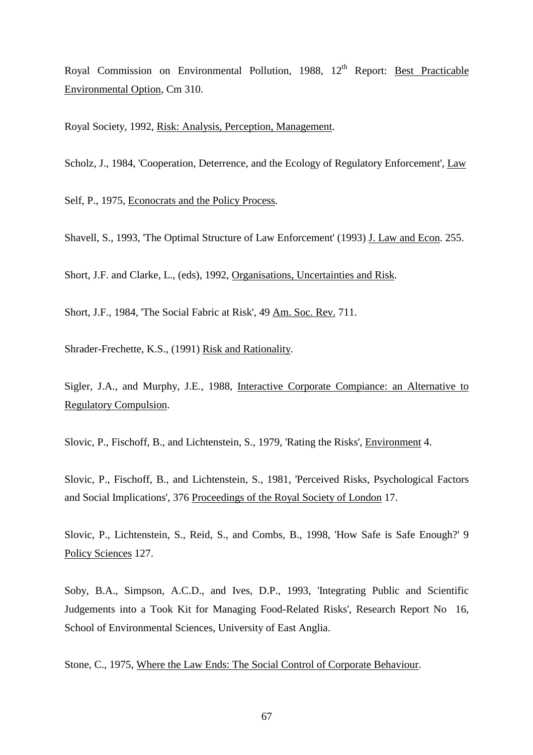Royal Commission on Environmental Pollution, 1988, 12th Report: Best Practicable Environmental Option, Cm 310.

Royal Society, 1992, Risk: Analysis, Perception, Management.

Scholz, J., 1984, 'Cooperation, Deterrence, and the Ecology of Regulatory Enforcement', Law

Self, P., 1975, Econocrats and the Policy Process.

Shavell, S., 1993, 'The Optimal Structure of Law Enforcement' (1993) J. Law and Econ. 255.

Short, J.F. and Clarke, L., (eds), 1992, Organisations, Uncertainties and Risk.

Short, J.F., 1984, 'The Social Fabric at Risk', 49 Am. Soc. Rev. 711.

Shrader-Frechette, K.S., (1991) Risk and Rationality.

Sigler, J.A., and Murphy, J.E., 1988, Interactive Corporate Compiance: an Alternative to Regulatory Compulsion.

Slovic, P., Fischoff, B., and Lichtenstein, S., 1979, 'Rating the Risks', Environment 4.

Slovic, P., Fischoff, B., and Lichtenstein, S., 1981, 'Perceived Risks, Psychological Factors and Social Implications', 376 Proceedings of the Royal Society of London 17.

Slovic, P., Lichtenstein, S., Reid, S., and Combs, B., 1998, 'How Safe is Safe Enough?' 9 Policy Sciences 127.

Soby, B.A., Simpson, A.C.D., and Ives, D.P., 1993, 'Integrating Public and Scientific Judgements into a Took Kit for Managing Food-Related Risks', Research Report No 16, School of Environmental Sciences, University of East Anglia.

Stone, C., 1975, Where the Law Ends: The Social Control of Corporate Behaviour.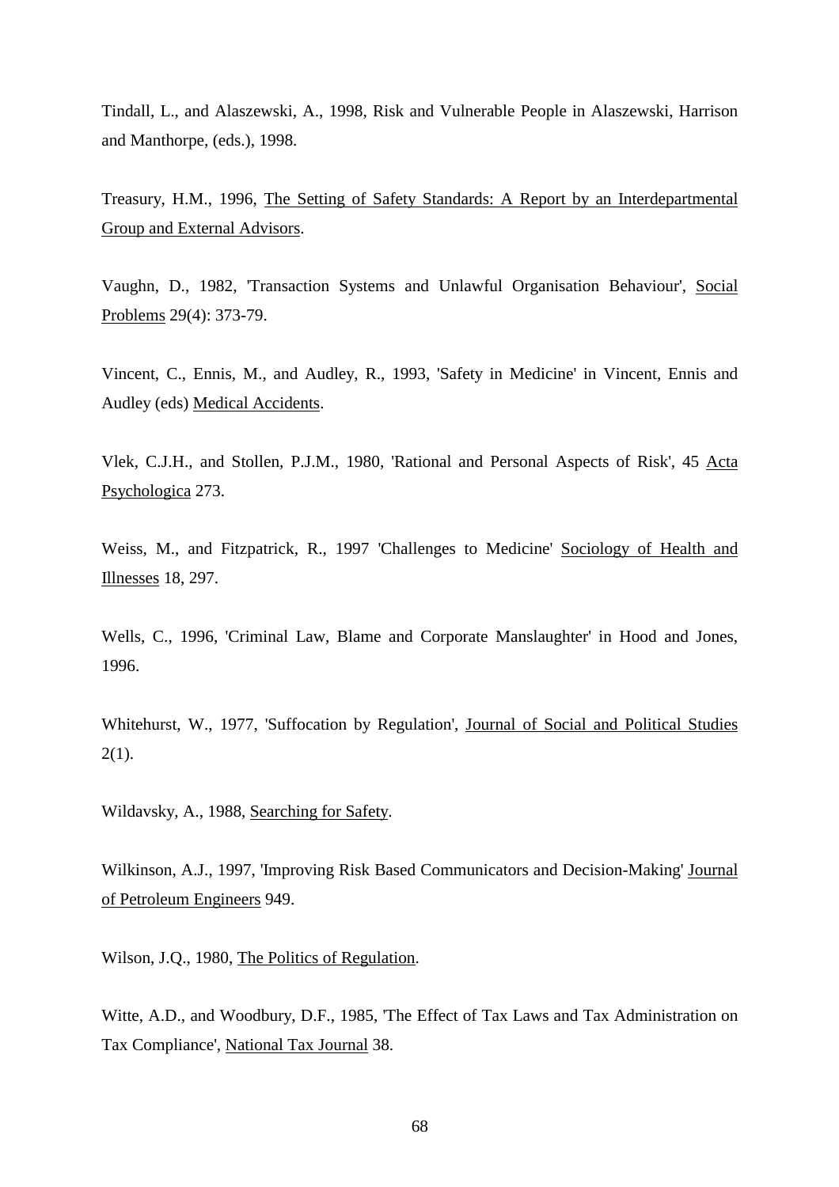Tindall, L., and Alaszewski, A., 1998, Risk and Vulnerable People in Alaszewski, Harrison and Manthorpe, (eds.), 1998.

Treasury, H.M., 1996, The Setting of Safety Standards: A Report by an Interdepartmental Group and External Advisors.

Vaughn, D., 1982, 'Transaction Systems and Unlawful Organisation Behaviour', Social Problems 29(4): 373-79.

Vincent, C., Ennis, M., and Audley, R., 1993, 'Safety in Medicine' in Vincent, Ennis and Audley (eds) Medical Accidents.

Vlek, C.J.H., and Stollen, P.J.M., 1980, 'Rational and Personal Aspects of Risk', 45 Acta Psychologica 273.

Weiss, M., and Fitzpatrick, R., 1997 'Challenges to Medicine' Sociology of Health and Illnesses 18, 297.

Wells, C., 1996, 'Criminal Law, Blame and Corporate Manslaughter' in Hood and Jones, 1996.

Whitehurst, W., 1977, 'Suffocation by Regulation', Journal of Social and Political Studies 2(1).

Wildavsky, A., 1988, Searching for Safety.

Wilkinson, A.J., 1997, 'Improving Risk Based Communicators and Decision-Making' Journal of Petroleum Engineers 949.

Wilson, J.Q., 1980, The Politics of Regulation.

Witte, A.D., and Woodbury, D.F., 1985, 'The Effect of Tax Laws and Tax Administration on Tax Compliance', National Tax Journal 38.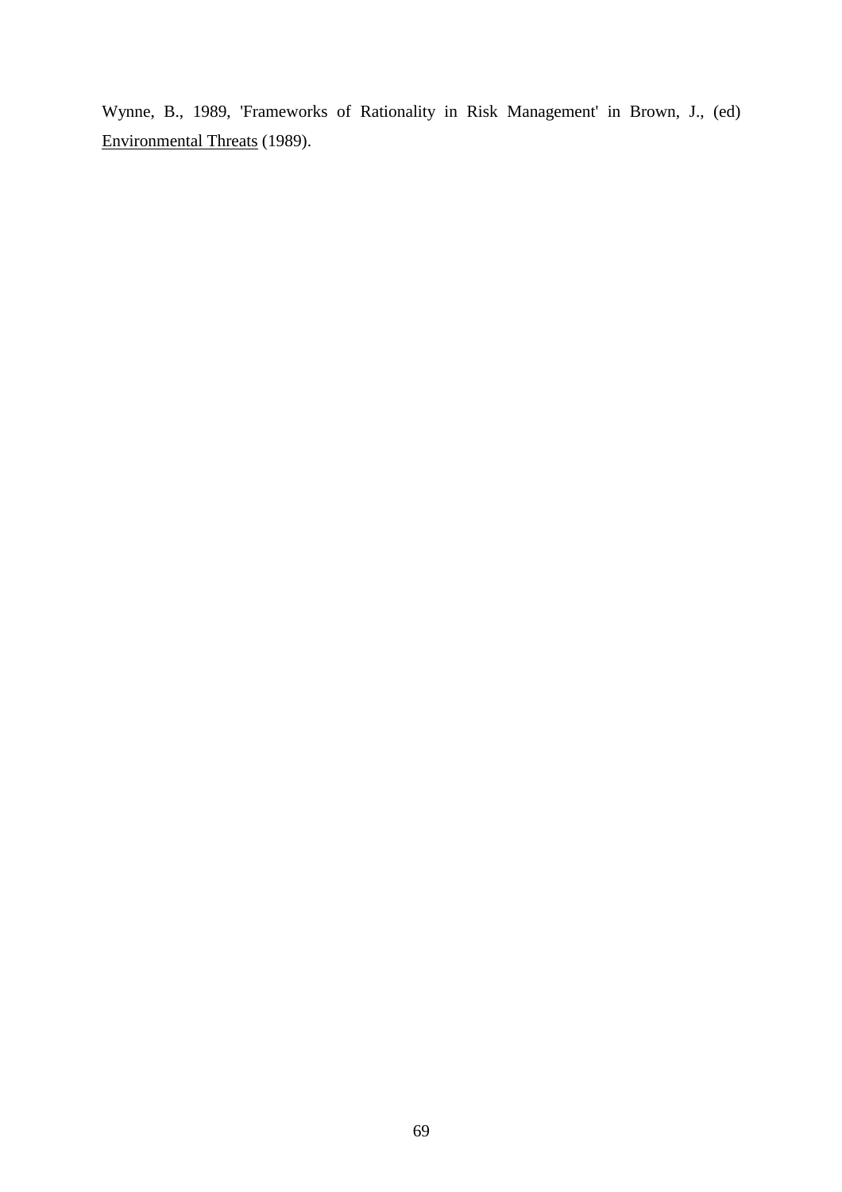Wynne, B., 1989, 'Frameworks of Rationality in Risk Management' in Brown, J., (ed) Environmental Threats (1989).